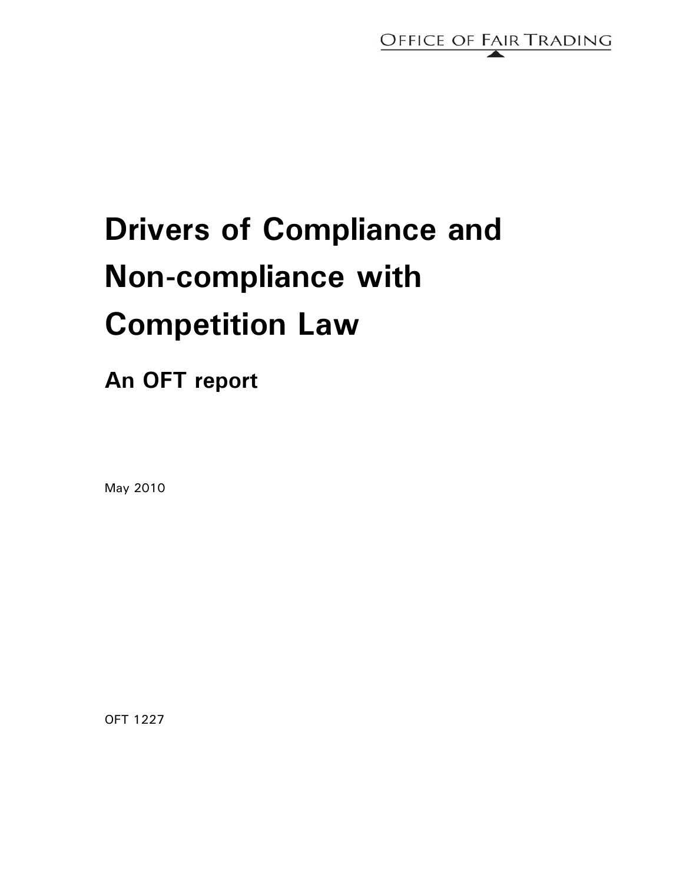OFFICE OF FAIR TRADING

# Drivers of Compliance and Non-compliance with Competition Law

## An OFT report

May 2010

OFT 1227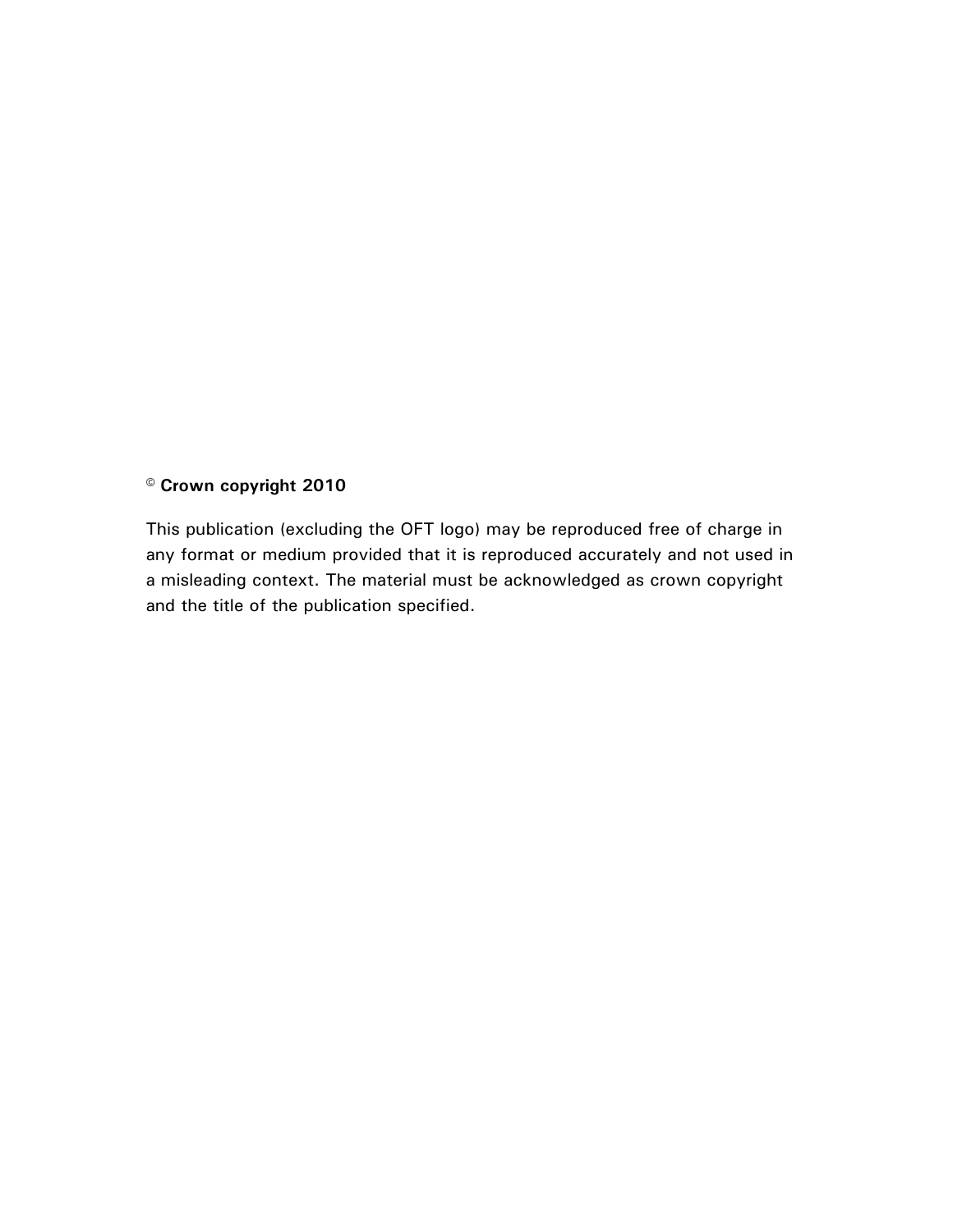© **Crown copyright 2010**

This publication (excluding the OFT logo) may be reproduced free of charge in any format or medium provided that it is reproduced accurately and not used in a misleading context. The material must be acknowledged as crown copyright and the title of the publication specified.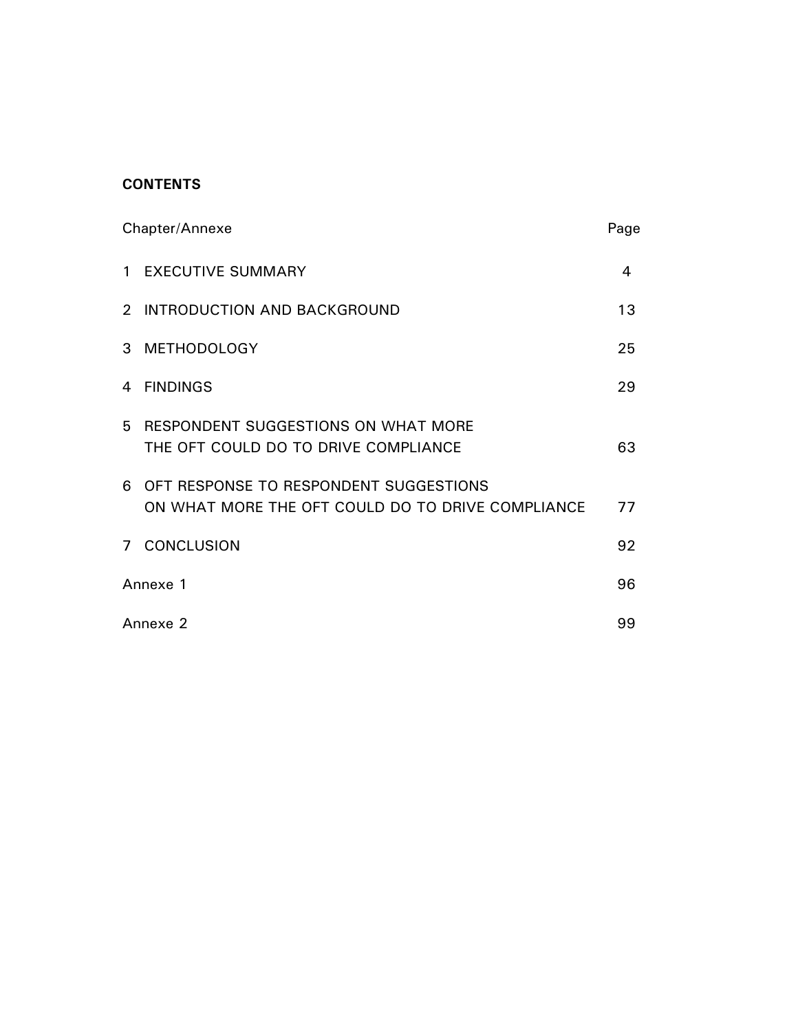**CONTENTS**

| Chapter/Annexe | Page |
| --- | --- |
| 1 EXECUTIVE SUMMARY | 4 |
| 2 INTRODUCTION AND BACKGROUND | 13 |
| 3 METHODOLOGY | 25 |
| 4 FINDINGS | 29 |
| 5 RESPONDENT SUGGESTIONS ON WHAT MORE THE OFT COULD DO TO DRIVE COMPLIANCE | 63 |
| 6 OFT RESPONSE TO RESPONDENT SUGGESTIONS ON WHAT MORE THE OFT COULD DO TO DRIVE COMPLIANCE | 77 |
| 7 CONCLUSION | 92 |
| Annexe 1 | 96 |
| Annexe 2 | 99 |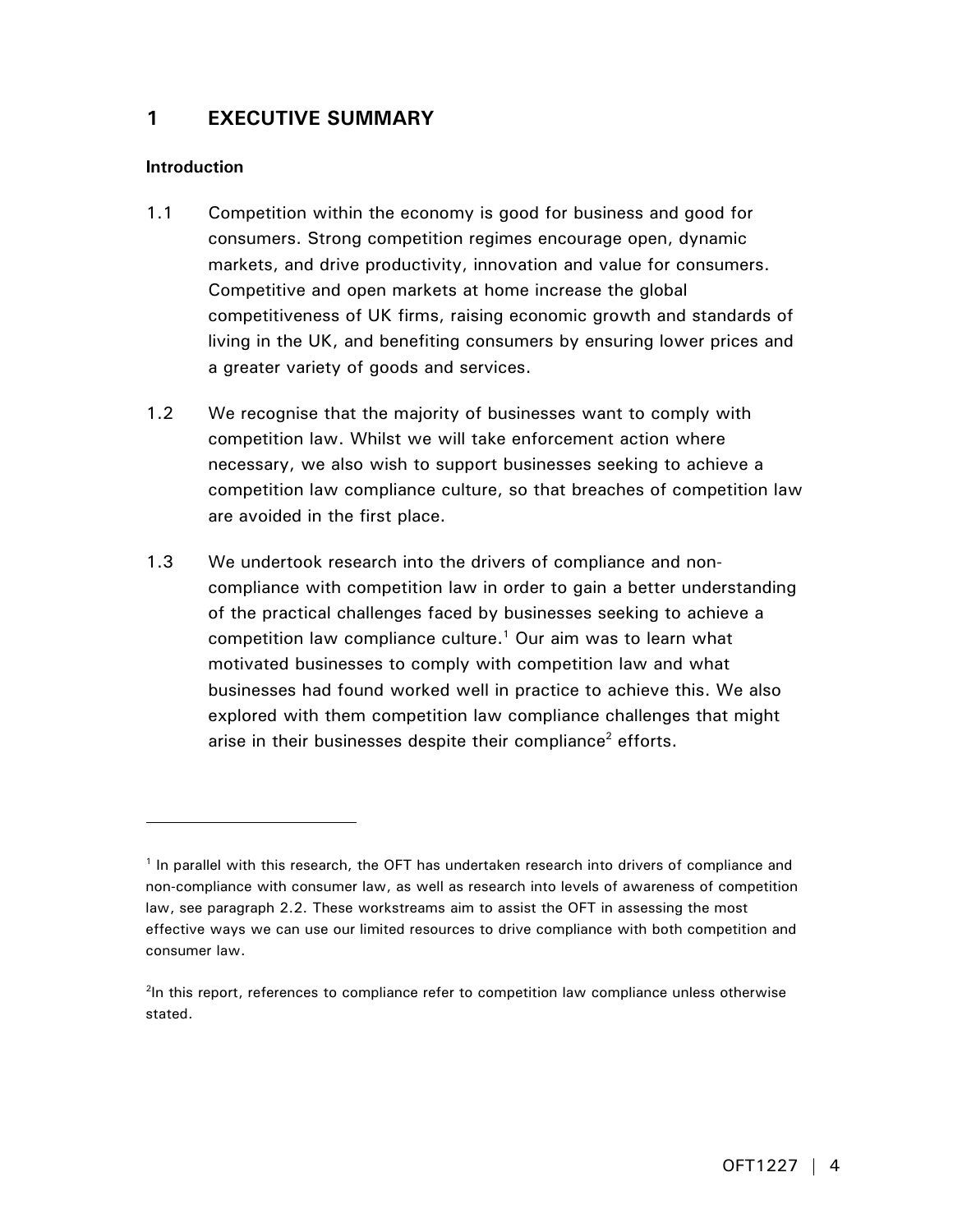# 1 EXECUTIVE SUMMARY

**Introduction**

1.1 Competition within the economy is good for business and good for consumers. Strong competition regimes encourage open, dynamic markets, and drive productivity, innovation and value for consumers. Competitive and open markets at home increase the global competitiveness of UK firms, raising economic growth and standards of living in the UK, and benefiting consumers by ensuring lower prices and a greater variety of goods and services.

1.2 We recognise that the majority of businesses want to comply with competition law. Whilst we will take enforcement action where necessary, we also wish to support businesses seeking to achieve a competition law compliance culture, so that breaches of competition law are avoided in the first place.

1.3 We undertook research into the drivers of compliance and non-compliance with competition law in order to gain a better understanding of the practical challenges faced by businesses seeking to achieve a competition law compliance culture.[1] Our aim was to learn what motivated businesses to comply with competition law and what businesses had found worked well in practice to achieve this. We also explored with them competition law compliance challenges that might arise in their businesses despite their compliance[2] efforts.

---

[1] In parallel with this research, the OFT has undertaken research into drivers of compliance and non-compliance with consumer law, as well as research into levels of awareness of competition law, see paragraph 2.2. These workstreams aim to assist the OFT in assessing the most effective ways we can use our limited resources to drive compliance with both competition and consumer law.

[2] In this report, references to compliance refer to competition law compliance unless otherwise stated.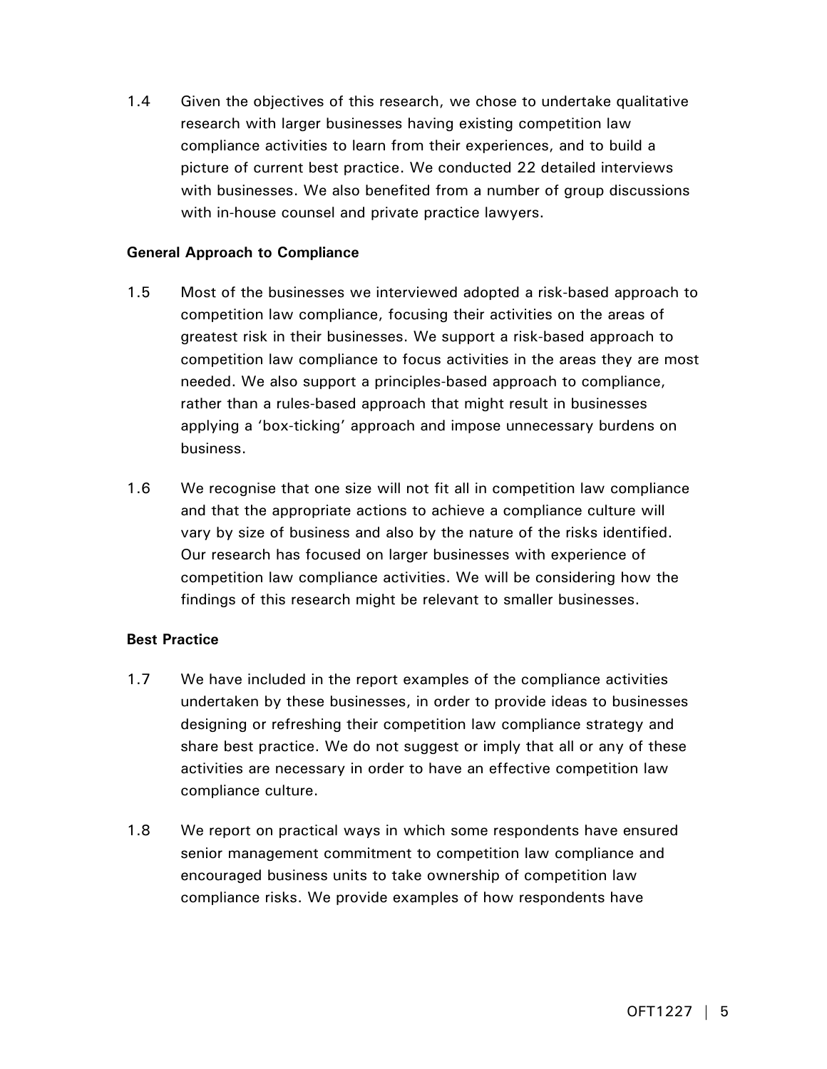1.4 Given the objectives of this research, we chose to undertake qualitative research with larger businesses having existing competition law compliance activities to learn from their experiences, and to build a picture of current best practice. We conducted 22 detailed interviews with businesses. We also benefited from a number of group discussions with in-house counsel and private practice lawyers.

**General Approach to Compliance**

1.5 Most of the businesses we interviewed adopted a risk-based approach to competition law compliance, focusing their activities on the areas of greatest risk in their businesses. We support a risk-based approach to competition law compliance to focus activities in the areas they are most needed. We also support a principles-based approach to compliance, rather than a rules-based approach that might result in businesses applying a 'box-ticking' approach and impose unnecessary burdens on business.

1.6 We recognise that one size will not fit all in competition law compliance and that the appropriate actions to achieve a compliance culture will vary by size of business and also by the nature of the risks identified. Our research has focused on larger businesses with experience of competition law compliance activities. We will be considering how the findings of this research might be relevant to smaller businesses.

**Best Practice**

1.7 We have included in the report examples of the compliance activities undertaken by these businesses, in order to provide ideas to businesses designing or refreshing their competition law compliance strategy and share best practice. We do not suggest or imply that all or any of these activities are necessary in order to have an effective competition law compliance culture.

1.8 We report on practical ways in which some respondents have ensured senior management commitment to competition law compliance and encouraged business units to take ownership of competition law compliance risks. We provide examples of how respondents have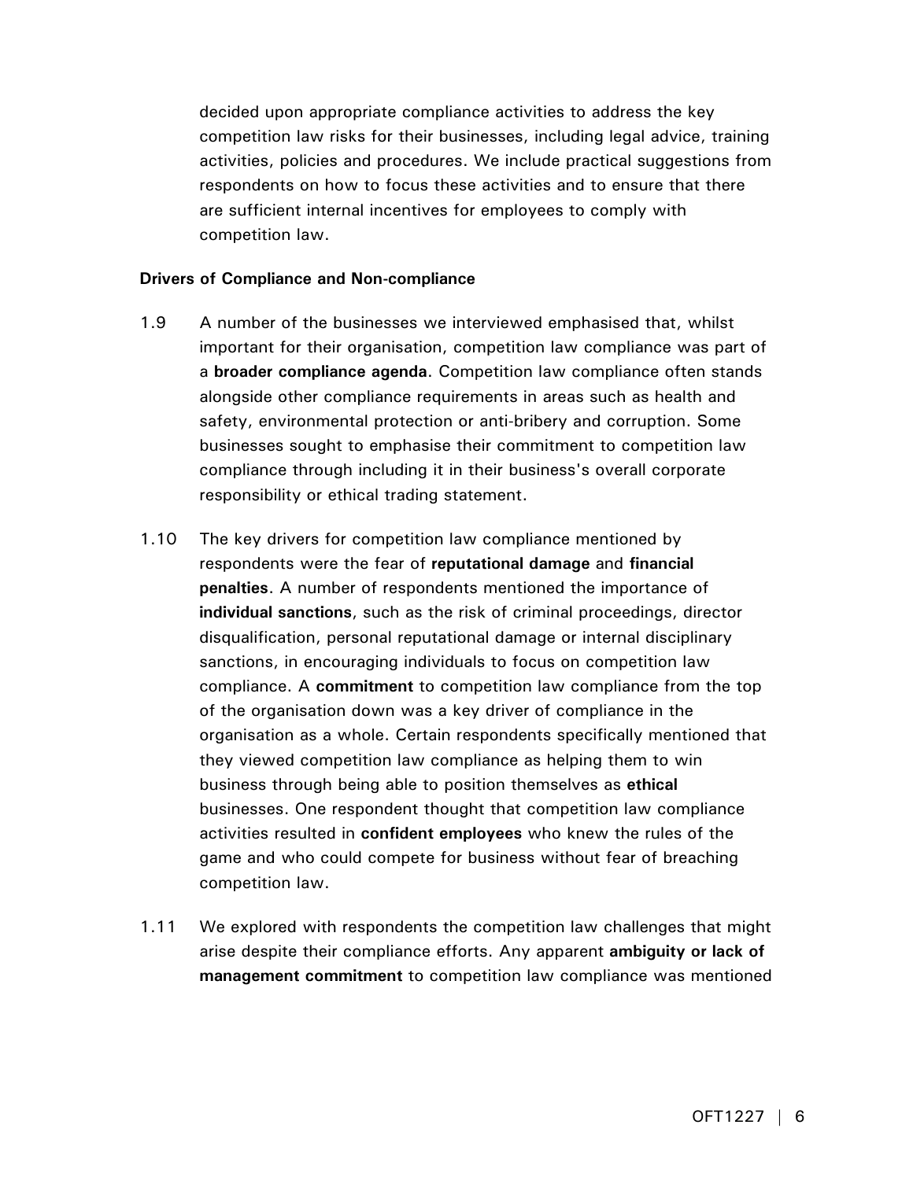decided upon appropriate compliance activities to address the key competition law risks for their businesses, including legal advice, training activities, policies and procedures. We include practical suggestions from respondents on how to focus these activities and to ensure that there are sufficient internal incentives for employees to comply with competition law.

**Drivers of Compliance and Non-compliance**

1.9 A number of the businesses we interviewed emphasised that, whilst important for their organisation, competition law compliance was part of a **broader compliance agenda**. Competition law compliance often stands alongside other compliance requirements in areas such as health and safety, environmental protection or anti-bribery and corruption. Some businesses sought to emphasise their commitment to competition law compliance through including it in their business's overall corporate responsibility or ethical trading statement.

1.10 The key drivers for competition law compliance mentioned by respondents were the fear of **reputational damage** and **financial penalties**. A number of respondents mentioned the importance of **individual sanctions**, such as the risk of criminal proceedings, director disqualification, personal reputational damage or internal disciplinary sanctions, in encouraging individuals to focus on competition law compliance. A **commitment** to competition law compliance from the top of the organisation down was a key driver of compliance in the organisation as a whole. Certain respondents specifically mentioned that they viewed competition law compliance as helping them to win business through being able to position themselves as **ethical** businesses. One respondent thought that competition law compliance activities resulted in **confident employees** who knew the rules of the game and who could compete for business without fear of breaching competition law.

1.11 We explored with respondents the competition law challenges that might arise despite their compliance efforts. Any apparent **ambiguity or lack of management commitment** to competition law compliance was mentioned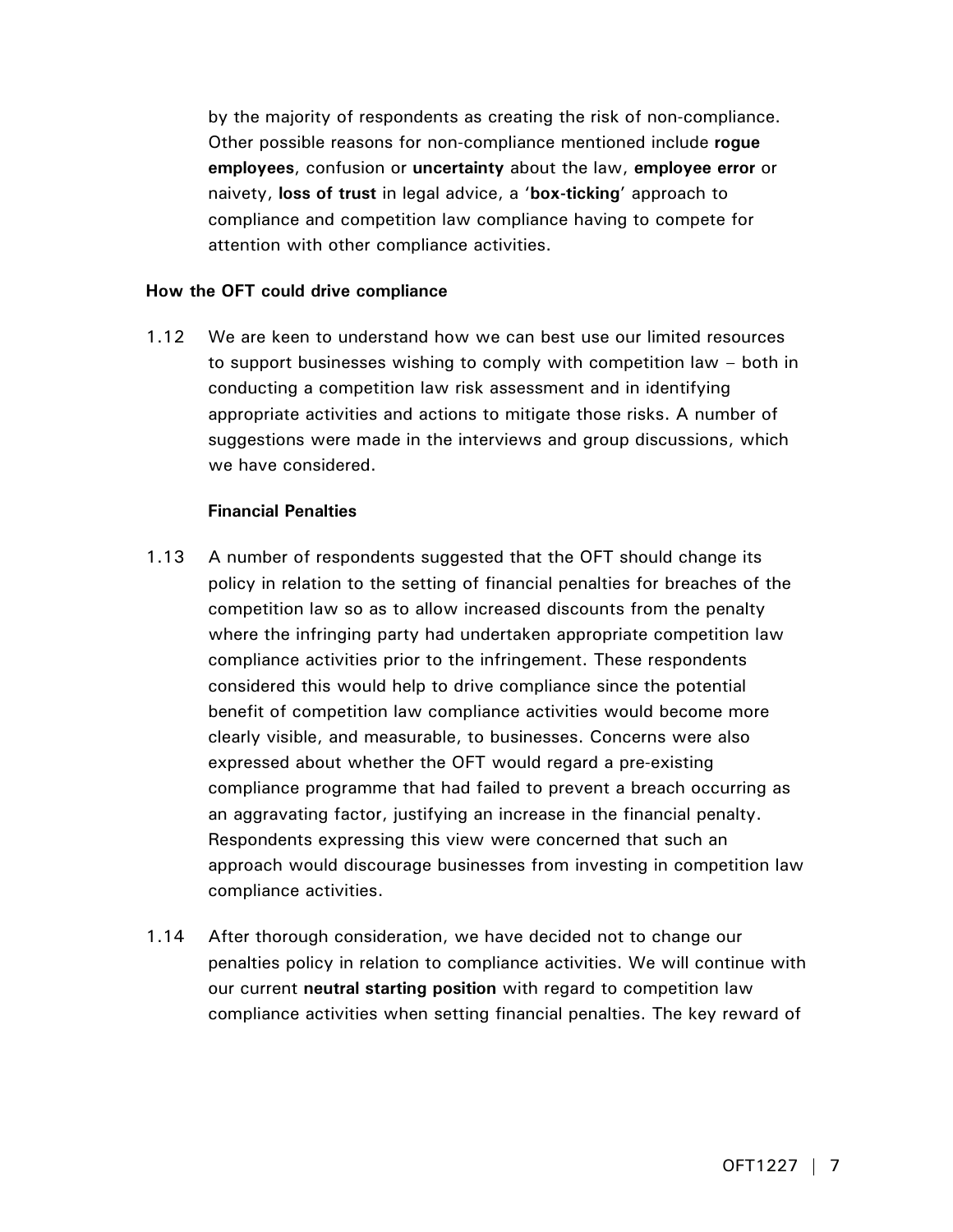by the majority of respondents as creating the risk of non-compliance. Other possible reasons for non-compliance mentioned include **rogue employees**, confusion or **uncertainty** about the law, **employee error** or naivety, **loss of trust** in legal advice, a '**box-ticking**' approach to compliance and competition law compliance having to compete for attention with other compliance activities.

**How the OFT could drive compliance**

1.12 We are keen to understand how we can best use our limited resources to support businesses wishing to comply with competition law – both in conducting a competition law risk assessment and in identifying appropriate activities and actions to mitigate those risks. A number of suggestions were made in the interviews and group discussions, which we have considered.

**Financial Penalties**

1.13 A number of respondents suggested that the OFT should change its policy in relation to the setting of financial penalties for breaches of the competition law so as to allow increased discounts from the penalty where the infringing party had undertaken appropriate competition law compliance activities prior to the infringement. These respondents considered this would help to drive compliance since the potential benefit of competition law compliance activities would become more clearly visible, and measurable, to businesses. Concerns were also expressed about whether the OFT would regard a pre-existing compliance programme that had failed to prevent a breach occurring as an aggravating factor, justifying an increase in the financial penalty. Respondents expressing this view were concerned that such an approach would discourage businesses from investing in competition law compliance activities.

1.14 After thorough consideration, we have decided not to change our penalties policy in relation to compliance activities. We will continue with our current **neutral starting position** with regard to competition law compliance activities when setting financial penalties. The key reward of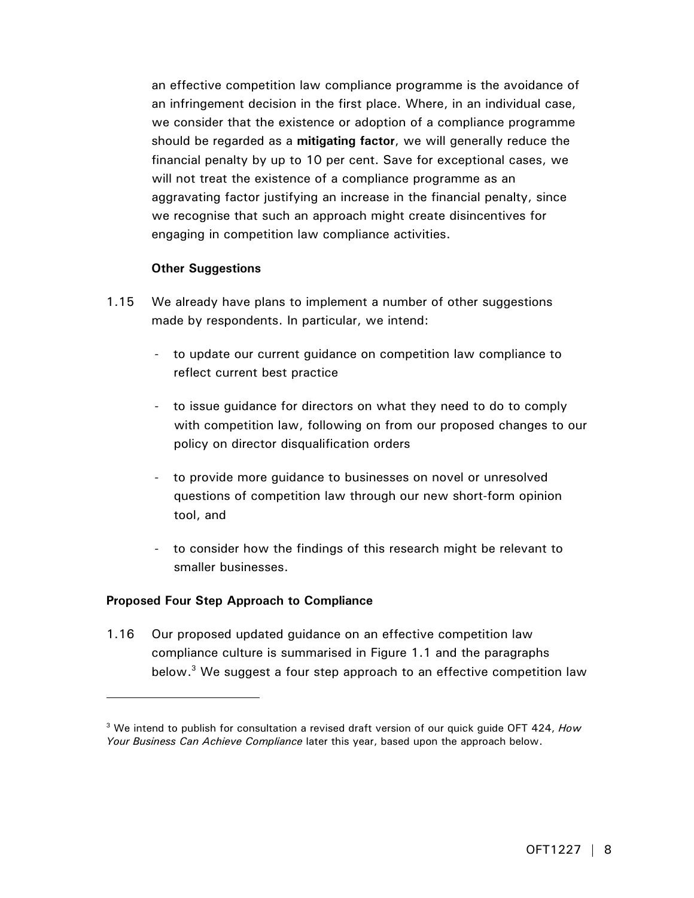an effective competition law compliance programme is the avoidance of an infringement decision in the first place. Where, in an individual case, we consider that the existence or adoption of a compliance programme should be regarded as a **mitigating factor**, we will generally reduce the financial penalty by up to 10 per cent. Save for exceptional cases, we will not treat the existence of a compliance programme as an aggravating factor justifying an increase in the financial penalty, since we recognise that such an approach might create disincentives for engaging in competition law compliance activities.

**Other Suggestions**

1.15 We already have plans to implement a number of other suggestions made by respondents. In particular, we intend:

- to update our current guidance on competition law compliance to reflect current best practice
- to issue guidance for directors on what they need to do to comply with competition law, following on from our proposed changes to our policy on director disqualification orders
- to provide more guidance to businesses on novel or unresolved questions of competition law through our new short-form opinion tool, and
- to consider how the findings of this research might be relevant to smaller businesses.

**Proposed Four Step Approach to Compliance**

1.16 Our proposed updated guidance on an effective competition law compliance culture is summarised in Figure 1.1 and the paragraphs below.[3] We suggest a four step approach to an effective competition law

[3] We intend to publish for consultation a revised draft version of our quick guide OFT 424, *How Your Business Can Achieve Compliance* later this year, based upon the approach below.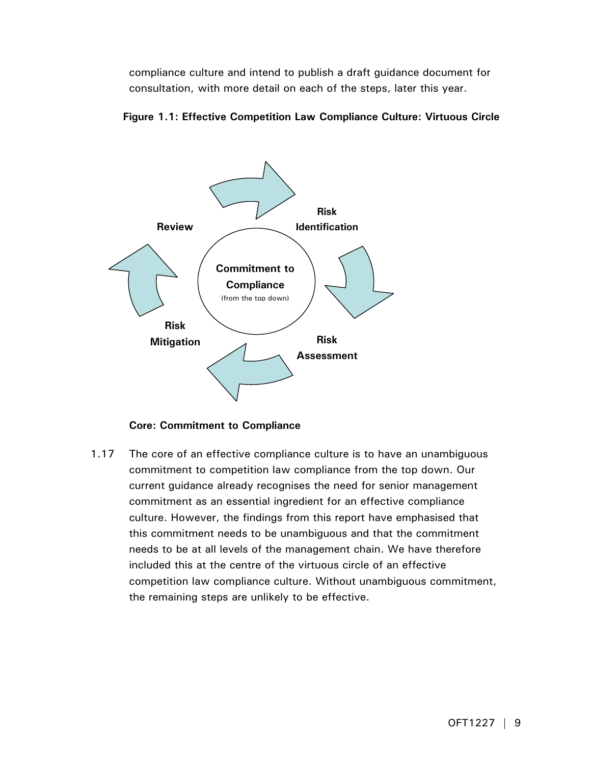compliance culture and intend to publish a draft guidance document for consultation, with more detail on each of the steps, later this year.

**Figure 1.1: Effective Competition Law Compliance Culture: Virtuous Circle**

**Review**

**Risk Identification**

**Commitment to Compliance**
(from the top down)

**Risk Mitigation**

**Risk Assessment**

**Core: Commitment to Compliance**

1.17 The core of an effective compliance culture is to have an unambiguous commitment to competition law compliance from the top down. Our current guidance already recognises the need for senior management commitment as an essential ingredient for an effective compliance culture. However, the findings from this report have emphasised that this commitment needs to be unambiguous and that the commitment needs to be at all levels of the management chain. We have therefore included this at the centre of the virtuous circle of an effective competition law compliance culture. Without unambiguous commitment, the remaining steps are unlikely to be effective.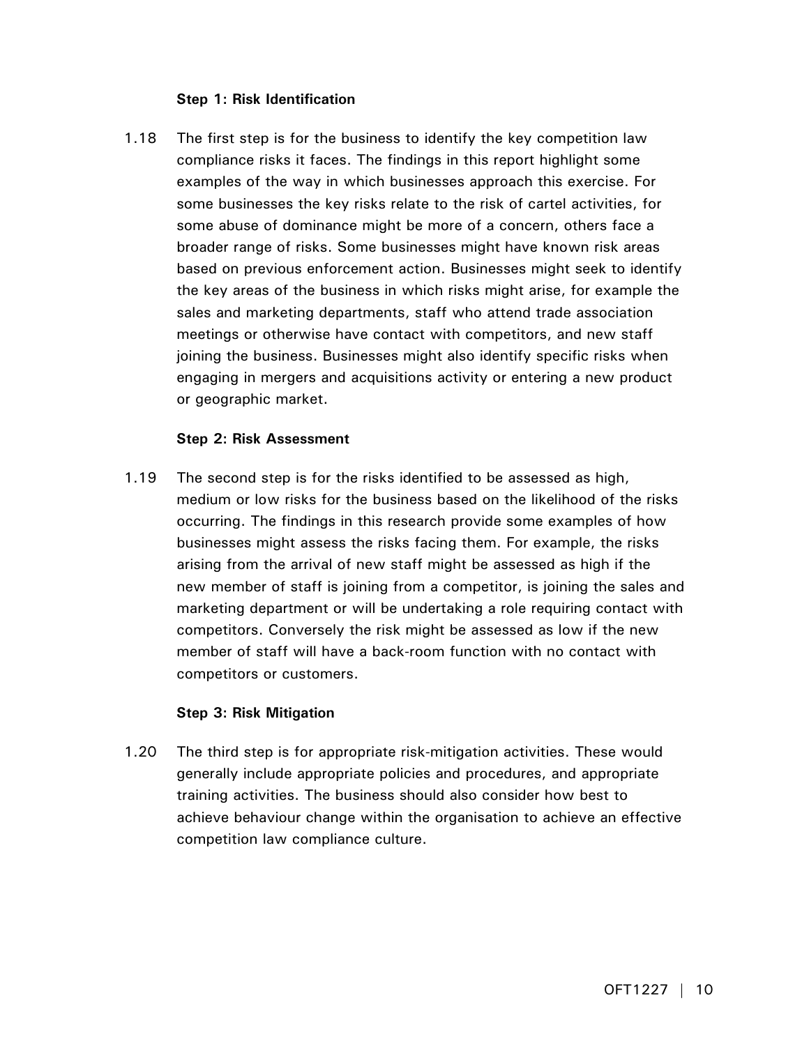**Step 1: Risk Identification**

1.18 The first step is for the business to identify the key competition law compliance risks it faces. The findings in this report highlight some examples of the way in which businesses approach this exercise. For some businesses the key risks relate to the risk of cartel activities, for some abuse of dominance might be more of a concern, others face a broader range of risks. Some businesses might have known risk areas based on previous enforcement action. Businesses might seek to identify the key areas of the business in which risks might arise, for example the sales and marketing departments, staff who attend trade association meetings or otherwise have contact with competitors, and new staff joining the business. Businesses might also identify specific risks when engaging in mergers and acquisitions activity or entering a new product or geographic market.

**Step 2: Risk Assessment**

1.19 The second step is for the risks identified to be assessed as high, medium or low risks for the business based on the likelihood of the risks occurring. The findings in this research provide some examples of how businesses might assess the risks facing them. For example, the risks arising from the arrival of new staff might be assessed as high if the new member of staff is joining from a competitor, is joining the sales and marketing department or will be undertaking a role requiring contact with competitors. Conversely the risk might be assessed as low if the new member of staff will have a back-room function with no contact with competitors or customers.

**Step 3: Risk Mitigation**

1.20 The third step is for appropriate risk-mitigation activities. These would generally include appropriate policies and procedures, and appropriate training activities. The business should also consider how best to achieve behaviour change within the organisation to achieve an effective competition law compliance culture.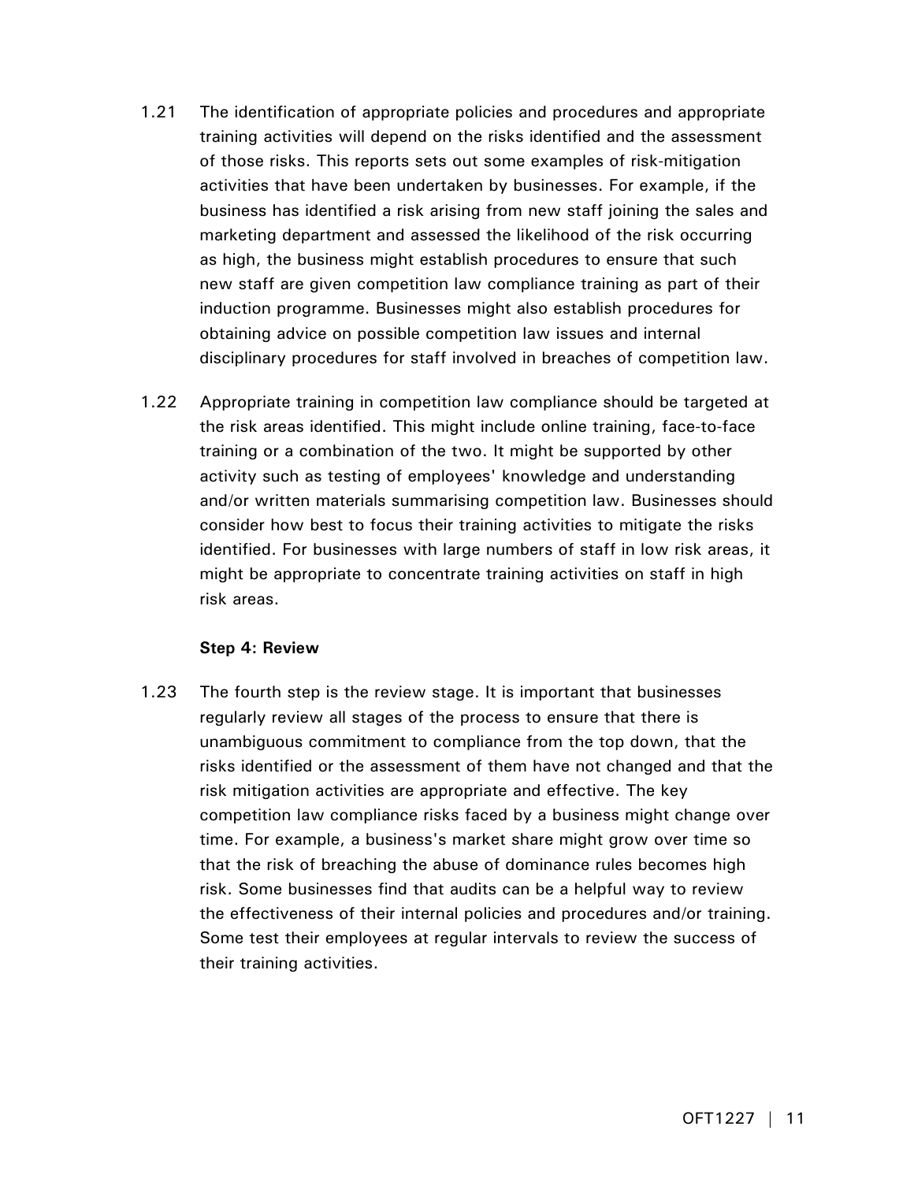1.21 The identification of appropriate policies and procedures and appropriate training activities will depend on the risks identified and the assessment of those risks. This reports sets out some examples of risk-mitigation activities that have been undertaken by businesses. For example, if the business has identified a risk arising from new staff joining the sales and marketing department and assessed the likelihood of the risk occurring as high, the business might establish procedures to ensure that such new staff are given competition law compliance training as part of their induction programme. Businesses might also establish procedures for obtaining advice on possible competition law issues and internal disciplinary procedures for staff involved in breaches of competition law.

1.22 Appropriate training in competition law compliance should be targeted at the risk areas identified. This might include online training, face-to-face training or a combination of the two. It might be supported by other activity such as testing of employees' knowledge and understanding and/or written materials summarising competition law. Businesses should consider how best to focus their training activities to mitigate the risks identified. For businesses with large numbers of staff in low risk areas, it might be appropriate to concentrate training activities on staff in high risk areas.

**Step 4: Review**

1.23 The fourth step is the review stage. It is important that businesses regularly review all stages of the process to ensure that there is unambiguous commitment to compliance from the top down, that the risks identified or the assessment of them have not changed and that the risk mitigation activities are appropriate and effective. The key competition law compliance risks faced by a business might change over time. For example, a business's market share might grow over time so that the risk of breaching the abuse of dominance rules becomes high risk. Some businesses find that audits can be a helpful way to review the effectiveness of their internal policies and procedures and/or training. Some test their employees at regular intervals to review the success of their training activities.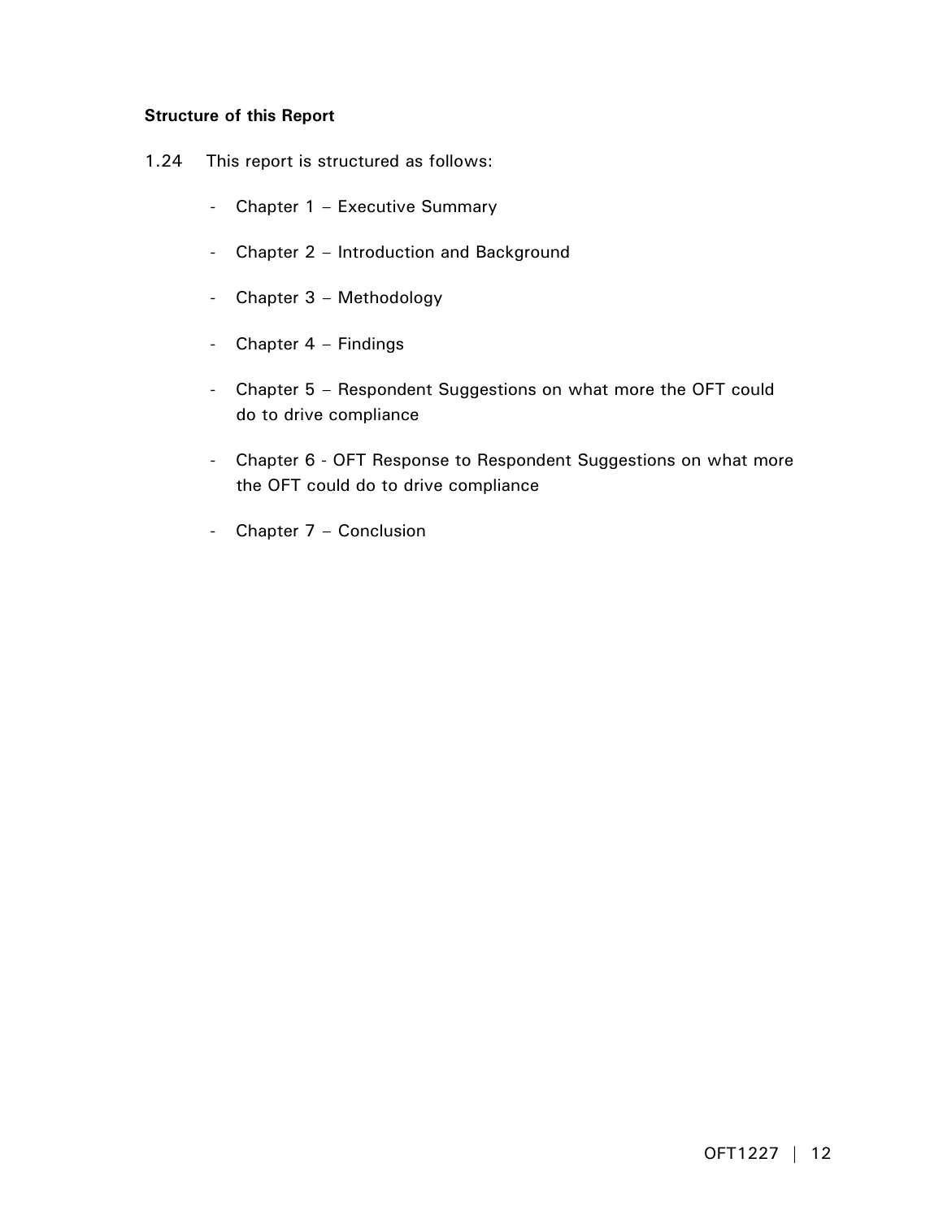**Structure of this Report**

1.24 This report is structured as follows:

- Chapter 1 – Executive Summary
- Chapter 2 – Introduction and Background
- Chapter 3 – Methodology
- Chapter 4 – Findings
- Chapter 5 – Respondent Suggestions on what more the OFT could do to drive compliance
- Chapter 6 - OFT Response to Respondent Suggestions on what more the OFT could do to drive compliance
- Chapter 7 – Conclusion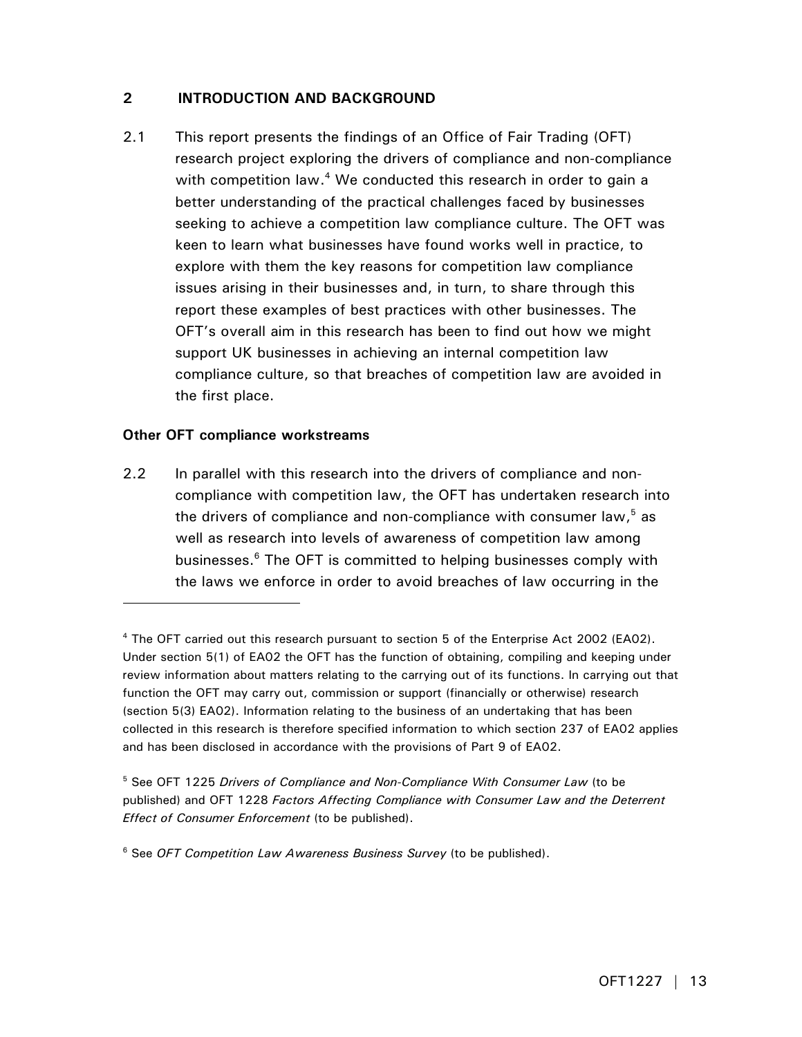## 2 INTRODUCTION AND BACKGROUND

2.1 This report presents the findings of an Office of Fair Trading (OFT) research project exploring the drivers of compliance and non-compliance with competition law.[4] We conducted this research in order to gain a better understanding of the practical challenges faced by businesses seeking to achieve a competition law compliance culture. The OFT was keen to learn what businesses have found works well in practice, to explore with them the key reasons for competition law compliance issues arising in their businesses and, in turn, to share through this report these examples of best practices with other businesses. The OFT's overall aim in this research has been to find out how we might support UK businesses in achieving an internal competition law compliance culture, so that breaches of competition law are avoided in the first place.

### Other OFT compliance workstreams

2.2 In parallel with this research into the drivers of compliance and non-compliance with competition law, the OFT has undertaken research into the drivers of compliance and non-compliance with consumer law,[5] as well as research into levels of awareness of competition law among businesses.[6] The OFT is committed to helping businesses comply with the laws we enforce in order to avoid breaches of law occurring in the

---

[4] The OFT carried out this research pursuant to section 5 of the Enterprise Act 2002 (EA02). Under section 5(1) of EA02 the OFT has the function of obtaining, compiling and keeping under review information about matters relating to the carrying out of its functions. In carrying out that function the OFT may carry out, commission or support (financially or otherwise) research (section 5(3) EA02). Information relating to the business of an undertaking that has been collected in this research is therefore specified information to which section 237 of EA02 applies and has been disclosed in accordance with the provisions of Part 9 of EA02.

[5] See OFT 1225 *Drivers of Compliance and Non-Compliance With Consumer Law* (to be published) and OFT 1228 *Factors Affecting Compliance with Consumer Law and the Deterrent Effect of Consumer Enforcement* (to be published).

[6] See *OFT Competition Law Awareness Business Survey* (to be published).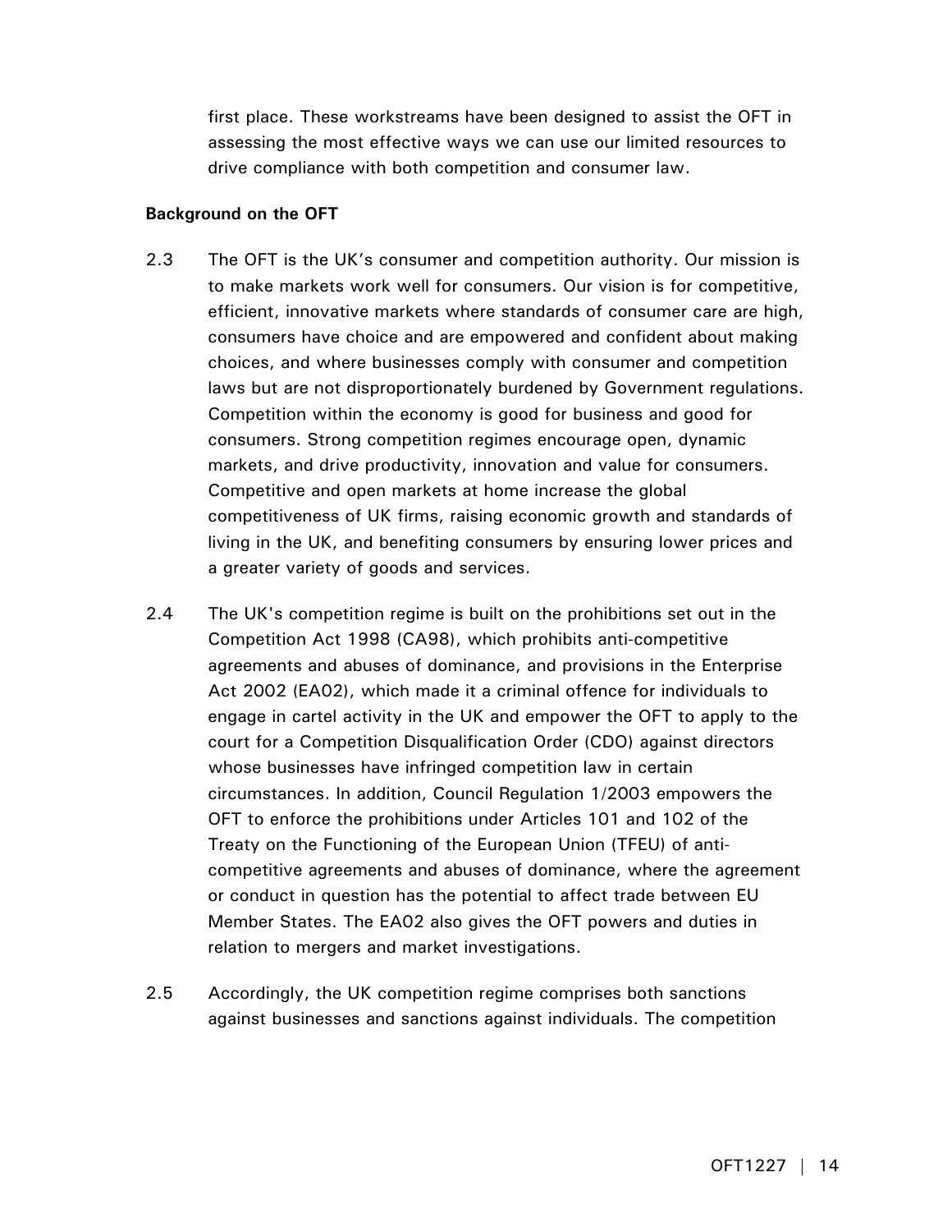first place. These workstreams have been designed to assist the OFT in assessing the most effective ways we can use our limited resources to drive compliance with both competition and consumer law.

**Background on the OFT**

2.3 The OFT is the UK's consumer and competition authority. Our mission is to make markets work well for consumers. Our vision is for competitive, efficient, innovative markets where standards of consumer care are high, consumers have choice and are empowered and confident about making choices, and where businesses comply with consumer and competition laws but are not disproportionately burdened by Government regulations. Competition within the economy is good for business and good for consumers. Strong competition regimes encourage open, dynamic markets, and drive productivity, innovation and value for consumers. Competitive and open markets at home increase the global competitiveness of UK firms, raising economic growth and standards of living in the UK, and benefiting consumers by ensuring lower prices and a greater variety of goods and services.

2.4 The UK's competition regime is built on the prohibitions set out in the Competition Act 1998 (CA98), which prohibits anti-competitive agreements and abuses of dominance, and provisions in the Enterprise Act 2002 (EA02), which made it a criminal offence for individuals to engage in cartel activity in the UK and empower the OFT to apply to the court for a Competition Disqualification Order (CDO) against directors whose businesses have infringed competition law in certain circumstances. In addition, Council Regulation 1/2003 empowers the OFT to enforce the prohibitions under Articles 101 and 102 of the Treaty on the Functioning of the European Union (TFEU) of anti-competitive agreements and abuses of dominance, where the agreement or conduct in question has the potential to affect trade between EU Member States. The EA02 also gives the OFT powers and duties in relation to mergers and market investigations.

2.5 Accordingly, the UK competition regime comprises both sanctions against businesses and sanctions against individuals. The competition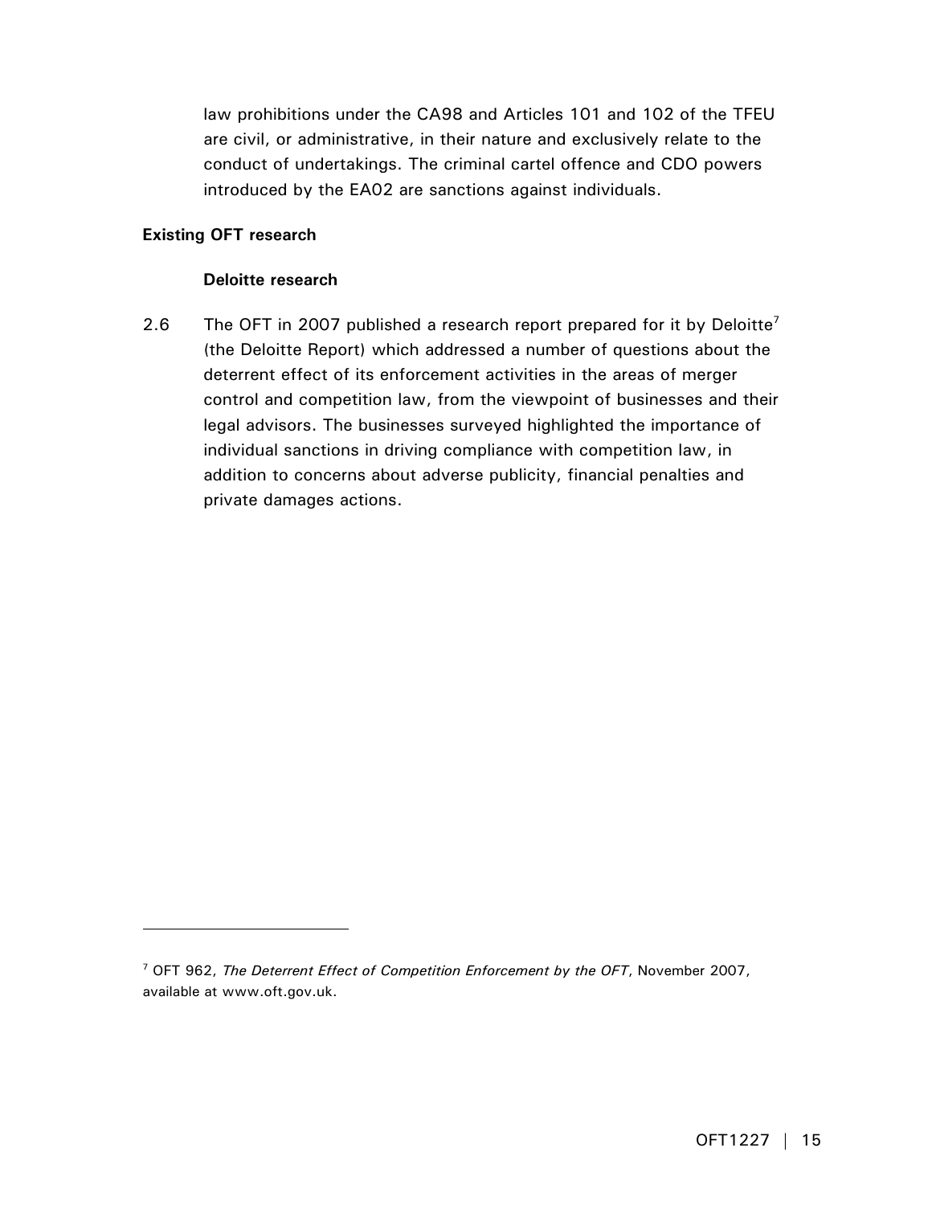law prohibitions under the CA98 and Articles 101 and 102 of the TFEU are civil, or administrative, in their nature and exclusively relate to the conduct of undertakings. The criminal cartel offence and CDO powers introduced by the EA02 are sanctions against individuals.

**Existing OFT research**

**Deloitte research**

2.6 The OFT in 2007 published a research report prepared for it by Deloitte[7] (the Deloitte Report) which addressed a number of questions about the deterrent effect of its enforcement activities in the areas of merger control and competition law, from the viewpoint of businesses and their legal advisors. The businesses surveyed highlighted the importance of individual sanctions in driving compliance with competition law, in addition to concerns about adverse publicity, financial penalties and private damages actions.

[7] OFT 962, *The Deterrent Effect of Competition Enforcement by the OFT*, November 2007, available at www.oft.gov.uk.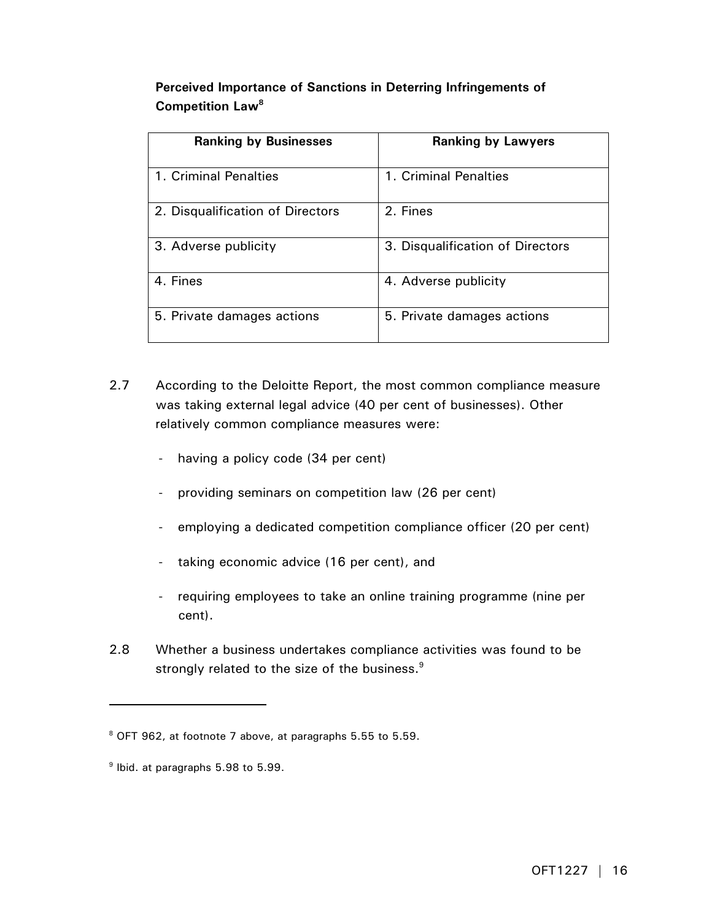**Perceived Importance of Sanctions in Deterring Infringements of Competition Law**[8]

| Ranking by Businesses | Ranking by Lawyers |
|---|---|
| 1. Criminal Penalties | 1. Criminal Penalties |
| 2. Disqualification of Directors | 2. Fines |
| 3. Adverse publicity | 3. Disqualification of Directors |
| 4. Fines | 4. Adverse publicity |
| 5. Private damages actions | 5. Private damages actions |

2.7 According to the Deloitte Report, the most common compliance measure was taking external legal advice (40 per cent of businesses). Other relatively common compliance measures were:

- having a policy code (34 per cent)
- providing seminars on competition law (26 per cent)
- employing a dedicated competition compliance officer (20 per cent)
- taking economic advice (16 per cent), and
- requiring employees to take an online training programme (nine per cent).

2.8 Whether a business undertakes compliance activities was found to be strongly related to the size of the business.[9]

---

[8] OFT 962, at footnote 7 above, at paragraphs 5.55 to 5.59.

[9] Ibid. at paragraphs 5.98 to 5.99.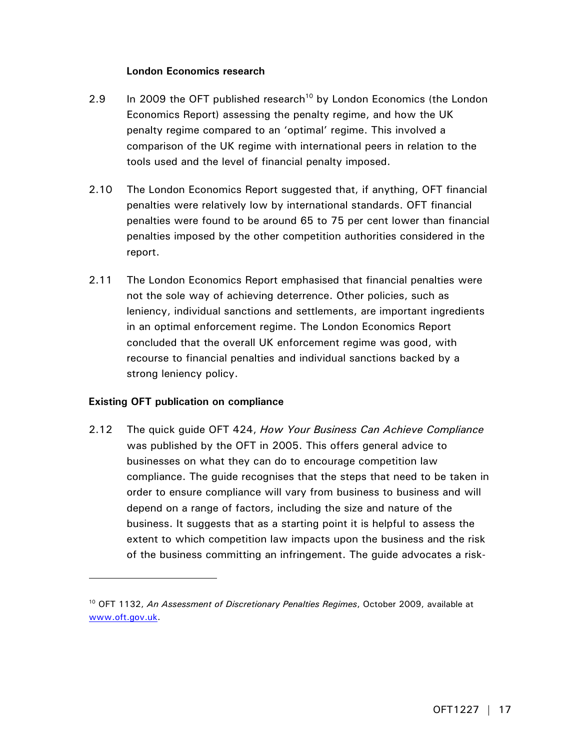### London Economics research

2.9 In 2009 the OFT published research[10] by London Economics (the London Economics Report) assessing the penalty regime, and how the UK penalty regime compared to an 'optimal' regime. This involved a comparison of the UK regime with international peers in relation to the tools used and the level of financial penalty imposed.

2.10 The London Economics Report suggested that, if anything, OFT financial penalties were relatively low by international standards. OFT financial penalties were found to be around 65 to 75 per cent lower than financial penalties imposed by the other competition authorities considered in the report.

2.11 The London Economics Report emphasised that financial penalties were not the sole way of achieving deterrence. Other policies, such as leniency, individual sanctions and settlements, are important ingredients in an optimal enforcement regime. The London Economics Report concluded that the overall UK enforcement regime was good, with recourse to financial penalties and individual sanctions backed by a strong leniency policy.

### Existing OFT publication on compliance

2.12 The quick guide OFT 424, *How Your Business Can Achieve Compliance* was published by the OFT in 2005. This offers general advice to businesses on what they can do to encourage competition law compliance. The guide recognises that the steps that need to be taken in order to ensure compliance will vary from business to business and will depend on a range of factors, including the size and nature of the business. It suggests that as a starting point it is helpful to assess the extent to which competition law impacts upon the business and the risk of the business committing an infringement. The guide advocates a risk-

---

[10] OFT 1132, *An Assessment of Discretionary Penalties Regimes*, October 2009, available at www.oft.gov.uk.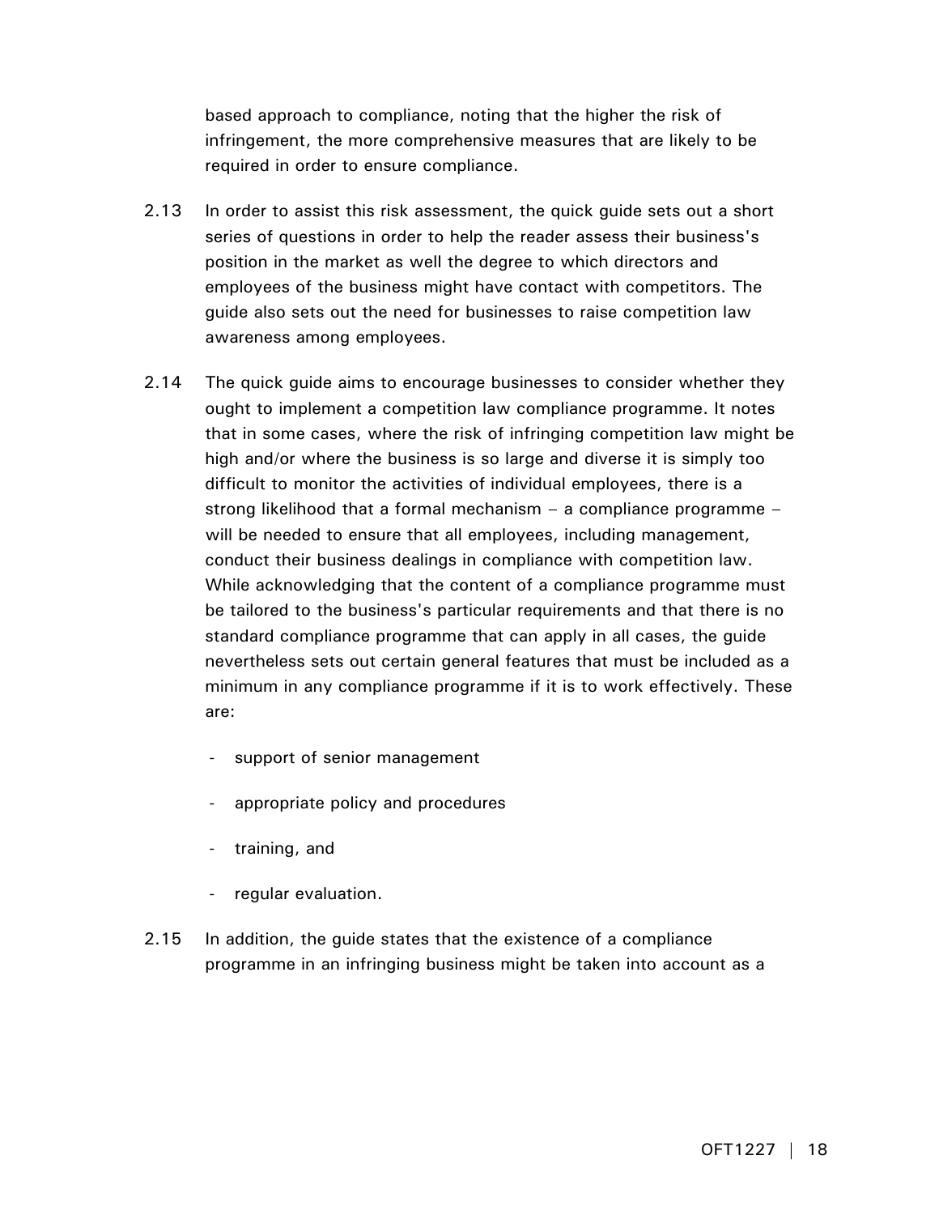based approach to compliance, noting that the higher the risk of infringement, the more comprehensive measures that are likely to be required in order to ensure compliance.

2.13 In order to assist this risk assessment, the quick guide sets out a short series of questions in order to help the reader assess their business's position in the market as well the degree to which directors and employees of the business might have contact with competitors. The guide also sets out the need for businesses to raise competition law awareness among employees.

2.14 The quick guide aims to encourage businesses to consider whether they ought to implement a competition law compliance programme. It notes that in some cases, where the risk of infringing competition law might be high and/or where the business is so large and diverse it is simply too difficult to monitor the activities of individual employees, there is a strong likelihood that a formal mechanism – a compliance programme – will be needed to ensure that all employees, including management, conduct their business dealings in compliance with competition law. While acknowledging that the content of a compliance programme must be tailored to the business's particular requirements and that there is no standard compliance programme that can apply in all cases, the guide nevertheless sets out certain general features that must be included as a minimum in any compliance programme if it is to work effectively. These are:

- support of senior management
- appropriate policy and procedures
- training, and
- regular evaluation.

2.15 In addition, the guide states that the existence of a compliance programme in an infringing business might be taken into account as a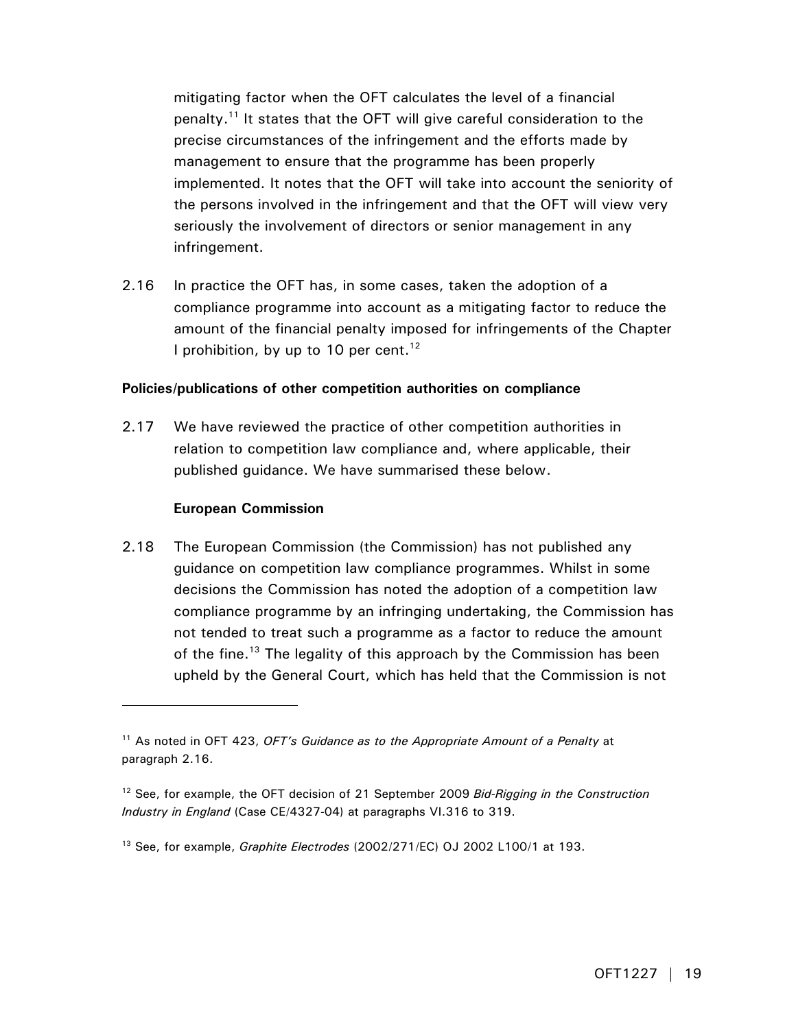mitigating factor when the OFT calculates the level of a financial penalty.[11] It states that the OFT will give careful consideration to the precise circumstances of the infringement and the efforts made by management to ensure that the programme has been properly implemented. It notes that the OFT will take into account the seniority of the persons involved in the infringement and that the OFT will view very seriously the involvement of directors or senior management in any infringement.

2.16 In practice the OFT has, in some cases, taken the adoption of a compliance programme into account as a mitigating factor to reduce the amount of the financial penalty imposed for infringements of the Chapter I prohibition, by up to 10 per cent.[12]

**Policies/publications of other competition authorities on compliance**

2.17 We have reviewed the practice of other competition authorities in relation to competition law compliance and, where applicable, their published guidance. We have summarised these below.

**European Commission**

2.18 The European Commission (the Commission) has not published any guidance on competition law compliance programmes. Whilst in some decisions the Commission has noted the adoption of a competition law compliance programme by an infringing undertaking, the Commission has not tended to treat such a programme as a factor to reduce the amount of the fine.[13] The legality of this approach by the Commission has been upheld by the General Court, which has held that the Commission is not

---

[11] As noted in OFT 423, *OFT's Guidance as to the Appropriate Amount of a Penalty* at paragraph 2.16.

[12] See, for example, the OFT decision of 21 September 2009 *Bid-Rigging in the Construction Industry in England* (Case CE/4327-04) at paragraphs VI.316 to 319.

[13] See, for example, *Graphite Electrodes* (2002/271/EC) OJ 2002 L100/1 at 193.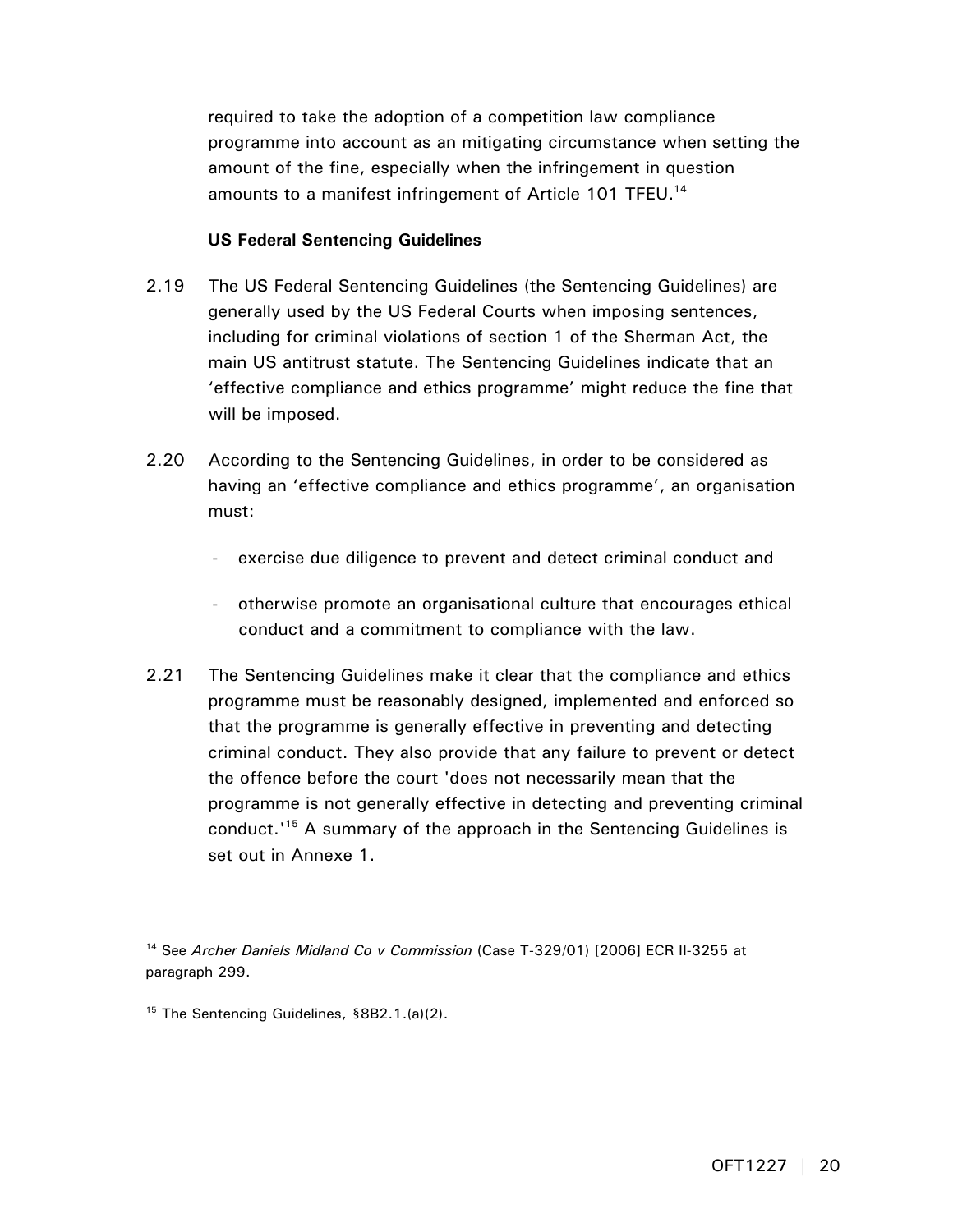required to take the adoption of a competition law compliance programme into account as an mitigating circumstance when setting the amount of the fine, especially when the infringement in question amounts to a manifest infringement of Article 101 TFEU.[14]

**US Federal Sentencing Guidelines**

2.19 The US Federal Sentencing Guidelines (the Sentencing Guidelines) are generally used by the US Federal Courts when imposing sentences, including for criminal violations of section 1 of the Sherman Act, the main US antitrust statute. The Sentencing Guidelines indicate that an 'effective compliance and ethics programme' might reduce the fine that will be imposed.

2.20 According to the Sentencing Guidelines, in order to be considered as having an 'effective compliance and ethics programme', an organisation must:

- exercise due diligence to prevent and detect criminal conduct and
- otherwise promote an organisational culture that encourages ethical conduct and a commitment to compliance with the law.

2.21 The Sentencing Guidelines make it clear that the compliance and ethics programme must be reasonably designed, implemented and enforced so that the programme is generally effective in preventing and detecting criminal conduct. They also provide that any failure to prevent or detect the offence before the court 'does not necessarily mean that the programme is not generally effective in detecting and preventing criminal conduct.'[15] A summary of the approach in the Sentencing Guidelines is set out in Annexe 1.

---

[14] See *Archer Daniels Midland Co v Commission* (Case T-329/01) [2006] ECR II-3255 at paragraph 299.

[15] The Sentencing Guidelines, §8B2.1.(a)(2).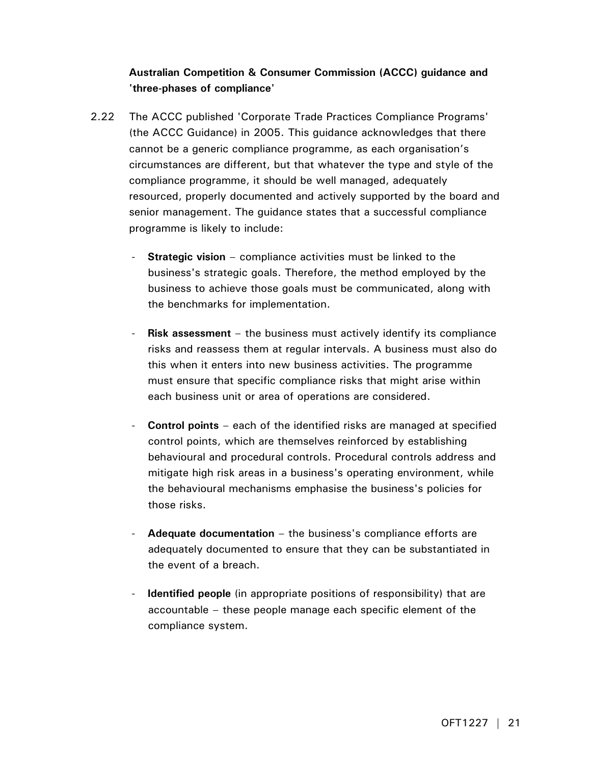**Australian Competition & Consumer Commission (ACCC) guidance and 'three-phases of compliance'**

2.22 The ACCC published 'Corporate Trade Practices Compliance Programs' (the ACCC Guidance) in 2005. This guidance acknowledges that there cannot be a generic compliance programme, as each organisation's circumstances are different, but that whatever the type and style of the compliance programme, it should be well managed, adequately resourced, properly documented and actively supported by the board and senior management. The guidance states that a successful compliance programme is likely to include:

- **Strategic vision** – compliance activities must be linked to the business's strategic goals. Therefore, the method employed by the business to achieve those goals must be communicated, along with the benchmarks for implementation.

- **Risk assessment** – the business must actively identify its compliance risks and reassess them at regular intervals. A business must also do this when it enters into new business activities. The programme must ensure that specific compliance risks that might arise within each business unit or area of operations are considered.

- **Control points** – each of the identified risks are managed at specified control points, which are themselves reinforced by establishing behavioural and procedural controls. Procedural controls address and mitigate high risk areas in a business's operating environment, while the behavioural mechanisms emphasise the business's policies for those risks.

- **Adequate documentation** – the business's compliance efforts are adequately documented to ensure that they can be substantiated in the event of a breach.

- **Identified people** (in appropriate positions of responsibility) that are accountable – these people manage each specific element of the compliance system.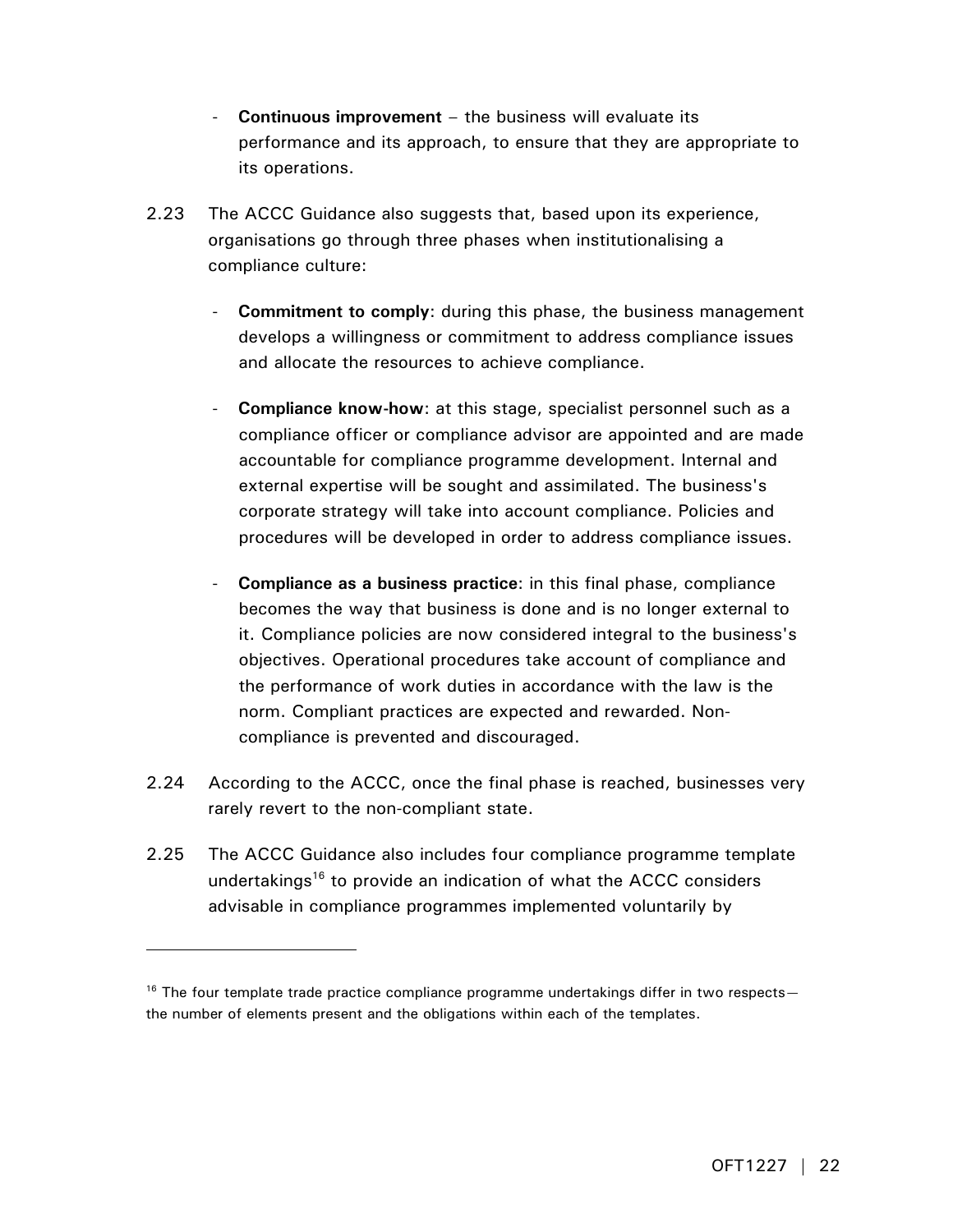- **Continuous improvement** – the business will evaluate its performance and its approach, to ensure that they are appropriate to its operations.

2.23 The ACCC Guidance also suggests that, based upon its experience, organisations go through three phases when institutionalising a compliance culture:

- **Commitment to comply**: during this phase, the business management develops a willingness or commitment to address compliance issues and allocate the resources to achieve compliance.

- **Compliance know-how**: at this stage, specialist personnel such as a compliance officer or compliance advisor are appointed and are made accountable for compliance programme development. Internal and external expertise will be sought and assimilated. The business's corporate strategy will take into account compliance. Policies and procedures will be developed in order to address compliance issues.

- **Compliance as a business practice**: in this final phase, compliance becomes the way that business is done and is no longer external to it. Compliance policies are now considered integral to the business's objectives. Operational procedures take account of compliance and the performance of work duties in accordance with the law is the norm. Compliant practices are expected and rewarded. Non-compliance is prevented and discouraged.

2.24 According to the ACCC, once the final phase is reached, businesses very rarely revert to the non-compliant state.

2.25 The ACCC Guidance also includes four compliance programme template undertakings[16] to provide an indication of what the ACCC considers advisable in compliance programmes implemented voluntarily by

---

[16] The four template trade practice compliance programme undertakings differ in two respects—the number of elements present and the obligations within each of the templates.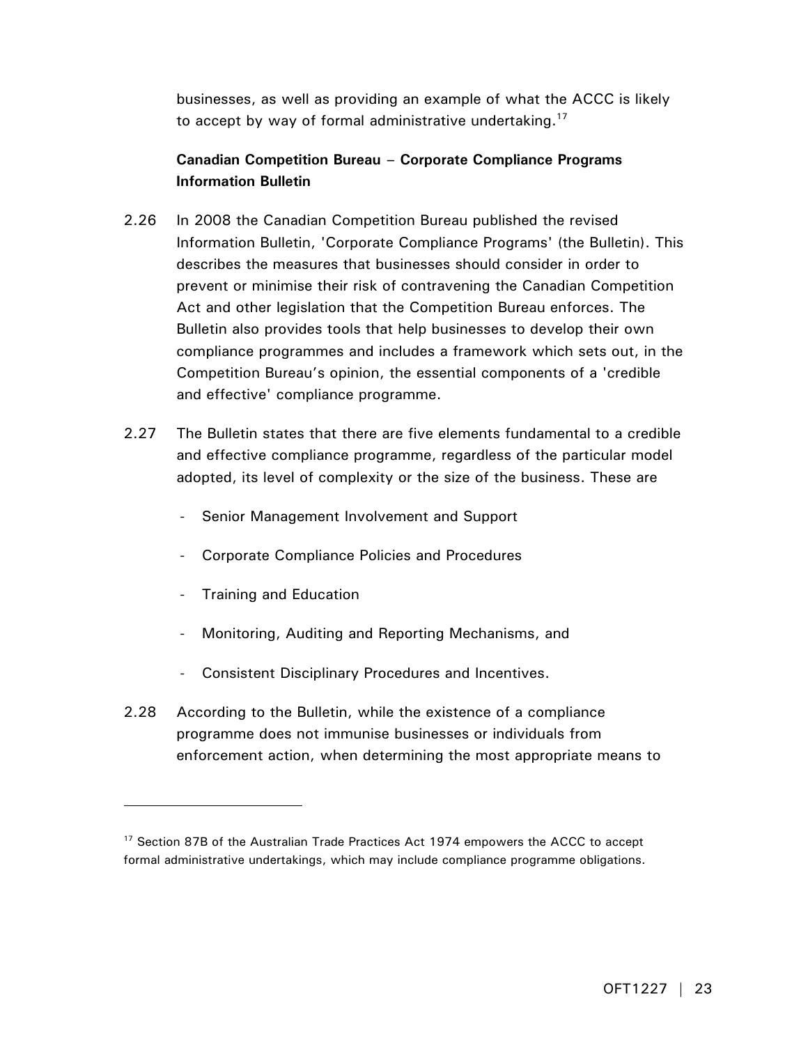businesses, as well as providing an example of what the ACCC is likely to accept by way of formal administrative undertaking.[17]

**Canadian Competition Bureau – Corporate Compliance Programs Information Bulletin**

2.26 In 2008 the Canadian Competition Bureau published the revised Information Bulletin, 'Corporate Compliance Programs' (the Bulletin). This describes the measures that businesses should consider in order to prevent or minimise their risk of contravening the Canadian Competition Act and other legislation that the Competition Bureau enforces. The Bulletin also provides tools that help businesses to develop their own compliance programmes and includes a framework which sets out, in the Competition Bureau's opinion, the essential components of a 'credible and effective' compliance programme.

2.27 The Bulletin states that there are five elements fundamental to a credible and effective compliance programme, regardless of the particular model adopted, its level of complexity or the size of the business. These are

- Senior Management Involvement and Support
- Corporate Compliance Policies and Procedures
- Training and Education
- Monitoring, Auditing and Reporting Mechanisms, and
- Consistent Disciplinary Procedures and Incentives.

2.28 According to the Bulletin, while the existence of a compliance programme does not immunise businesses or individuals from enforcement action, when determining the most appropriate means to

[17] Section 87B of the Australian Trade Practices Act 1974 empowers the ACCC to accept formal administrative undertakings, which may include compliance programme obligations.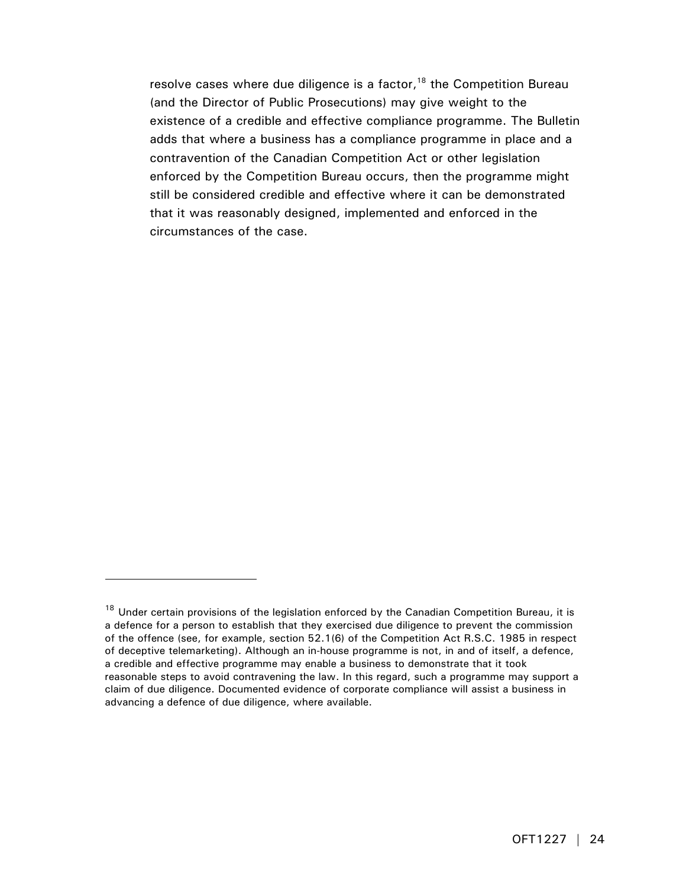resolve cases where due diligence is a factor,[18] the Competition Bureau (and the Director of Public Prosecutions) may give weight to the existence of a credible and effective compliance programme. The Bulletin adds that where a business has a compliance programme in place and a contravention of the Canadian Competition Act or other legislation enforced by the Competition Bureau occurs, then the programme might still be considered credible and effective where it can be demonstrated that it was reasonably designed, implemented and enforced in the circumstances of the case.

---

[18] Under certain provisions of the legislation enforced by the Canadian Competition Bureau, it is a defence for a person to establish that they exercised due diligence to prevent the commission of the offence (see, for example, section 52.1(6) of the Competition Act R.S.C. 1985 in respect of deceptive telemarketing). Although an in-house programme is not, in and of itself, a defence, a credible and effective programme may enable a business to demonstrate that it took reasonable steps to avoid contravening the law. In this regard, such a programme may support a claim of due diligence. Documented evidence of corporate compliance will assist a business in advancing a defence of due diligence, where available.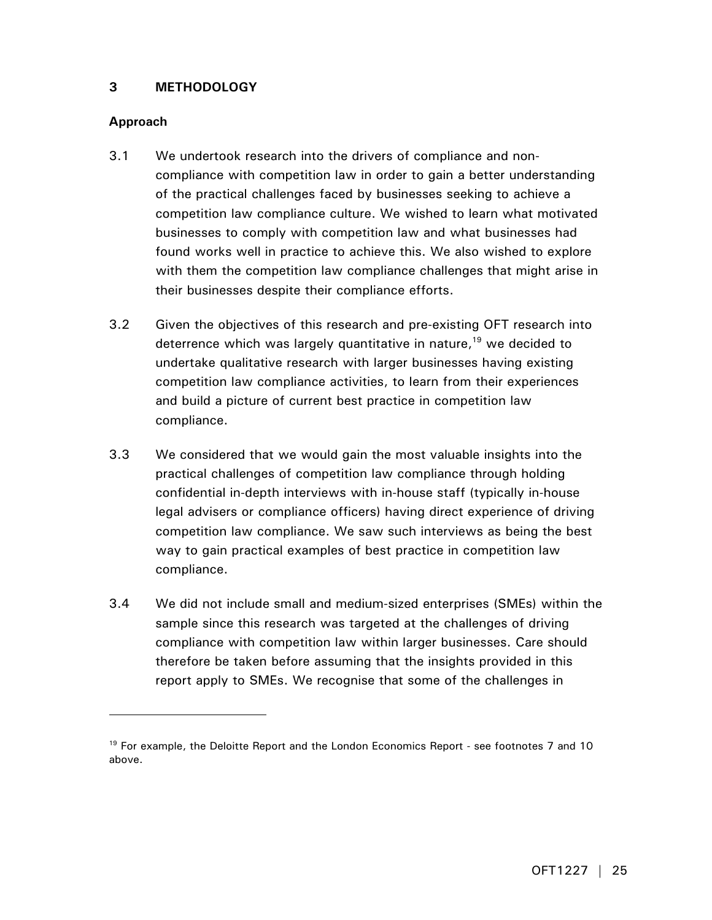## 3 METHODOLOGY

### Approach

3.1 We undertook research into the drivers of compliance and non-compliance with competition law in order to gain a better understanding of the practical challenges faced by businesses seeking to achieve a competition law compliance culture. We wished to learn what motivated businesses to comply with competition law and what businesses had found works well in practice to achieve this. We also wished to explore with them the competition law compliance challenges that might arise in their businesses despite their compliance efforts.

3.2 Given the objectives of this research and pre-existing OFT research into deterrence which was largely quantitative in nature,[19] we decided to undertake qualitative research with larger businesses having existing competition law compliance activities, to learn from their experiences and build a picture of current best practice in competition law compliance.

3.3 We considered that we would gain the most valuable insights into the practical challenges of competition law compliance through holding confidential in-depth interviews with in-house staff (typically in-house legal advisers or compliance officers) having direct experience of driving competition law compliance. We saw such interviews as being the best way to gain practical examples of best practice in competition law compliance.

3.4 We did not include small and medium-sized enterprises (SMEs) within the sample since this research was targeted at the challenges of driving compliance with competition law within larger businesses. Care should therefore be taken before assuming that the insights provided in this report apply to SMEs. We recognise that some of the challenges in

---

[19] For example, the Deloitte Report and the London Economics Report - see footnotes 7 and 10 above.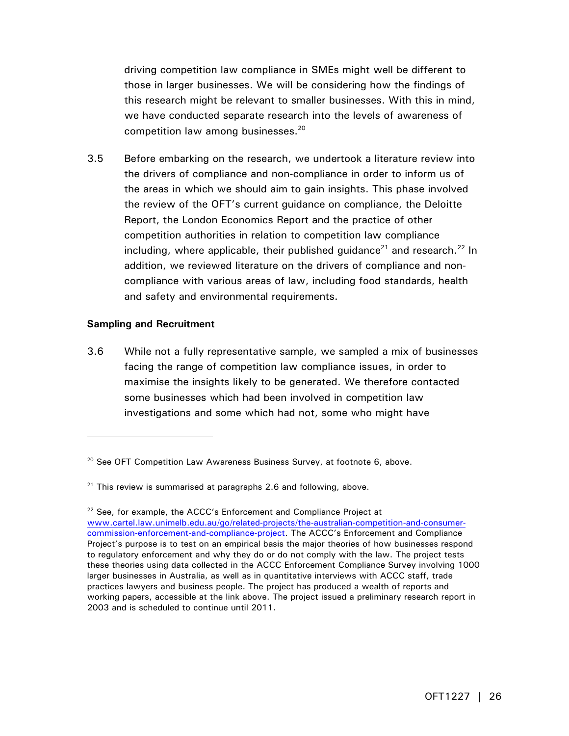driving competition law compliance in SMEs might well be different to those in larger businesses. We will be considering how the findings of this research might be relevant to smaller businesses. With this in mind, we have conducted separate research into the levels of awareness of competition law among businesses.[20]

3.5 Before embarking on the research, we undertook a literature review into the drivers of compliance and non-compliance in order to inform us of the areas in which we should aim to gain insights. This phase involved the review of the OFT's current guidance on compliance, the Deloitte Report, the London Economics Report and the practice of other competition authorities in relation to competition law compliance including, where applicable, their published guidance[21] and research.[22] In addition, we reviewed literature on the drivers of compliance and non-compliance with various areas of law, including food standards, health and safety and environmental requirements.

**Sampling and Recruitment**

3.6 While not a fully representative sample, we sampled a mix of businesses facing the range of competition law compliance issues, in order to maximise the insights likely to be generated. We therefore contacted some businesses which had been involved in competition law investigations and some which had not, some who might have

---

[20] See OFT Competition Law Awareness Business Survey, at footnote 6, above.

[21] This review is summarised at paragraphs 2.6 and following, above.

[22] See, for example, the ACCC's Enforcement and Compliance Project at www.cartel.law.unimelb.edu.au/go/related-projects/the-australian-competition-and-consumer-commission-enforcement-and-compliance-project. The ACCC's Enforcement and Compliance Project's purpose is to test on an empirical basis the major theories of how businesses respond to regulatory enforcement and why they do or do not comply with the law. The project tests these theories using data collected in the ACCC Enforcement Compliance Survey involving 1000 larger businesses in Australia, as well as in quantitative interviews with ACCC staff, trade practices lawyers and business people. The project has produced a wealth of reports and working papers, accessible at the link above. The project issued a preliminary research report in 2003 and is scheduled to continue until 2011.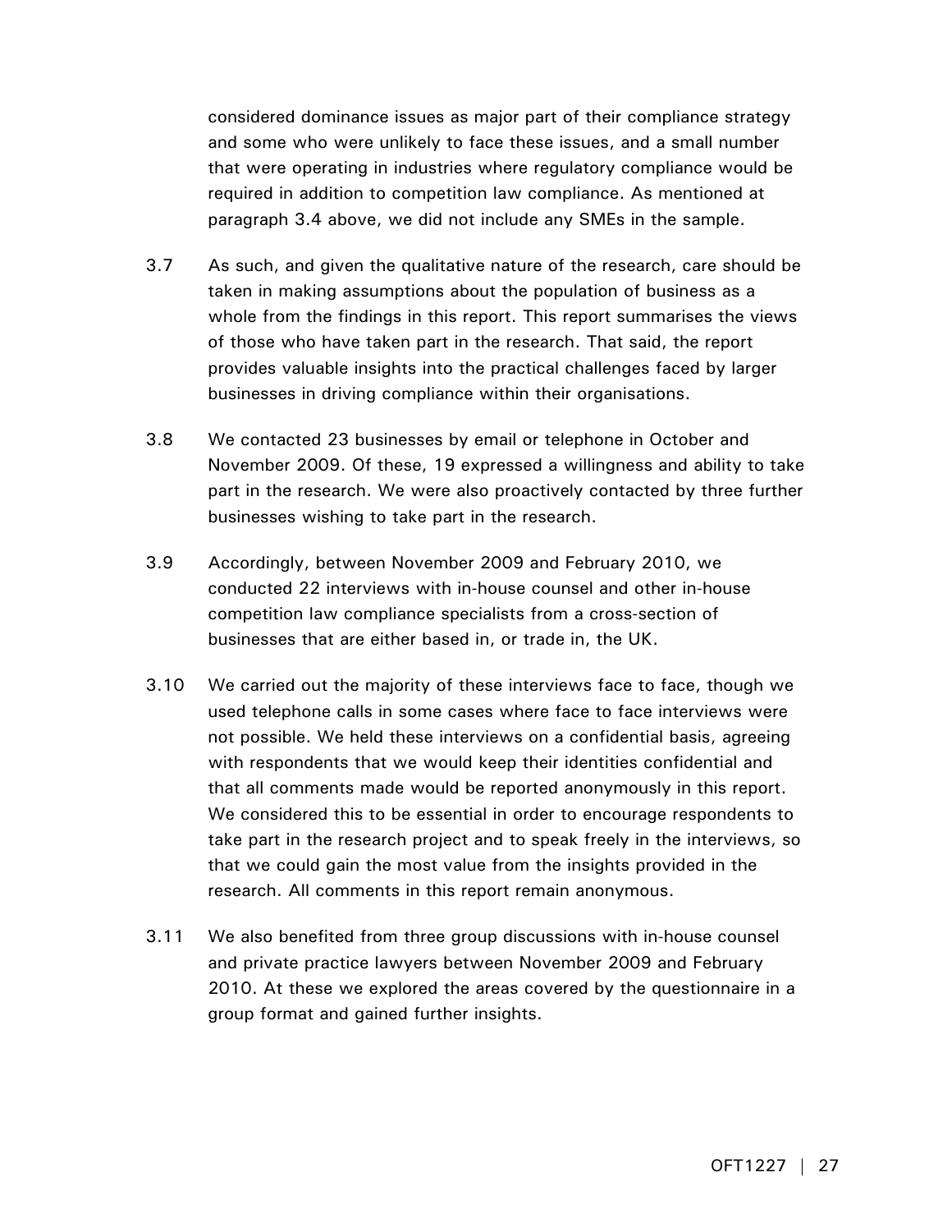considered dominance issues as major part of their compliance strategy and some who were unlikely to face these issues, and a small number that were operating in industries where regulatory compliance would be required in addition to competition law compliance. As mentioned at paragraph 3.4 above, we did not include any SMEs in the sample.

3.7 As such, and given the qualitative nature of the research, care should be taken in making assumptions about the population of business as a whole from the findings in this report. This report summarises the views of those who have taken part in the research. That said, the report provides valuable insights into the practical challenges faced by larger businesses in driving compliance within their organisations.

3.8 We contacted 23 businesses by email or telephone in October and November 2009. Of these, 19 expressed a willingness and ability to take part in the research. We were also proactively contacted by three further businesses wishing to take part in the research.

3.9 Accordingly, between November 2009 and February 2010, we conducted 22 interviews with in-house counsel and other in-house competition law compliance specialists from a cross-section of businesses that are either based in, or trade in, the UK.

3.10 We carried out the majority of these interviews face to face, though we used telephone calls in some cases where face to face interviews were not possible. We held these interviews on a confidential basis, agreeing with respondents that we would keep their identities confidential and that all comments made would be reported anonymously in this report. We considered this to be essential in order to encourage respondents to take part in the research project and to speak freely in the interviews, so that we could gain the most value from the insights provided in the research. All comments in this report remain anonymous.

3.11 We also benefited from three group discussions with in-house counsel and private practice lawyers between November 2009 and February 2010. At these we explored the areas covered by the questionnaire in a group format and gained further insights.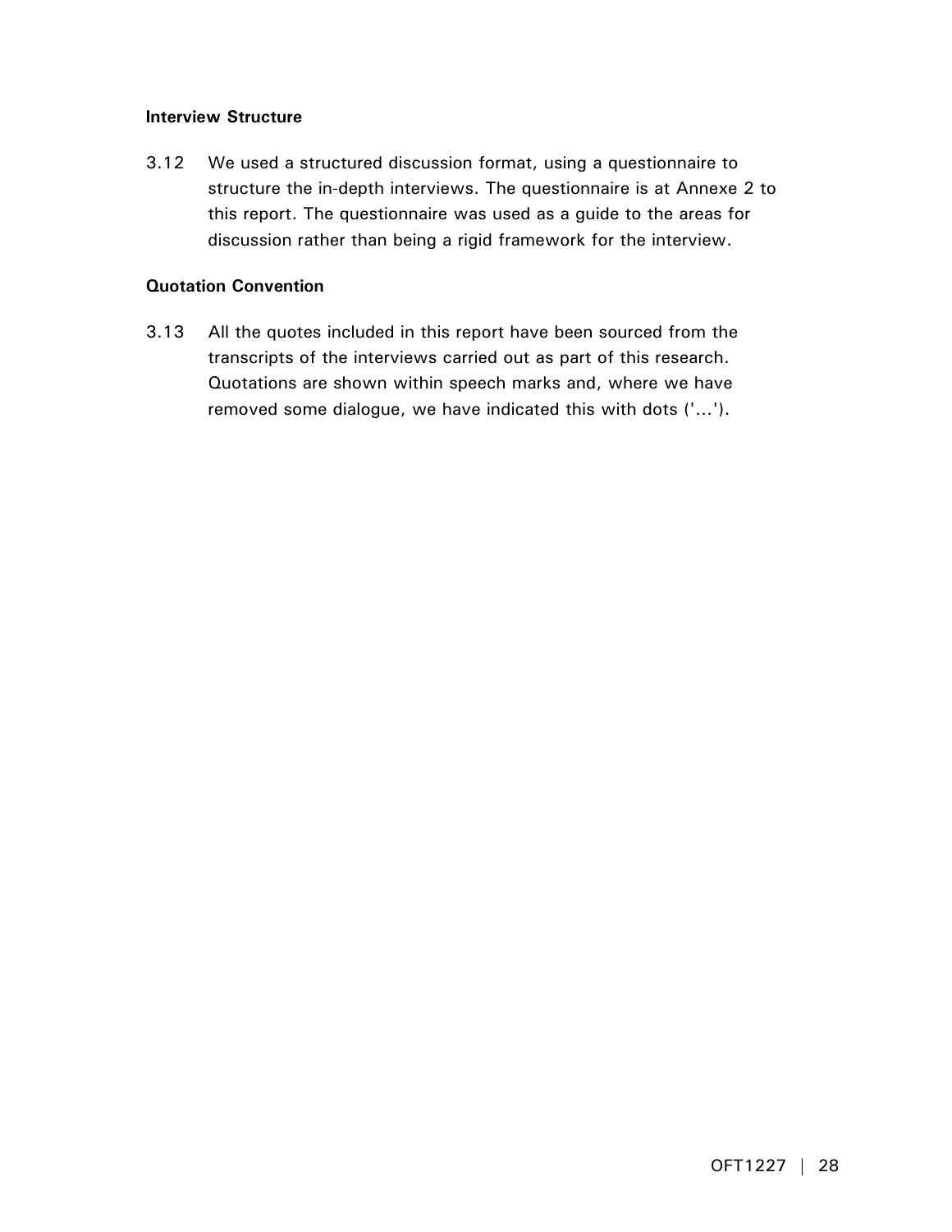**Interview Structure**

3.12 We used a structured discussion format, using a questionnaire to structure the in-depth interviews. The questionnaire is at Annexe 2 to this report. The questionnaire was used as a guide to the areas for discussion rather than being a rigid framework for the interview.

**Quotation Convention**

3.13 All the quotes included in this report have been sourced from the transcripts of the interviews carried out as part of this research. Quotations are shown within speech marks and, where we have removed some dialogue, we have indicated this with dots ('...').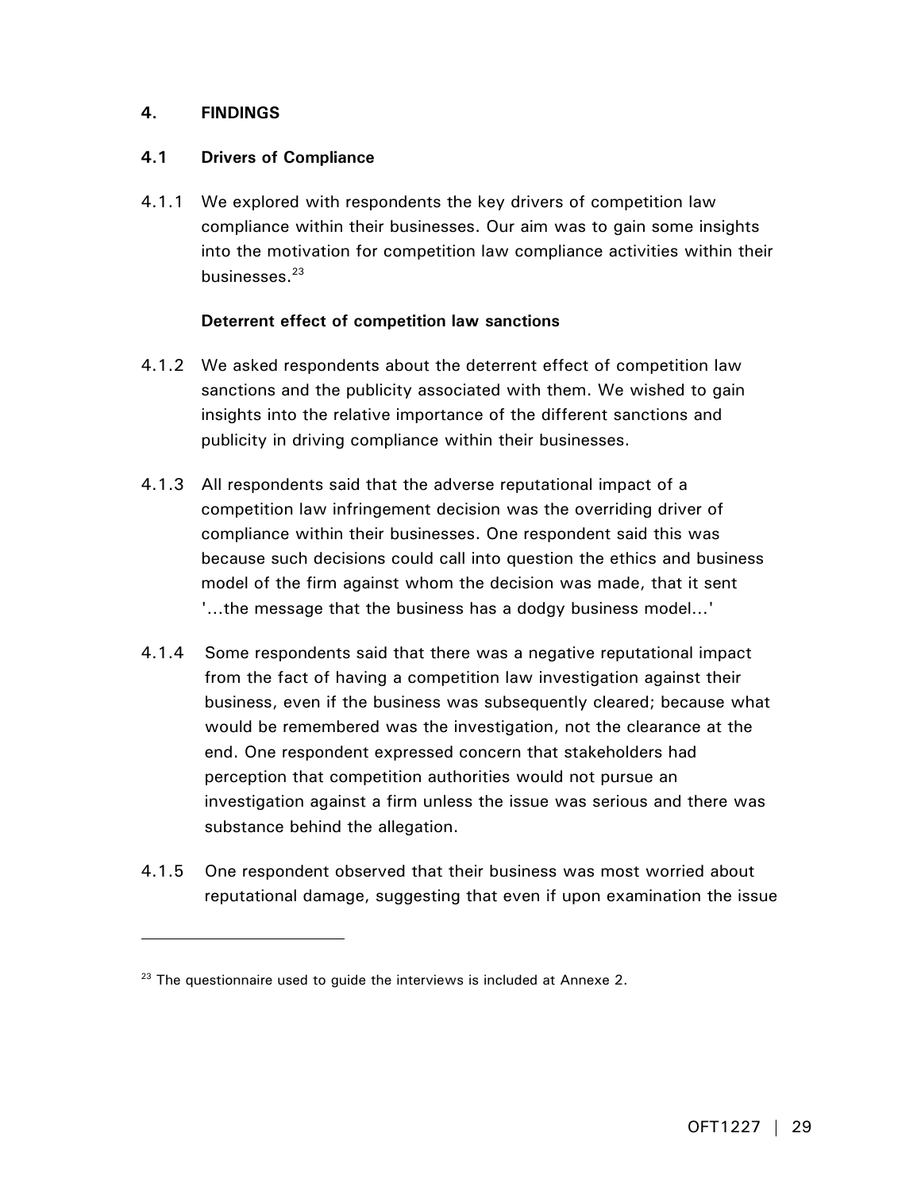## 4. FINDINGS

### 4.1 Drivers of Compliance

4.1.1 We explored with respondents the key drivers of competition law compliance within their businesses. Our aim was to gain some insights into the motivation for competition law compliance activities within their businesses.[23]

**Deterrent effect of competition law sanctions**

4.1.2 We asked respondents about the deterrent effect of competition law sanctions and the publicity associated with them. We wished to gain insights into the relative importance of the different sanctions and publicity in driving compliance within their businesses.

4.1.3 All respondents said that the adverse reputational impact of a competition law infringement decision was the overriding driver of compliance within their businesses. One respondent said this was because such decisions could call into question the ethics and business model of the firm against whom the decision was made, that it sent '...the message that the business has a dodgy business model...'

4.1.4 Some respondents said that there was a negative reputational impact from the fact of having a competition law investigation against their business, even if the business was subsequently cleared; because what would be remembered was the investigation, not the clearance at the end. One respondent expressed concern that stakeholders had perception that competition authorities would not pursue an investigation against a firm unless the issue was serious and there was substance behind the allegation.

4.1.5 One respondent observed that their business was most worried about reputational damage, suggesting that even if upon examination the issue

---

[23] The questionnaire used to guide the interviews is included at Annexe 2.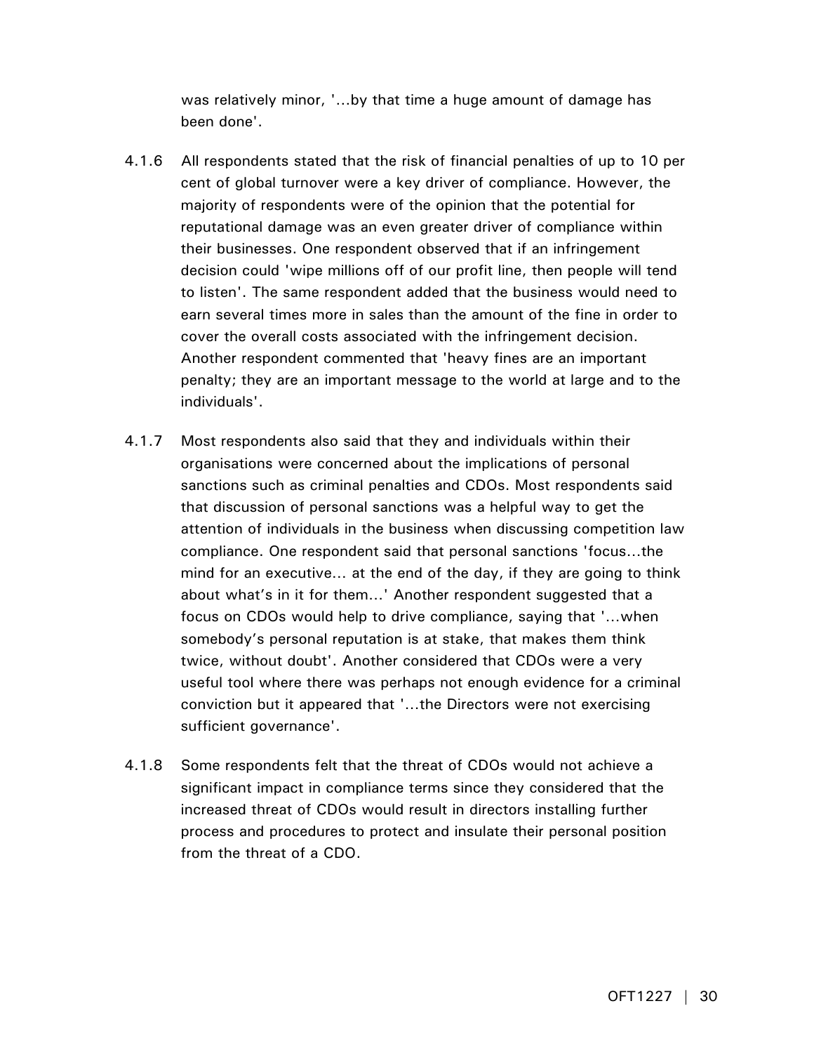was relatively minor, '...by that time a huge amount of damage has been done'.

4.1.6 All respondents stated that the risk of financial penalties of up to 10 per cent of global turnover were a key driver of compliance. However, the majority of respondents were of the opinion that the potential for reputational damage was an even greater driver of compliance within their businesses. One respondent observed that if an infringement decision could 'wipe millions off of our profit line, then people will tend to listen'. The same respondent added that the business would need to earn several times more in sales than the amount of the fine in order to cover the overall costs associated with the infringement decision. Another respondent commented that 'heavy fines are an important penalty; they are an important message to the world at large and to the individuals'.

4.1.7 Most respondents also said that they and individuals within their organisations were concerned about the implications of personal sanctions such as criminal penalties and CDOs. Most respondents said that discussion of personal sanctions was a helpful way to get the attention of individuals in the business when discussing competition law compliance. One respondent said that personal sanctions 'focus...the mind for an executive... at the end of the day, if they are going to think about what's in it for them...' Another respondent suggested that a focus on CDOs would help to drive compliance, saying that '...when somebody's personal reputation is at stake, that makes them think twice, without doubt'. Another considered that CDOs were a very useful tool where there was perhaps not enough evidence for a criminal conviction but it appeared that '...the Directors were not exercising sufficient governance'.

4.1.8 Some respondents felt that the threat of CDOs would not achieve a significant impact in compliance terms since they considered that the increased threat of CDOs would result in directors installing further process and procedures to protect and insulate their personal position from the threat of a CDO.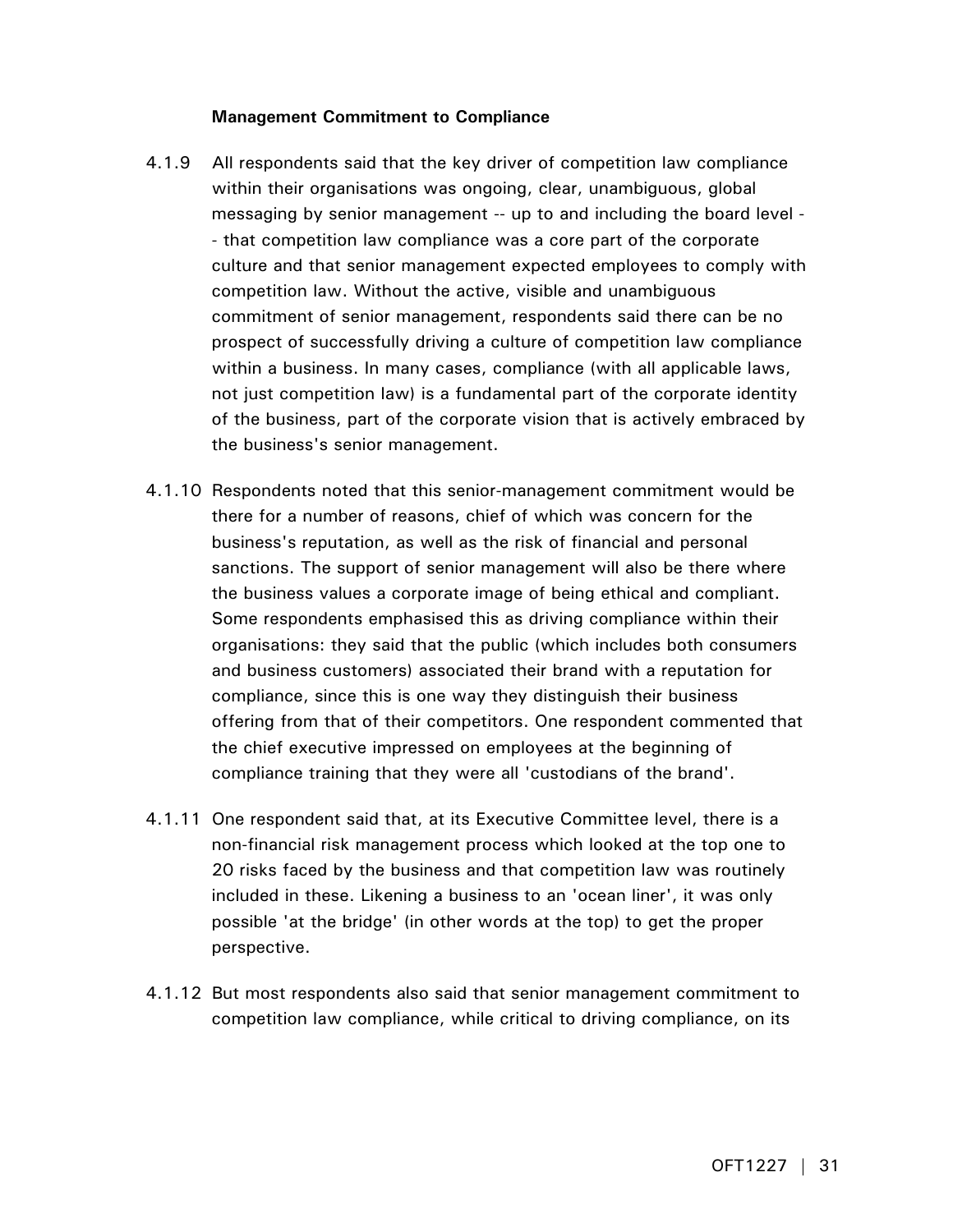**Management Commitment to Compliance**

4.1.9 All respondents said that the key driver of competition law compliance within their organisations was ongoing, clear, unambiguous, global messaging by senior management -- up to and including the board level -- that competition law compliance was a core part of the corporate culture and that senior management expected employees to comply with competition law. Without the active, visible and unambiguous commitment of senior management, respondents said there can be no prospect of successfully driving a culture of competition law compliance within a business. In many cases, compliance (with all applicable laws, not just competition law) is a fundamental part of the corporate identity of the business, part of the corporate vision that is actively embraced by the business's senior management.

4.1.10 Respondents noted that this senior-management commitment would be there for a number of reasons, chief of which was concern for the business's reputation, as well as the risk of financial and personal sanctions. The support of senior management will also be there where the business values a corporate image of being ethical and compliant. Some respondents emphasised this as driving compliance within their organisations: they said that the public (which includes both consumers and business customers) associated their brand with a reputation for compliance, since this is one way they distinguish their business offering from that of their competitors. One respondent commented that the chief executive impressed on employees at the beginning of compliance training that they were all 'custodians of the brand'.

4.1.11 One respondent said that, at its Executive Committee level, there is a non-financial risk management process which looked at the top one to 20 risks faced by the business and that competition law was routinely included in these. Likening a business to an 'ocean liner', it was only possible 'at the bridge' (in other words at the top) to get the proper perspective.

4.1.12 But most respondents also said that senior management commitment to competition law compliance, while critical to driving compliance, on its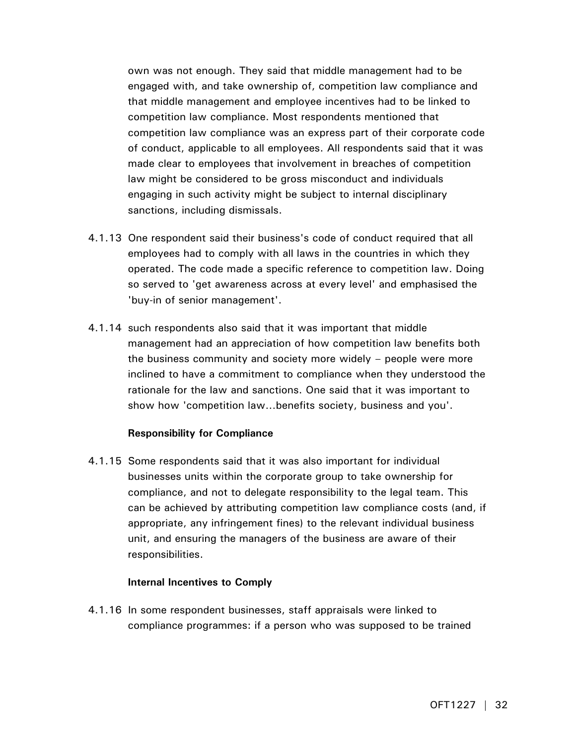own was not enough. They said that middle management had to be engaged with, and take ownership of, competition law compliance and that middle management and employee incentives had to be linked to competition law compliance. Most respondents mentioned that competition law compliance was an express part of their corporate code of conduct, applicable to all employees. All respondents said that it was made clear to employees that involvement in breaches of competition law might be considered to be gross misconduct and individuals engaging in such activity might be subject to internal disciplinary sanctions, including dismissals.

4.1.13 One respondent said their business's code of conduct required that all employees had to comply with all laws in the countries in which they operated. The code made a specific reference to competition law. Doing so served to 'get awareness across at every level' and emphasised the 'buy-in of senior management'.

4.1.14 such respondents also said that it was important that middle management had an appreciation of how competition law benefits both the business community and society more widely – people were more inclined to have a commitment to compliance when they understood the rationale for the law and sanctions. One said that it was important to show how 'competition law...benefits society, business and you'.

**Responsibility for Compliance**

4.1.15 Some respondents said that it was also important for individual businesses units within the corporate group to take ownership for compliance, and not to delegate responsibility to the legal team. This can be achieved by attributing competition law compliance costs (and, if appropriate, any infringement fines) to the relevant individual business unit, and ensuring the managers of the business are aware of their responsibilities.

**Internal Incentives to Comply**

4.1.16 In some respondent businesses, staff appraisals were linked to compliance programmes: if a person who was supposed to be trained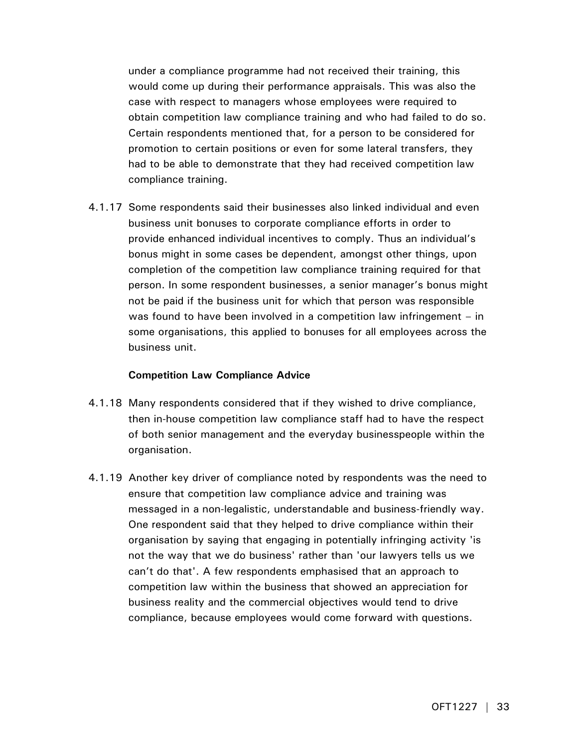under a compliance programme had not received their training, this would come up during their performance appraisals. This was also the case with respect to managers whose employees were required to obtain competition law compliance training and who had failed to do so. Certain respondents mentioned that, for a person to be considered for promotion to certain positions or even for some lateral transfers, they had to be able to demonstrate that they had received competition law compliance training.

4.1.17 Some respondents said their businesses also linked individual and even business unit bonuses to corporate compliance efforts in order to provide enhanced individual incentives to comply. Thus an individual's bonus might in some cases be dependent, amongst other things, upon completion of the competition law compliance training required for that person. In some respondent businesses, a senior manager's bonus might not be paid if the business unit for which that person was responsible was found to have been involved in a competition law infringement – in some organisations, this applied to bonuses for all employees across the business unit.

**Competition Law Compliance Advice**

4.1.18 Many respondents considered that if they wished to drive compliance, then in-house competition law compliance staff had to have the respect of both senior management and the everyday businesspeople within the organisation.

4.1.19 Another key driver of compliance noted by respondents was the need to ensure that competition law compliance advice and training was messaged in a non-legalistic, understandable and business-friendly way. One respondent said that they helped to drive compliance within their organisation by saying that engaging in potentially infringing activity 'is not the way that we do business' rather than 'our lawyers tells us we can't do that'. A few respondents emphasised that an approach to competition law within the business that showed an appreciation for business reality and the commercial objectives would tend to drive compliance, because employees would come forward with questions.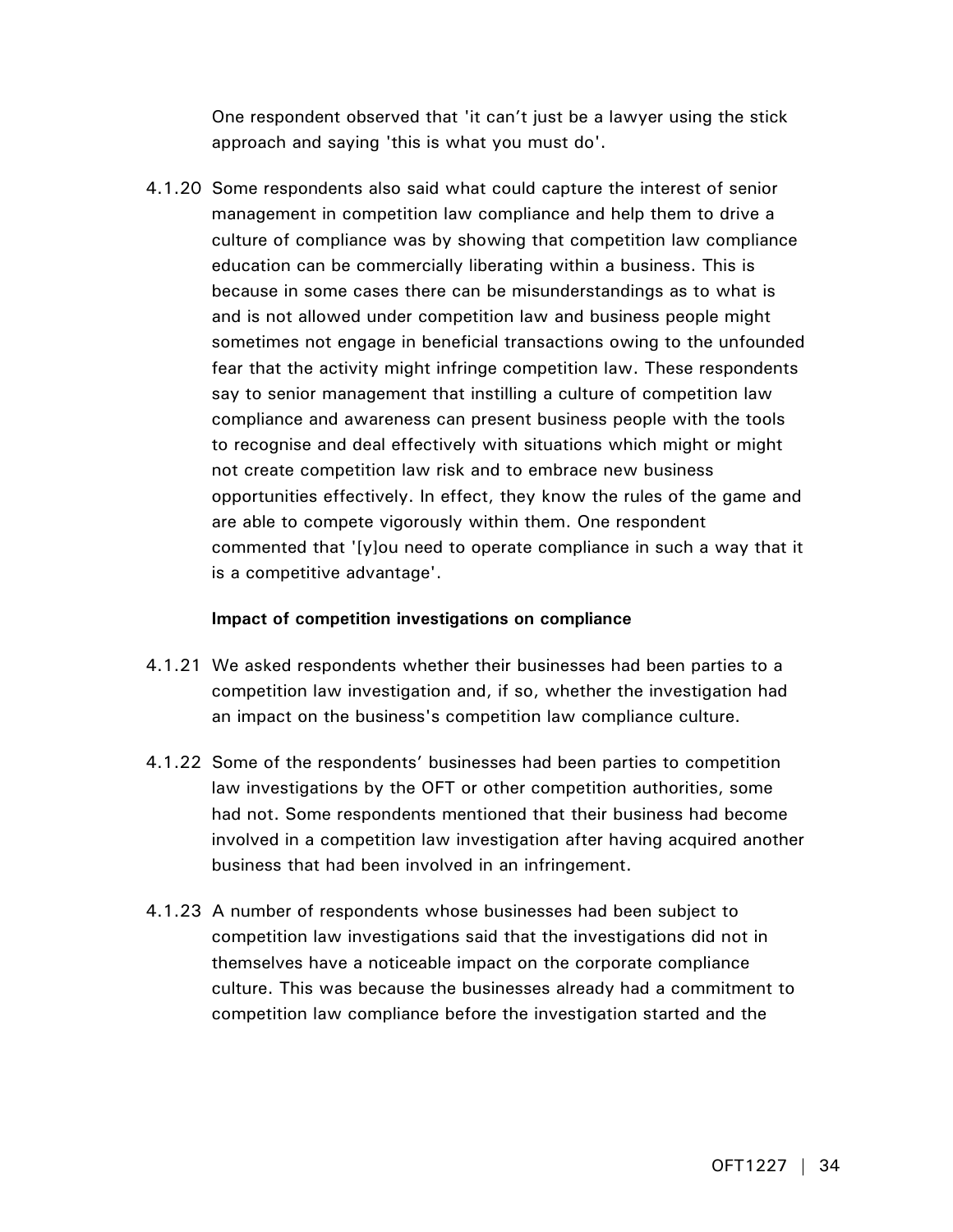One respondent observed that 'it can't just be a lawyer using the stick approach and saying 'this is what you must do'.

4.1.20 Some respondents also said what could capture the interest of senior management in competition law compliance and help them to drive a culture of compliance was by showing that competition law compliance education can be commercially liberating within a business. This is because in some cases there can be misunderstandings as to what is and is not allowed under competition law and business people might sometimes not engage in beneficial transactions owing to the unfounded fear that the activity might infringe competition law. These respondents say to senior management that instilling a culture of competition law compliance and awareness can present business people with the tools to recognise and deal effectively with situations which might or might not create competition law risk and to embrace new business opportunities effectively. In effect, they know the rules of the game and are able to compete vigorously within them. One respondent commented that '[y]ou need to operate compliance in such a way that it is a competitive advantage'.

**Impact of competition investigations on compliance**

4.1.21 We asked respondents whether their businesses had been parties to a competition law investigation and, if so, whether the investigation had an impact on the business's competition law compliance culture.

4.1.22 Some of the respondents' businesses had been parties to competition law investigations by the OFT or other competition authorities, some had not. Some respondents mentioned that their business had become involved in a competition law investigation after having acquired another business that had been involved in an infringement.

4.1.23 A number of respondents whose businesses had been subject to competition law investigations said that the investigations did not in themselves have a noticeable impact on the corporate compliance culture. This was because the businesses already had a commitment to competition law compliance before the investigation started and the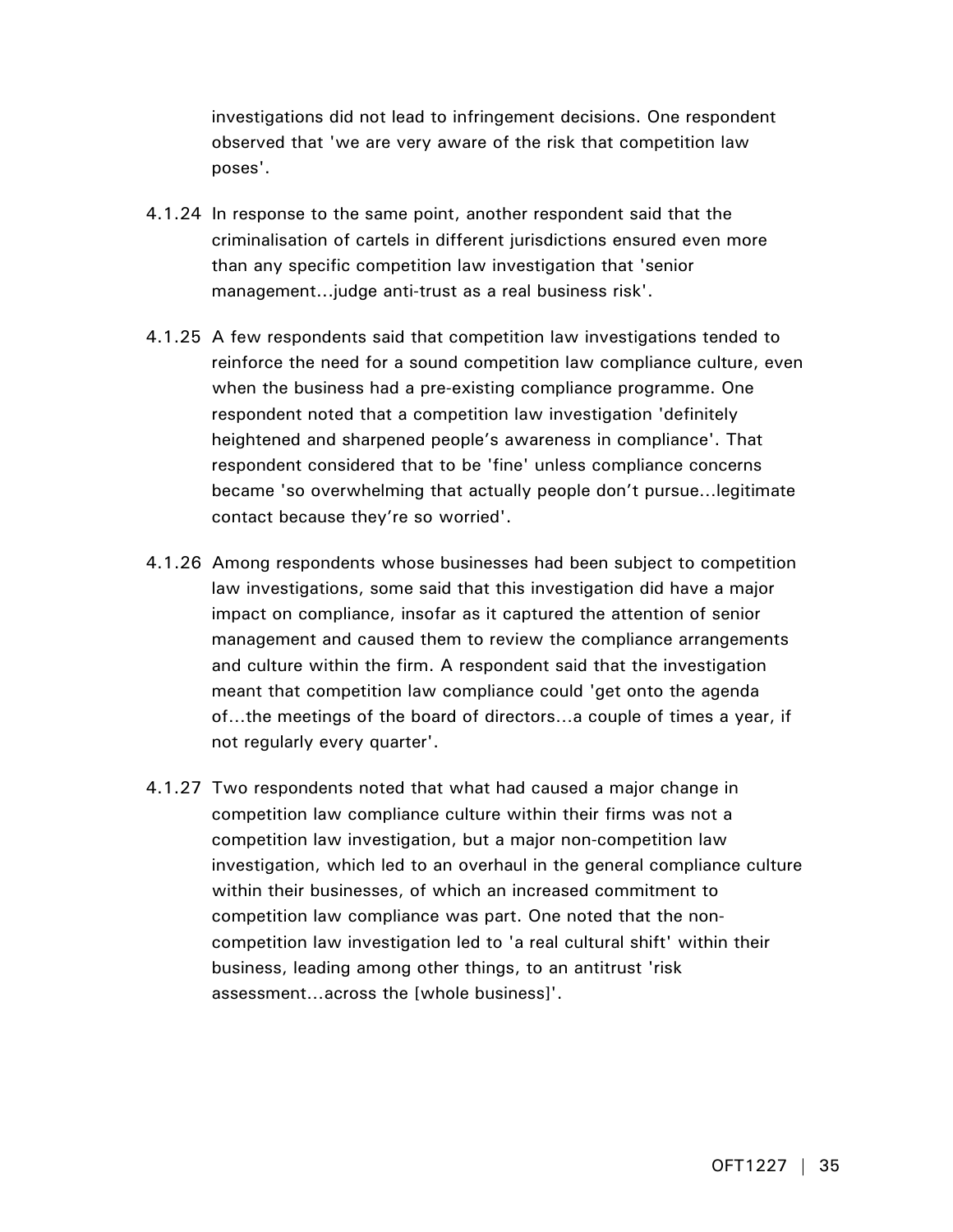investigations did not lead to infringement decisions. One respondent observed that 'we are very aware of the risk that competition law poses'.

4.1.24 In response to the same point, another respondent said that the criminalisation of cartels in different jurisdictions ensured even more than any specific competition law investigation that 'senior management…judge anti-trust as a real business risk'.

4.1.25 A few respondents said that competition law investigations tended to reinforce the need for a sound competition law compliance culture, even when the business had a pre-existing compliance programme. One respondent noted that a competition law investigation 'definitely heightened and sharpened people's awareness in compliance'. That respondent considered that to be 'fine' unless compliance concerns became 'so overwhelming that actually people don't pursue…legitimate contact because they're so worried'.

4.1.26 Among respondents whose businesses had been subject to competition law investigations, some said that this investigation did have a major impact on compliance, insofar as it captured the attention of senior management and caused them to review the compliance arrangements and culture within the firm. A respondent said that the investigation meant that competition law compliance could 'get onto the agenda of…the meetings of the board of directors…a couple of times a year, if not regularly every quarter'.

4.1.27 Two respondents noted that what had caused a major change in competition law compliance culture within their firms was not a competition law investigation, but a major non-competition law investigation, which led to an overhaul in the general compliance culture within their businesses, of which an increased commitment to competition law compliance was part. One noted that the non-competition law investigation led to 'a real cultural shift' within their business, leading among other things, to an antitrust 'risk assessment…across the [whole business]'.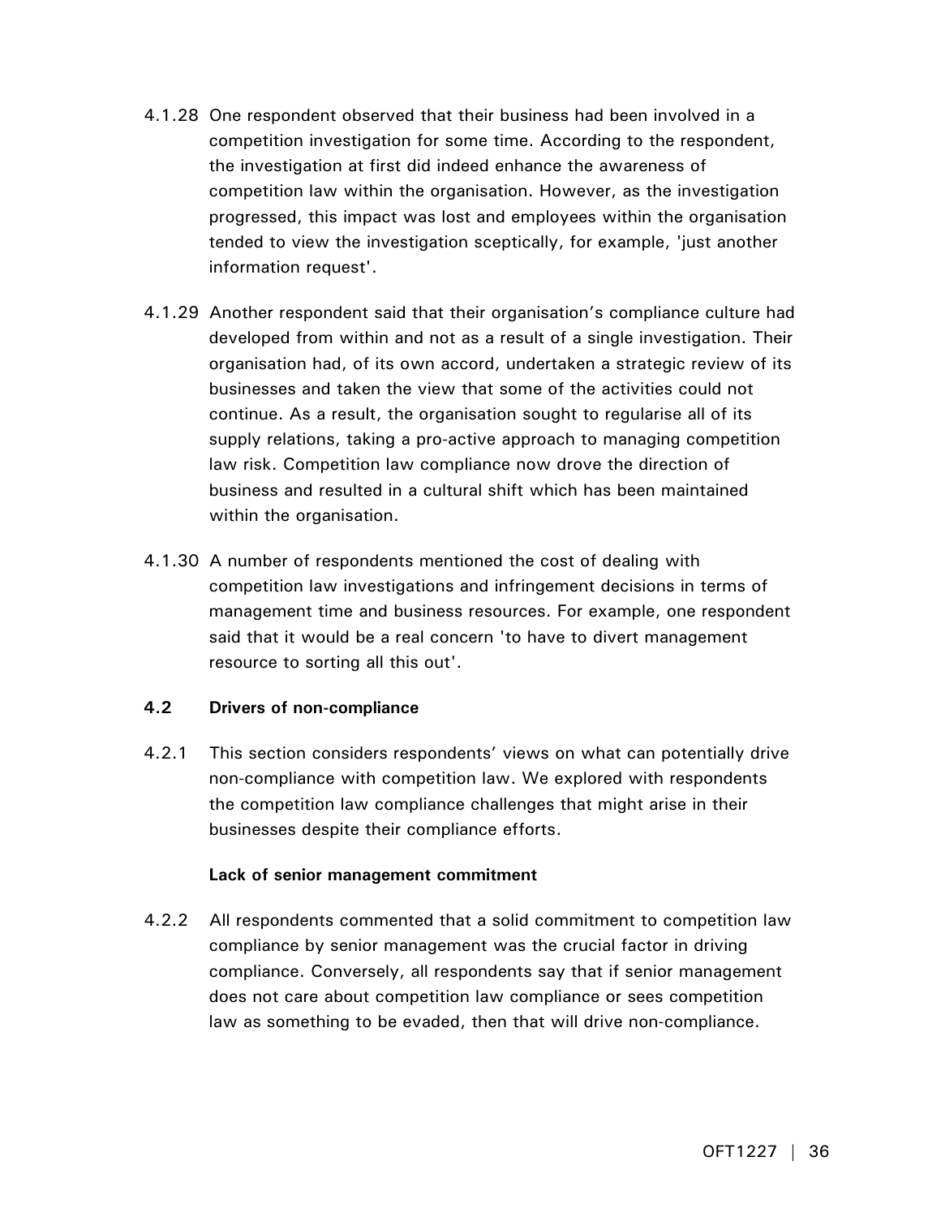4.1.28 One respondent observed that their business had been involved in a competition investigation for some time. According to the respondent, the investigation at first did indeed enhance the awareness of competition law within the organisation. However, as the investigation progressed, this impact was lost and employees within the organisation tended to view the investigation sceptically, for example, 'just another information request'.

4.1.29 Another respondent said that their organisation's compliance culture had developed from within and not as a result of a single investigation. Their organisation had, of its own accord, undertaken a strategic review of its businesses and taken the view that some of the activities could not continue. As a result, the organisation sought to regularise all of its supply relations, taking a pro-active approach to managing competition law risk. Competition law compliance now drove the direction of business and resulted in a cultural shift which has been maintained within the organisation.

4.1.30 A number of respondents mentioned the cost of dealing with competition law investigations and infringement decisions in terms of management time and business resources. For example, one respondent said that it would be a real concern 'to have to divert management resource to sorting all this out'.

## 4.2 Drivers of non-compliance

4.2.1 This section considers respondents' views on what can potentially drive non-compliance with competition law. We explored with respondents the competition law compliance challenges that might arise in their businesses despite their compliance efforts.

**Lack of senior management commitment**

4.2.2 All respondents commented that a solid commitment to competition law compliance by senior management was the crucial factor in driving compliance. Conversely, all respondents say that if senior management does not care about competition law compliance or sees competition law as something to be evaded, then that will drive non-compliance.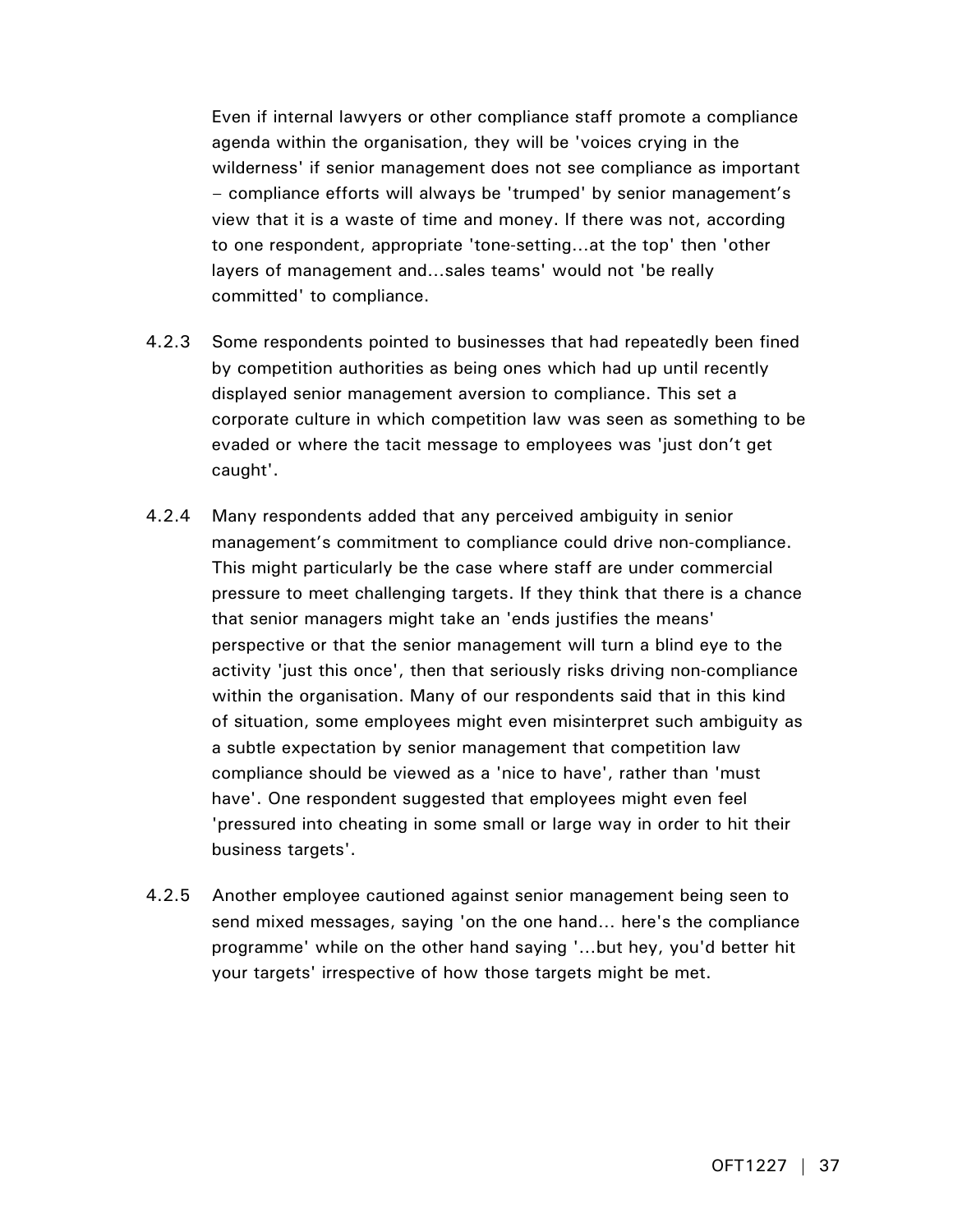Even if internal lawyers or other compliance staff promote a compliance agenda within the organisation, they will be 'voices crying in the wilderness' if senior management does not see compliance as important – compliance efforts will always be 'trumped' by senior management's view that it is a waste of time and money. If there was not, according to one respondent, appropriate 'tone-setting…at the top' then 'other layers of management and…sales teams' would not 'be really committed' to compliance.

4.2.3 Some respondents pointed to businesses that had repeatedly been fined by competition authorities as being ones which had up until recently displayed senior management aversion to compliance. This set a corporate culture in which competition law was seen as something to be evaded or where the tacit message to employees was 'just don't get caught'.

4.2.4 Many respondents added that any perceived ambiguity in senior management's commitment to compliance could drive non-compliance. This might particularly be the case where staff are under commercial pressure to meet challenging targets. If they think that there is a chance that senior managers might take an 'ends justifies the means' perspective or that the senior management will turn a blind eye to the activity 'just this once', then that seriously risks driving non-compliance within the organisation. Many of our respondents said that in this kind of situation, some employees might even misinterpret such ambiguity as a subtle expectation by senior management that competition law compliance should be viewed as a 'nice to have', rather than 'must have'. One respondent suggested that employees might even feel 'pressured into cheating in some small or large way in order to hit their business targets'.

4.2.5 Another employee cautioned against senior management being seen to send mixed messages, saying 'on the one hand… here's the compliance programme' while on the other hand saying '…but hey, you'd better hit your targets' irrespective of how those targets might be met.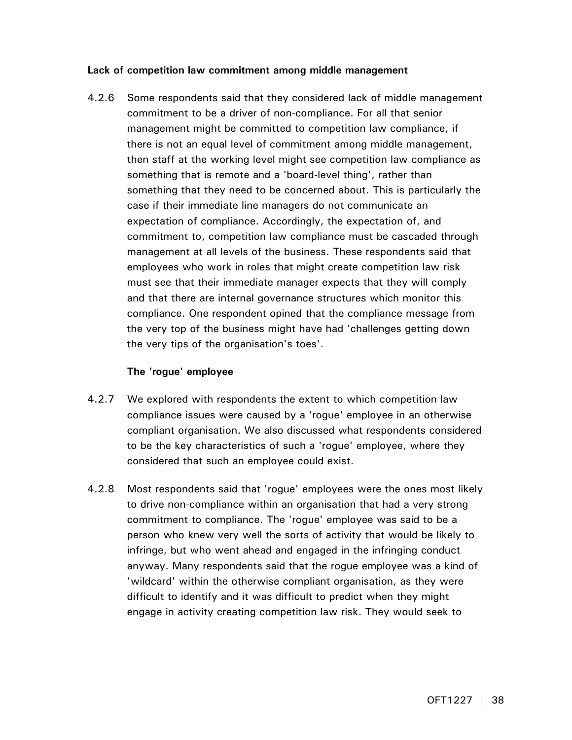**Lack of competition law commitment among middle management**

4.2.6 Some respondents said that they considered lack of middle management commitment to be a driver of non-compliance. For all that senior management might be committed to competition law compliance, if there is not an equal level of commitment among middle management, then staff at the working level might see competition law compliance as something that is remote and a 'board-level thing', rather than something that they need to be concerned about. This is particularly the case if their immediate line managers do not communicate an expectation of compliance. Accordingly, the expectation of, and commitment to, competition law compliance must be cascaded through management at all levels of the business. These respondents said that employees who work in roles that might create competition law risk must see that their immediate manager expects that they will comply and that there are internal governance structures which monitor this compliance. One respondent opined that the compliance message from the very top of the business might have had 'challenges getting down the very tips of the organisation's toes'.

**The 'rogue' employee**

4.2.7 We explored with respondents the extent to which competition law compliance issues were caused by a 'rogue' employee in an otherwise compliant organisation. We also discussed what respondents considered to be the key characteristics of such a 'rogue' employee, where they considered that such an employee could exist.

4.2.8 Most respondents said that 'rogue' employees were the ones most likely to drive non-compliance within an organisation that had a very strong commitment to compliance. The 'rogue' employee was said to be a person who knew very well the sorts of activity that would be likely to infringe, but who went ahead and engaged in the infringing conduct anyway. Many respondents said that the rogue employee was a kind of 'wildcard' within the otherwise compliant organisation, as they were difficult to identify and it was difficult to predict when they might engage in activity creating competition law risk. They would seek to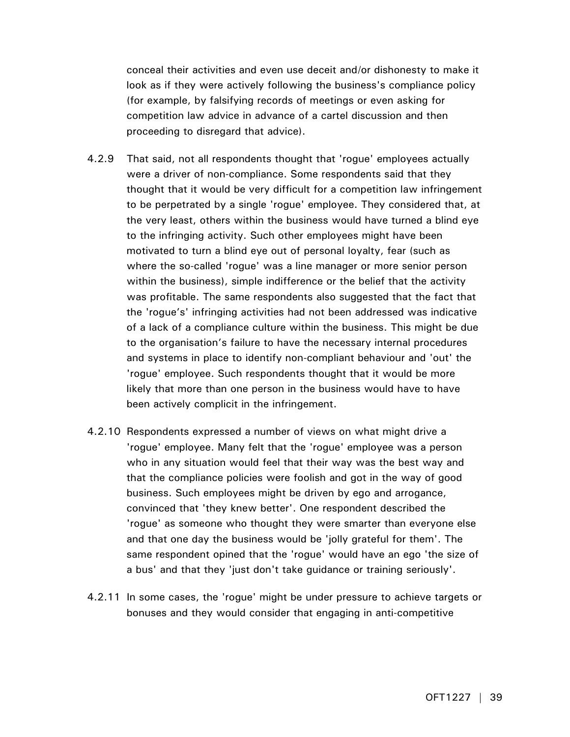conceal their activities and even use deceit and/or dishonesty to make it look as if they were actively following the business's compliance policy (for example, by falsifying records of meetings or even asking for competition law advice in advance of a cartel discussion and then proceeding to disregard that advice).

4.2.9 That said, not all respondents thought that 'rogue' employees actually were a driver of non-compliance. Some respondents said that they thought that it would be very difficult for a competition law infringement to be perpetrated by a single 'rogue' employee. They considered that, at the very least, others within the business would have turned a blind eye to the infringing activity. Such other employees might have been motivated to turn a blind eye out of personal loyalty, fear (such as where the so-called 'rogue' was a line manager or more senior person within the business), simple indifference or the belief that the activity was profitable. The same respondents also suggested that the fact that the 'rogue's' infringing activities had not been addressed was indicative of a lack of a compliance culture within the business. This might be due to the organisation's failure to have the necessary internal procedures and systems in place to identify non-compliant behaviour and 'out' the 'rogue' employee. Such respondents thought that it would be more likely that more than one person in the business would have to have been actively complicit in the infringement.

4.2.10 Respondents expressed a number of views on what might drive a 'rogue' employee. Many felt that the 'rogue' employee was a person who in any situation would feel that their way was the best way and that the compliance policies were foolish and got in the way of good business. Such employees might be driven by ego and arrogance, convinced that 'they knew better'. One respondent described the 'rogue' as someone who thought they were smarter than everyone else and that one day the business would be 'jolly grateful for them'. The same respondent opined that the 'rogue' would have an ego 'the size of a bus' and that they 'just don't take guidance or training seriously'.

4.2.11 In some cases, the 'rogue' might be under pressure to achieve targets or bonuses and they would consider that engaging in anti-competitive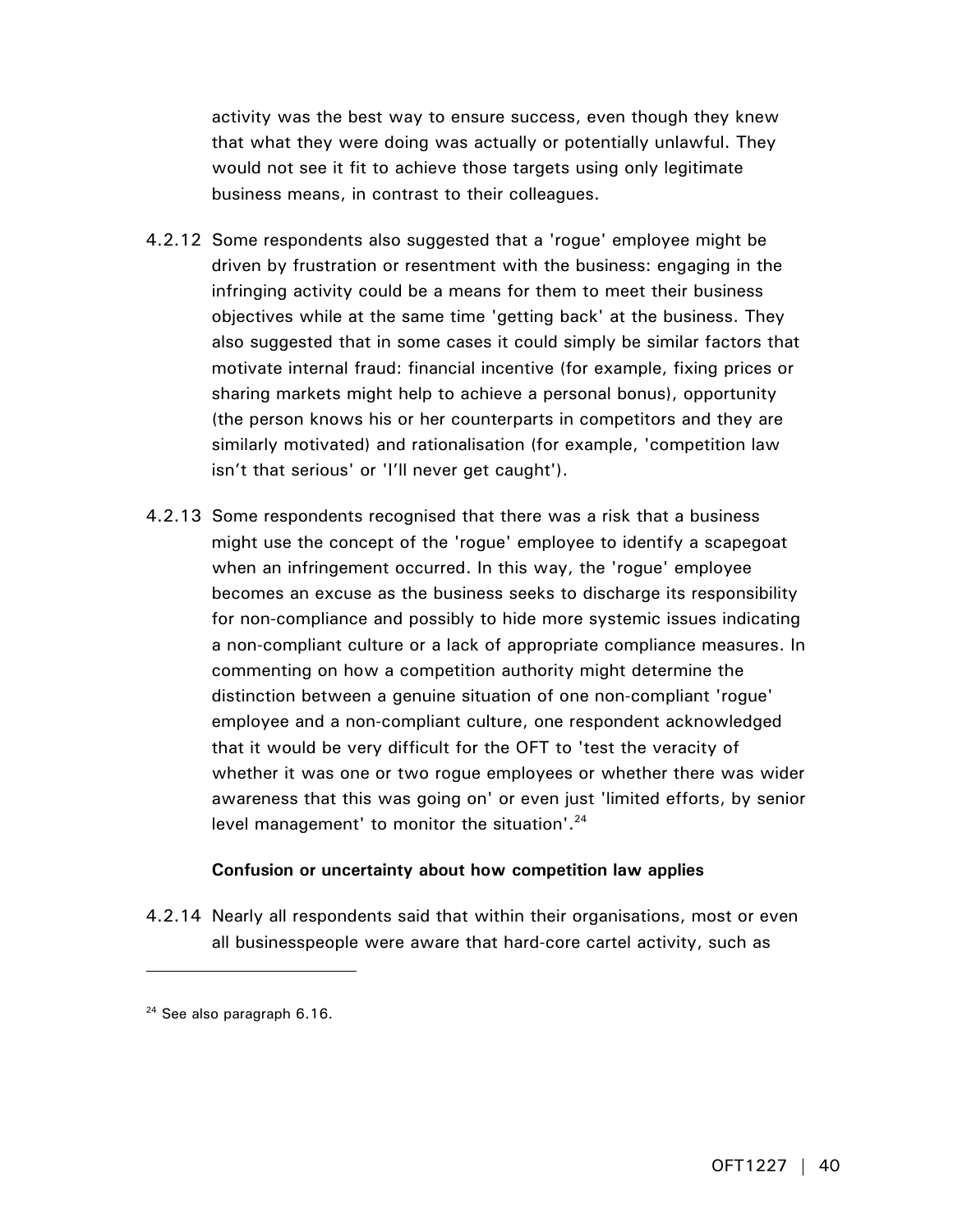activity was the best way to ensure success, even though they knew that what they were doing was actually or potentially unlawful. They would not see it fit to achieve those targets using only legitimate business means, in contrast to their colleagues.

4.2.12 Some respondents also suggested that a 'rogue' employee might be driven by frustration or resentment with the business: engaging in the infringing activity could be a means for them to meet their business objectives while at the same time 'getting back' at the business. They also suggested that in some cases it could simply be similar factors that motivate internal fraud: financial incentive (for example, fixing prices or sharing markets might help to achieve a personal bonus), opportunity (the person knows his or her counterparts in competitors and they are similarly motivated) and rationalisation (for example, 'competition law isn't that serious' or 'I'll never get caught').

4.2.13 Some respondents recognised that there was a risk that a business might use the concept of the 'rogue' employee to identify a scapegoat when an infringement occurred. In this way, the 'rogue' employee becomes an excuse as the business seeks to discharge its responsibility for non-compliance and possibly to hide more systemic issues indicating a non-compliant culture or a lack of appropriate compliance measures. In commenting on how a competition authority might determine the distinction between a genuine situation of one non-compliant 'rogue' employee and a non-compliant culture, one respondent acknowledged that it would be very difficult for the OFT to 'test the veracity of whether it was one or two rogue employees or whether there was wider awareness that this was going on' or even just 'limited efforts, by senior level management' to monitor the situation'.[24]

**Confusion or uncertainty about how competition law applies**

4.2.14 Nearly all respondents said that within their organisations, most or even all businesspeople were aware that hard-core cartel activity, such as

[24] See also paragraph 6.16.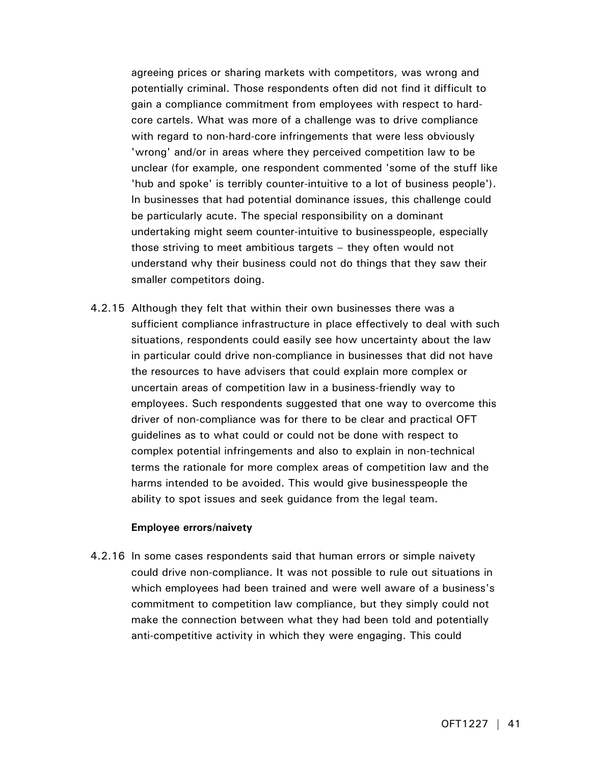agreeing prices or sharing markets with competitors, was wrong and potentially criminal. Those respondents often did not find it difficult to gain a compliance commitment from employees with respect to hard-core cartels. What was more of a challenge was to drive compliance with regard to non-hard-core infringements that were less obviously 'wrong' and/or in areas where they perceived competition law to be unclear (for example, one respondent commented 'some of the stuff like 'hub and spoke' is terribly counter-intuitive to a lot of business people'). In businesses that had potential dominance issues, this challenge could be particularly acute. The special responsibility on a dominant undertaking might seem counter-intuitive to businesspeople, especially those striving to meet ambitious targets – they often would not understand why their business could not do things that they saw their smaller competitors doing.

4.2.15 Although they felt that within their own businesses there was a sufficient compliance infrastructure in place effectively to deal with such situations, respondents could easily see how uncertainty about the law in particular could drive non-compliance in businesses that did not have the resources to have advisers that could explain more complex or uncertain areas of competition law in a business-friendly way to employees. Such respondents suggested that one way to overcome this driver of non-compliance was for there to be clear and practical OFT guidelines as to what could or could not be done with respect to complex potential infringements and also to explain in non-technical terms the rationale for more complex areas of competition law and the harms intended to be avoided. This would give businesspeople the ability to spot issues and seek guidance from the legal team.

**Employee errors/naivety**

4.2.16 In some cases respondents said that human errors or simple naivety could drive non-compliance. It was not possible to rule out situations in which employees had been trained and were well aware of a business's commitment to competition law compliance, but they simply could not make the connection between what they had been told and potentially anti-competitive activity in which they were engaging. This could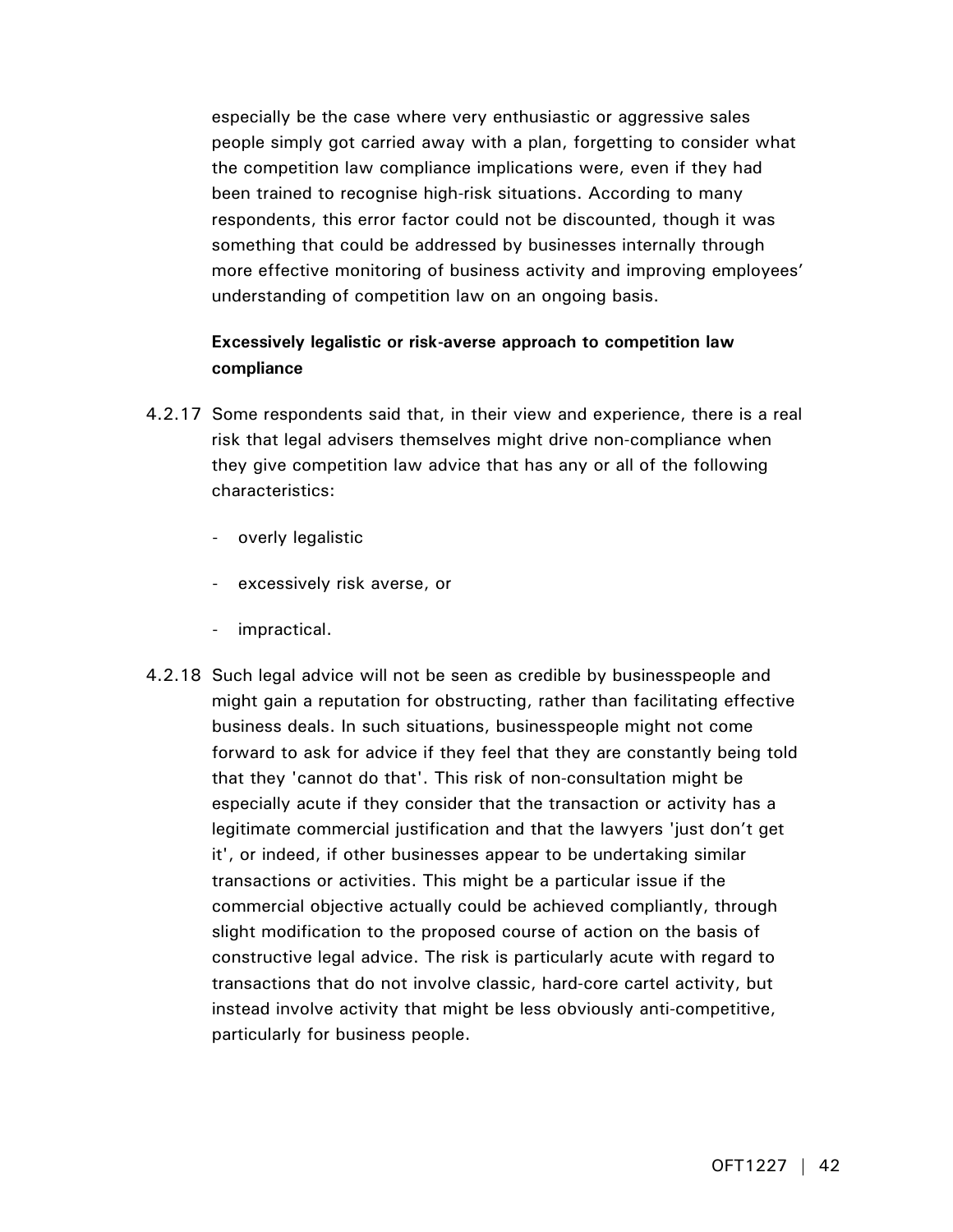especially be the case where very enthusiastic or aggressive sales people simply got carried away with a plan, forgetting to consider what the competition law compliance implications were, even if they had been trained to recognise high-risk situations. According to many respondents, this error factor could not be discounted, though it was something that could be addressed by businesses internally through more effective monitoring of business activity and improving employees' understanding of competition law on an ongoing basis.

**Excessively legalistic or risk-averse approach to competition law compliance**

4.2.17 Some respondents said that, in their view and experience, there is a real risk that legal advisers themselves might drive non-compliance when they give competition law advice that has any or all of the following characteristics:

- overly legalistic
- excessively risk averse, or
- impractical.

4.2.18 Such legal advice will not be seen as credible by businesspeople and might gain a reputation for obstructing, rather than facilitating effective business deals. In such situations, businesspeople might not come forward to ask for advice if they feel that they are constantly being told that they 'cannot do that'. This risk of non-consultation might be especially acute if they consider that the transaction or activity has a legitimate commercial justification and that the lawyers 'just don't get it', or indeed, if other businesses appear to be undertaking similar transactions or activities. This might be a particular issue if the commercial objective actually could be achieved compliantly, through slight modification to the proposed course of action on the basis of constructive legal advice. The risk is particularly acute with regard to transactions that do not involve classic, hard-core cartel activity, but instead involve activity that might be less obviously anti-competitive, particularly for business people.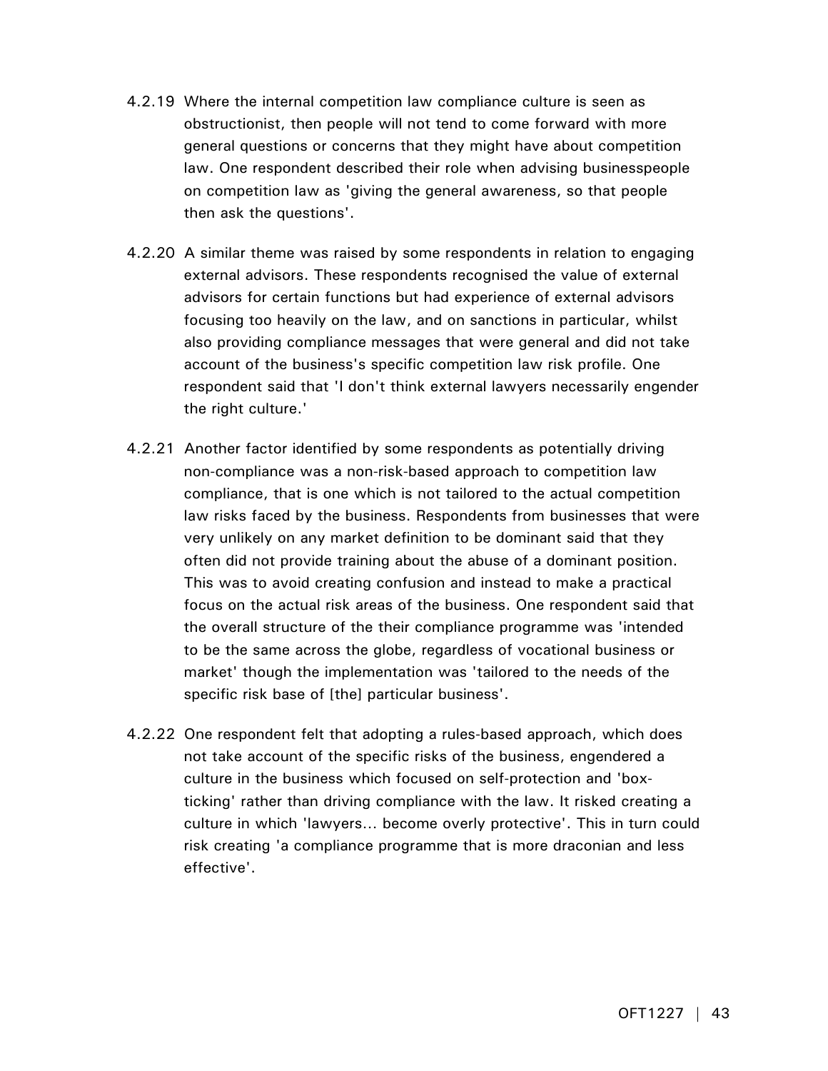4.2.19 Where the internal competition law compliance culture is seen as obstructionist, then people will not tend to come forward with more general questions or concerns that they might have about competition law. One respondent described their role when advising businesspeople on competition law as 'giving the general awareness, so that people then ask the questions'.

4.2.20 A similar theme was raised by some respondents in relation to engaging external advisors. These respondents recognised the value of external advisors for certain functions but had experience of external advisors focusing too heavily on the law, and on sanctions in particular, whilst also providing compliance messages that were general and did not take account of the business's specific competition law risk profile. One respondent said that 'I don't think external lawyers necessarily engender the right culture.'

4.2.21 Another factor identified by some respondents as potentially driving non-compliance was a non-risk-based approach to competition law compliance, that is one which is not tailored to the actual competition law risks faced by the business. Respondents from businesses that were very unlikely on any market definition to be dominant said that they often did not provide training about the abuse of a dominant position. This was to avoid creating confusion and instead to make a practical focus on the actual risk areas of the business. One respondent said that the overall structure of the their compliance programme was 'intended to be the same across the globe, regardless of vocational business or market' though the implementation was 'tailored to the needs of the specific risk base of [the] particular business'.

4.2.22 One respondent felt that adopting a rules-based approach, which does not take account of the specific risks of the business, engendered a culture in the business which focused on self-protection and 'box-ticking' rather than driving compliance with the law. It risked creating a culture in which 'lawyers... become overly protective'. This in turn could risk creating 'a compliance programme that is more draconian and less effective'.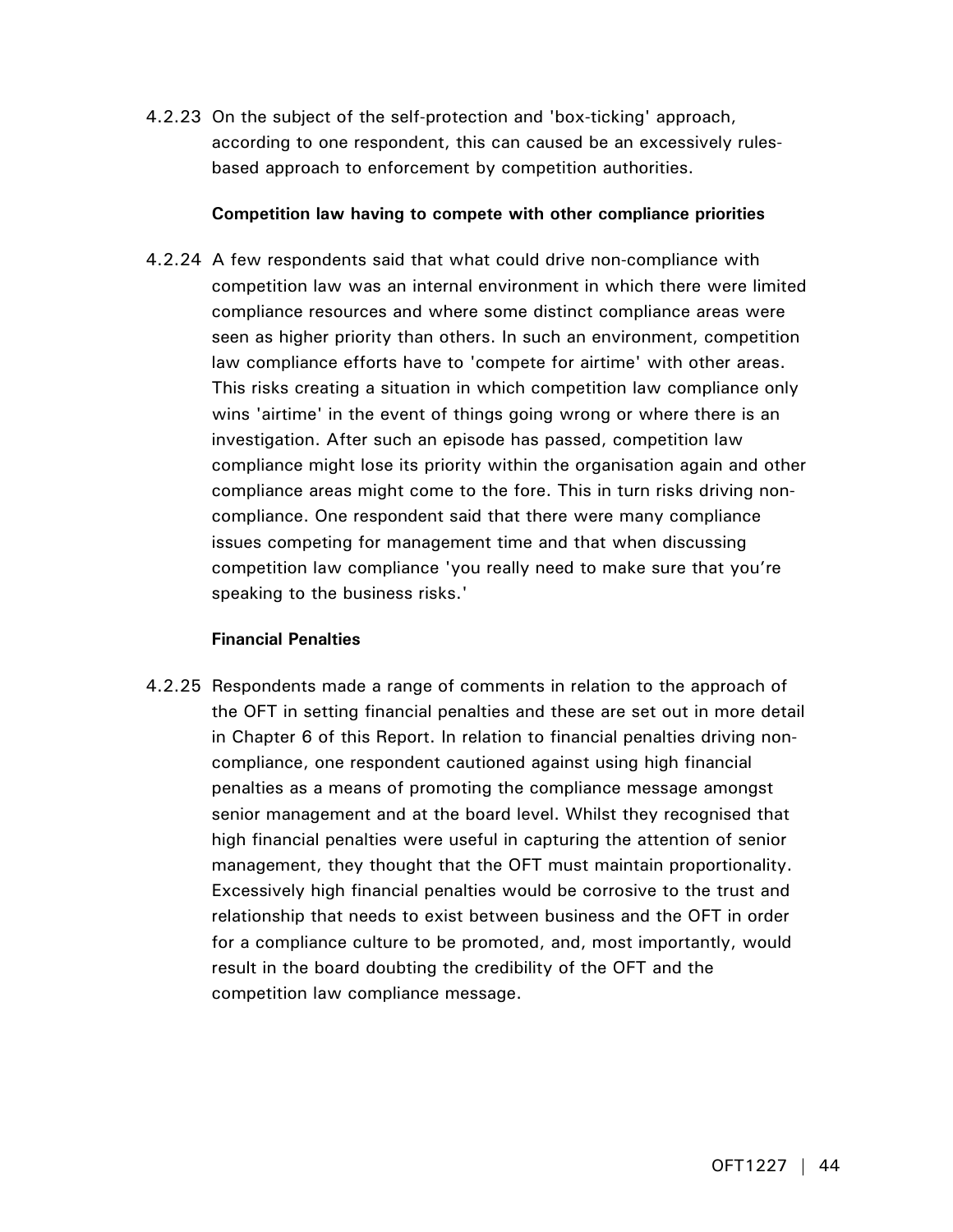4.2.23 On the subject of the self-protection and 'box-ticking' approach, according to one respondent, this can caused be an excessively rules-based approach to enforcement by competition authorities.

**Competition law having to compete with other compliance priorities**

4.2.24 A few respondents said that what could drive non-compliance with competition law was an internal environment in which there were limited compliance resources and where some distinct compliance areas were seen as higher priority than others. In such an environment, competition law compliance efforts have to 'compete for airtime' with other areas. This risks creating a situation in which competition law compliance only wins 'airtime' in the event of things going wrong or where there is an investigation. After such an episode has passed, competition law compliance might lose its priority within the organisation again and other compliance areas might come to the fore. This in turn risks driving non-compliance. One respondent said that there were many compliance issues competing for management time and that when discussing competition law compliance 'you really need to make sure that you're speaking to the business risks.'

**Financial Penalties**

4.2.25 Respondents made a range of comments in relation to the approach of the OFT in setting financial penalties and these are set out in more detail in Chapter 6 of this Report. In relation to financial penalties driving non-compliance, one respondent cautioned against using high financial penalties as a means of promoting the compliance message amongst senior management and at the board level. Whilst they recognised that high financial penalties were useful in capturing the attention of senior management, they thought that the OFT must maintain proportionality. Excessively high financial penalties would be corrosive to the trust and relationship that needs to exist between business and the OFT in order for a compliance culture to be promoted, and, most importantly, would result in the board doubting the credibility of the OFT and the competition law compliance message.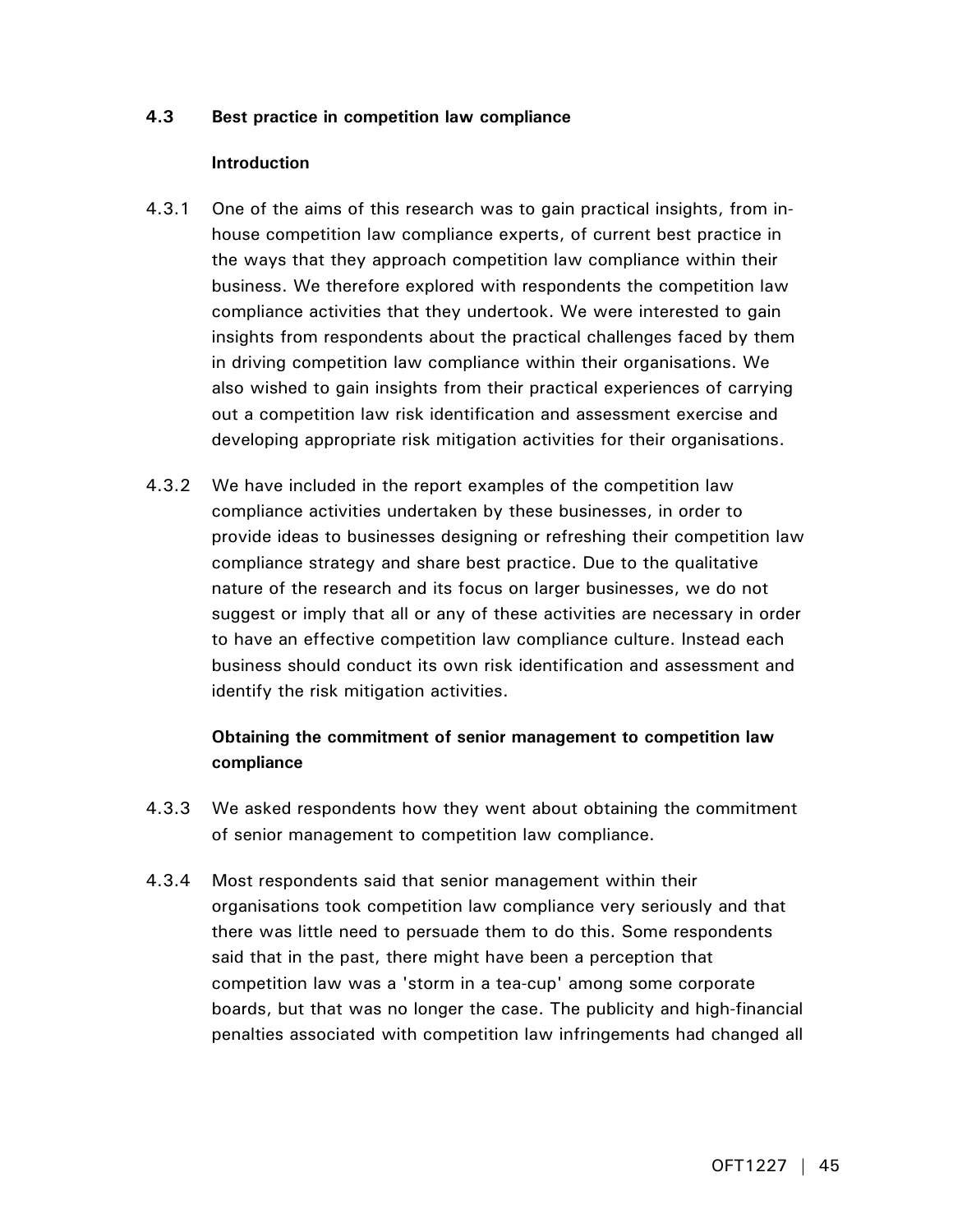## 4.3 Best practice in competition law compliance

### Introduction

4.3.1 One of the aims of this research was to gain practical insights, from in-house competition law compliance experts, of current best practice in the ways that they approach competition law compliance within their business. We therefore explored with respondents the competition law compliance activities that they undertook. We were interested to gain insights from respondents about the practical challenges faced by them in driving competition law compliance within their organisations. We also wished to gain insights from their practical experiences of carrying out a competition law risk identification and assessment exercise and developing appropriate risk mitigation activities for their organisations.

4.3.2 We have included in the report examples of the competition law compliance activities undertaken by these businesses, in order to provide ideas to businesses designing or refreshing their competition law compliance strategy and share best practice. Due to the qualitative nature of the research and its focus on larger businesses, we do not suggest or imply that all or any of these activities are necessary in order to have an effective competition law compliance culture. Instead each business should conduct its own risk identification and assessment and identify the risk mitigation activities.

### Obtaining the commitment of senior management to competition law compliance

4.3.3 We asked respondents how they went about obtaining the commitment of senior management to competition law compliance.

4.3.4 Most respondents said that senior management within their organisations took competition law compliance very seriously and that there was little need to persuade them to do this. Some respondents said that in the past, there might have been a perception that competition law was a 'storm in a tea-cup' among some corporate boards, but that was no longer the case. The publicity and high-financial penalties associated with competition law infringements had changed all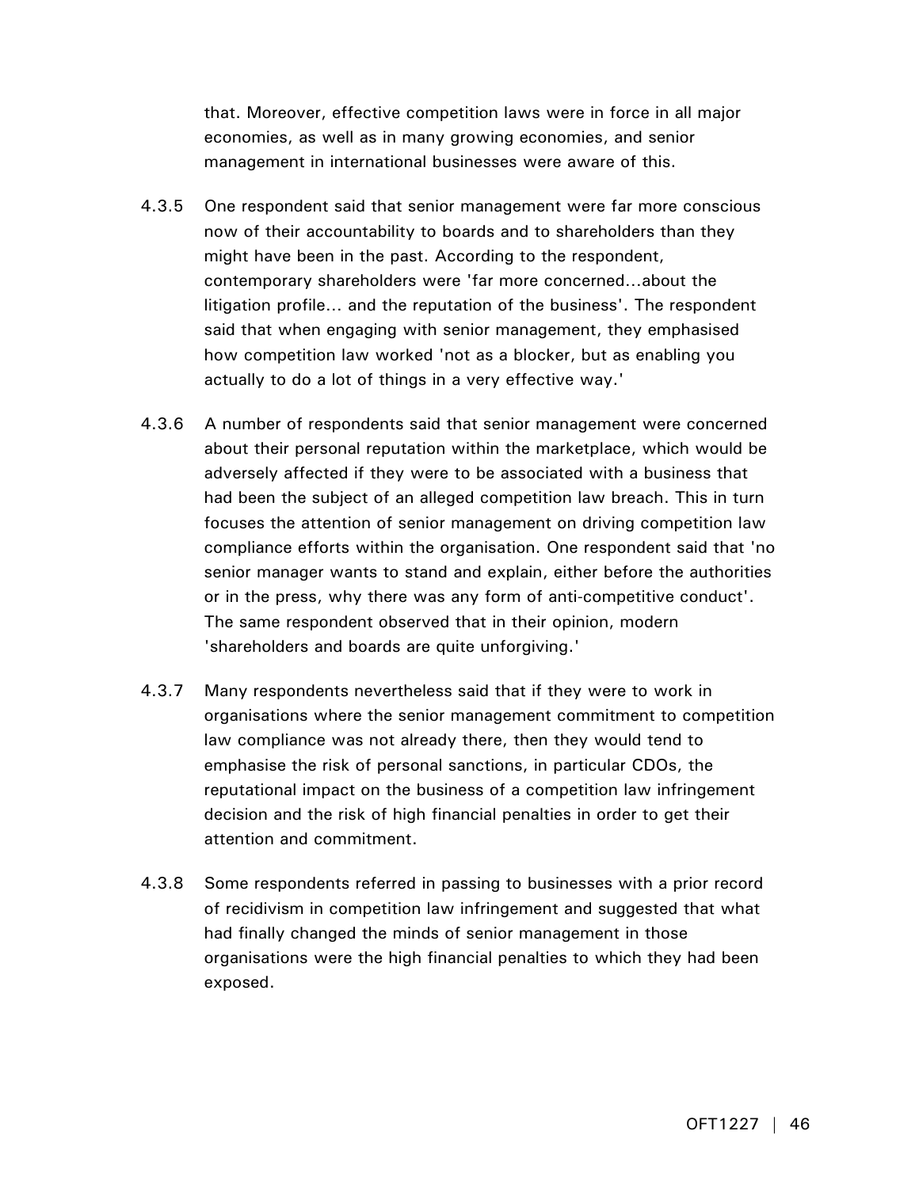that. Moreover, effective competition laws were in force in all major economies, as well as in many growing economies, and senior management in international businesses were aware of this.

4.3.5 One respondent said that senior management were far more conscious now of their accountability to boards and to shareholders than they might have been in the past. According to the respondent, contemporary shareholders were 'far more concerned...about the litigation profile... and the reputation of the business'. The respondent said that when engaging with senior management, they emphasised how competition law worked 'not as a blocker, but as enabling you actually to do a lot of things in a very effective way.'

4.3.6 A number of respondents said that senior management were concerned about their personal reputation within the marketplace, which would be adversely affected if they were to be associated with a business that had been the subject of an alleged competition law breach. This in turn focuses the attention of senior management on driving competition law compliance efforts within the organisation. One respondent said that 'no senior manager wants to stand and explain, either before the authorities or in the press, why there was any form of anti-competitive conduct'. The same respondent observed that in their opinion, modern 'shareholders and boards are quite unforgiving.'

4.3.7 Many respondents nevertheless said that if they were to work in organisations where the senior management commitment to competition law compliance was not already there, then they would tend to emphasise the risk of personal sanctions, in particular CDOs, the reputational impact on the business of a competition law infringement decision and the risk of high financial penalties in order to get their attention and commitment.

4.3.8 Some respondents referred in passing to businesses with a prior record of recidivism in competition law infringement and suggested that what had finally changed the minds of senior management in those organisations were the high financial penalties to which they had been exposed.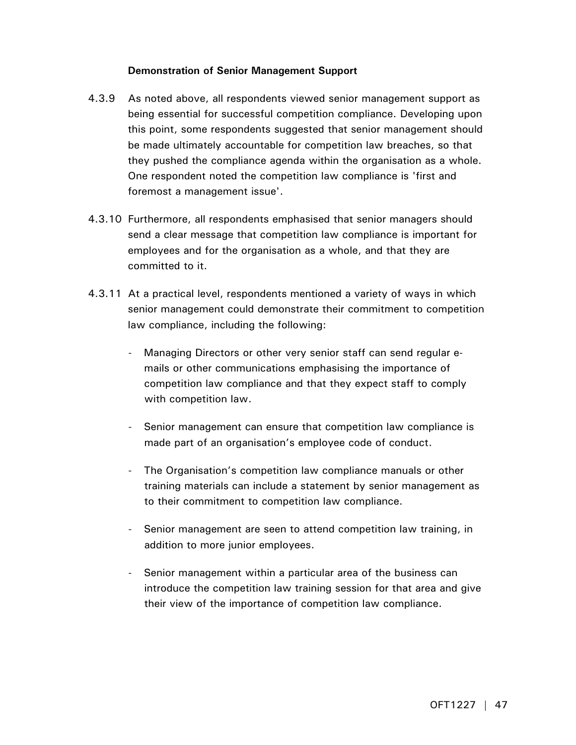**Demonstration of Senior Management Support**

4.3.9 As noted above, all respondents viewed senior management support as being essential for successful competition compliance. Developing upon this point, some respondents suggested that senior management should be made ultimately accountable for competition law breaches, so that they pushed the compliance agenda within the organisation as a whole. One respondent noted the competition law compliance is 'first and foremost a management issue'.

4.3.10 Furthermore, all respondents emphasised that senior managers should send a clear message that competition law compliance is important for employees and for the organisation as a whole, and that they are committed to it.

4.3.11 At a practical level, respondents mentioned a variety of ways in which senior management could demonstrate their commitment to competition law compliance, including the following:

- Managing Directors or other very senior staff can send regular e-mails or other communications emphasising the importance of competition law compliance and that they expect staff to comply with competition law.

- Senior management can ensure that competition law compliance is made part of an organisation's employee code of conduct.

- The Organisation's competition law compliance manuals or other training materials can include a statement by senior management as to their commitment to competition law compliance.

- Senior management are seen to attend competition law training, in addition to more junior employees.

- Senior management within a particular area of the business can introduce the competition law training session for that area and give their view of the importance of competition law compliance.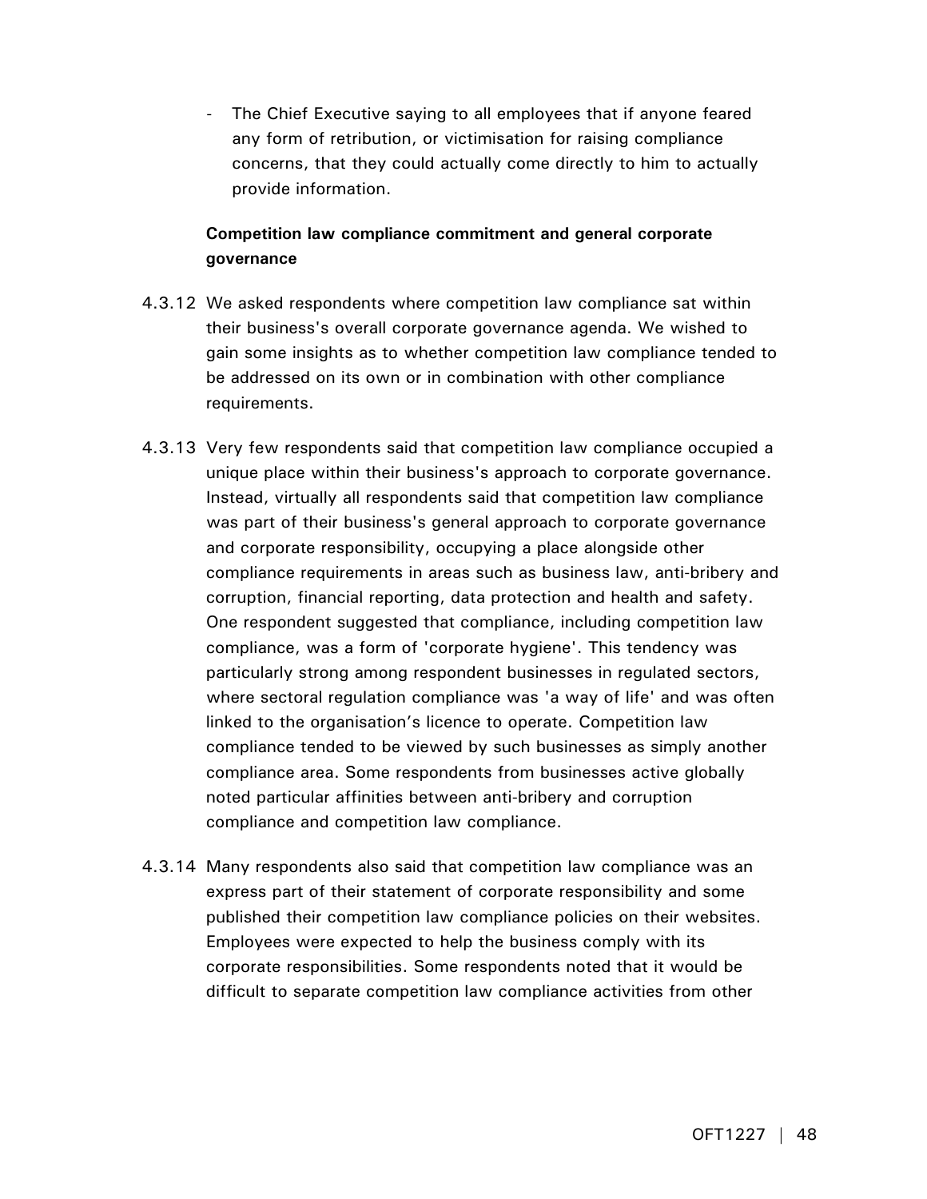- The Chief Executive saying to all employees that if anyone feared any form of retribution, or victimisation for raising compliance concerns, that they could actually come directly to him to actually provide information.

**Competition law compliance commitment and general corporate governance**

4.3.12 We asked respondents where competition law compliance sat within their business's overall corporate governance agenda. We wished to gain some insights as to whether competition law compliance tended to be addressed on its own or in combination with other compliance requirements.

4.3.13 Very few respondents said that competition law compliance occupied a unique place within their business's approach to corporate governance. Instead, virtually all respondents said that competition law compliance was part of their business's general approach to corporate governance and corporate responsibility, occupying a place alongside other compliance requirements in areas such as business law, anti-bribery and corruption, financial reporting, data protection and health and safety. One respondent suggested that compliance, including competition law compliance, was a form of 'corporate hygiene'. This tendency was particularly strong among respondent businesses in regulated sectors, where sectoral regulation compliance was 'a way of life' and was often linked to the organisation's licence to operate. Competition law compliance tended to be viewed by such businesses as simply another compliance area. Some respondents from businesses active globally noted particular affinities between anti-bribery and corruption compliance and competition law compliance.

4.3.14 Many respondents also said that competition law compliance was an express part of their statement of corporate responsibility and some published their competition law compliance policies on their websites. Employees were expected to help the business comply with its corporate responsibilities. Some respondents noted that it would be difficult to separate competition law compliance activities from other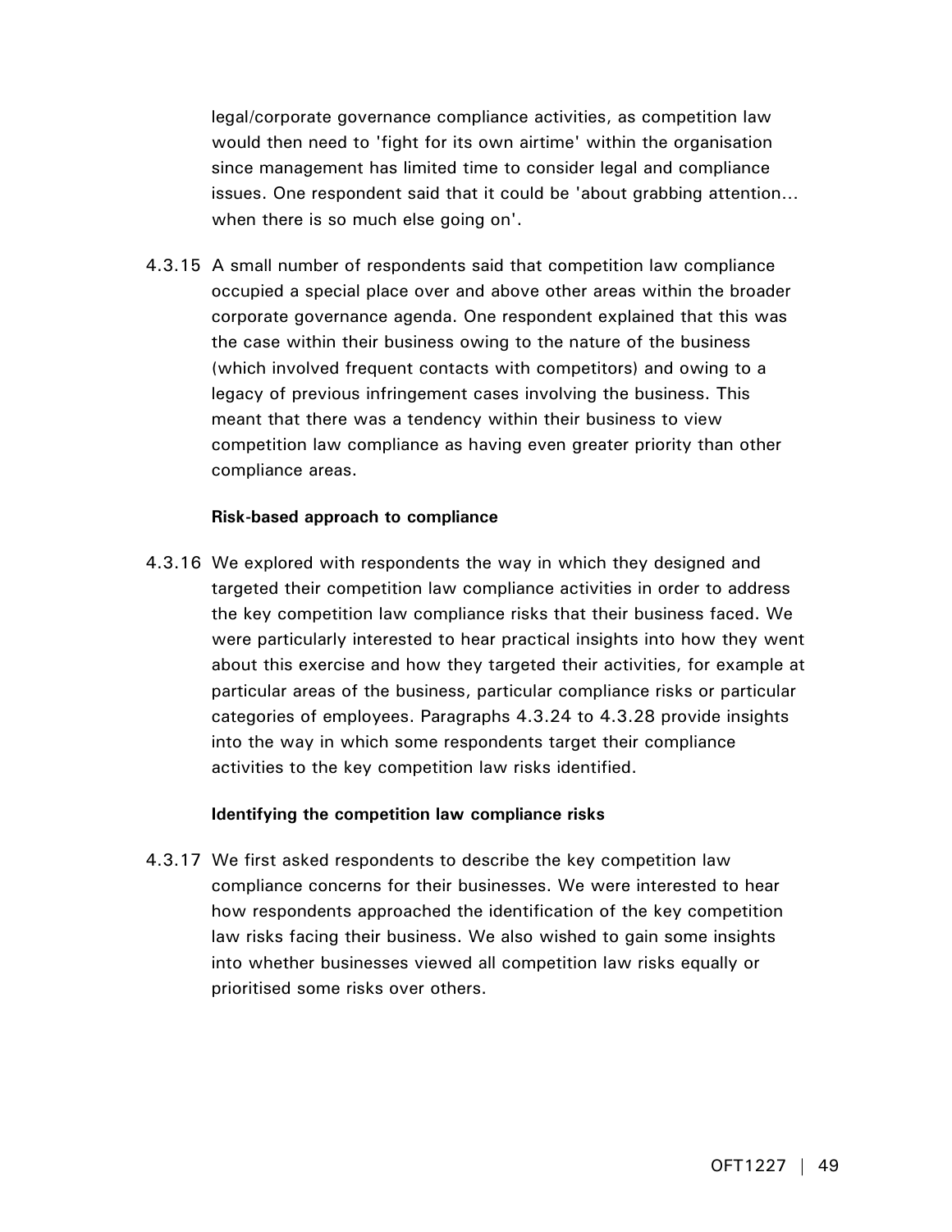legal/corporate governance compliance activities, as competition law would then need to 'fight for its own airtime' within the organisation since management has limited time to consider legal and compliance issues. One respondent said that it could be 'about grabbing attention… when there is so much else going on'.

4.3.15 A small number of respondents said that competition law compliance occupied a special place over and above other areas within the broader corporate governance agenda. One respondent explained that this was the case within their business owing to the nature of the business (which involved frequent contacts with competitors) and owing to a legacy of previous infringement cases involving the business. This meant that there was a tendency within their business to view competition law compliance as having even greater priority than other compliance areas.

**Risk-based approach to compliance**

4.3.16 We explored with respondents the way in which they designed and targeted their competition law compliance activities in order to address the key competition law compliance risks that their business faced. We were particularly interested to hear practical insights into how they went about this exercise and how they targeted their activities, for example at particular areas of the business, particular compliance risks or particular categories of employees. Paragraphs 4.3.24 to 4.3.28 provide insights into the way in which some respondents target their compliance activities to the key competition law risks identified.

**Identifying the competition law compliance risks**

4.3.17 We first asked respondents to describe the key competition law compliance concerns for their businesses. We were interested to hear how respondents approached the identification of the key competition law risks facing their business. We also wished to gain some insights into whether businesses viewed all competition law risks equally or prioritised some risks over others.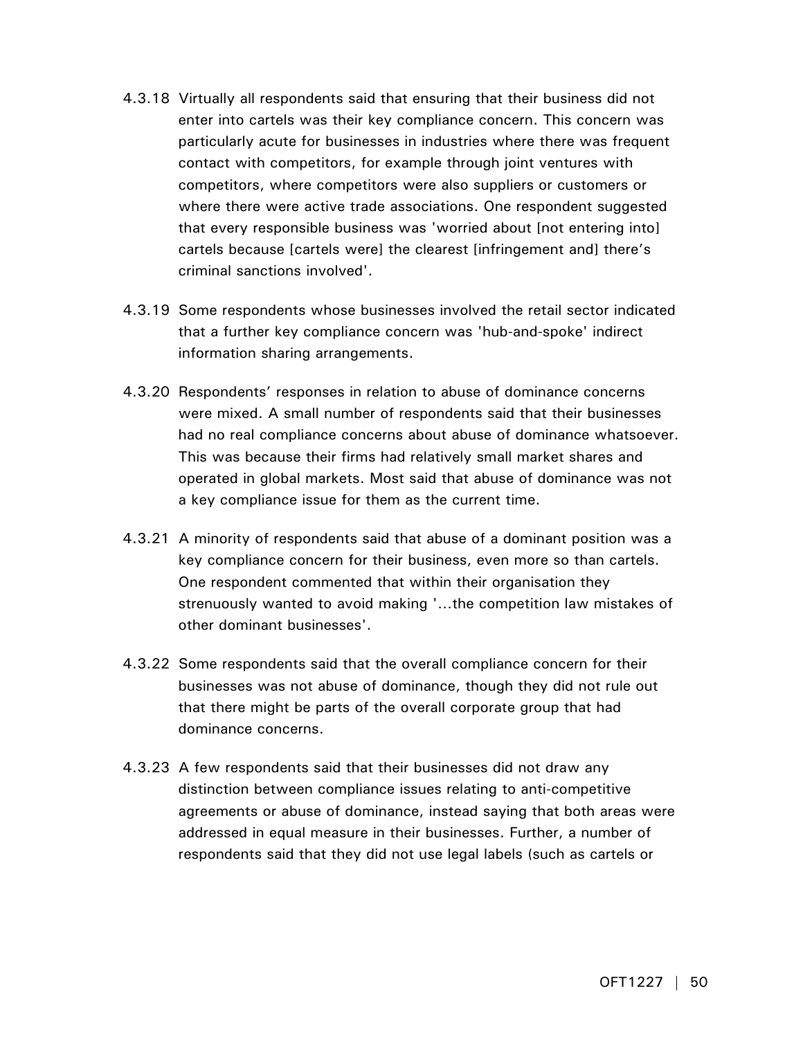4.3.18 Virtually all respondents said that ensuring that their business did not enter into cartels was their key compliance concern. This concern was particularly acute for businesses in industries where there was frequent contact with competitors, for example through joint ventures with competitors, where competitors were also suppliers or customers or where there were active trade associations. One respondent suggested that every responsible business was 'worried about [not entering into] cartels because [cartels were] the clearest [infringement and] there's criminal sanctions involved'.

4.3.19 Some respondents whose businesses involved the retail sector indicated that a further key compliance concern was 'hub-and-spoke' indirect information sharing arrangements.

4.3.20 Respondents' responses in relation to abuse of dominance concerns were mixed. A small number of respondents said that their businesses had no real compliance concerns about abuse of dominance whatsoever. This was because their firms had relatively small market shares and operated in global markets. Most said that abuse of dominance was not a key compliance issue for them as the current time.

4.3.21 A minority of respondents said that abuse of a dominant position was a key compliance concern for their business, even more so than cartels. One respondent commented that within their organisation they strenuously wanted to avoid making '…the competition law mistakes of other dominant businesses'.

4.3.22 Some respondents said that the overall compliance concern for their businesses was not abuse of dominance, though they did not rule out that there might be parts of the overall corporate group that had dominance concerns.

4.3.23 A few respondents said that their businesses did not draw any distinction between compliance issues relating to anti-competitive agreements or abuse of dominance, instead saying that both areas were addressed in equal measure in their businesses. Further, a number of respondents said that they did not use legal labels (such as cartels or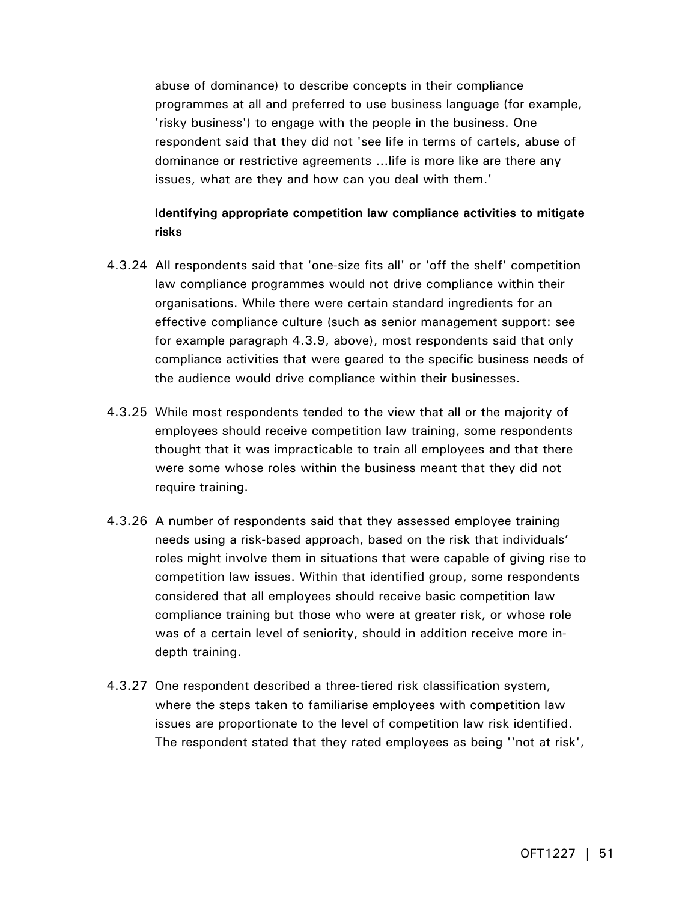abuse of dominance) to describe concepts in their compliance programmes at all and preferred to use business language (for example, 'risky business') to engage with the people in the business. One respondent said that they did not 'see life in terms of cartels, abuse of dominance or restrictive agreements ...life is more like are there any issues, what are they and how can you deal with them.'

**Identifying appropriate competition law compliance activities to mitigate risks**

4.3.24 All respondents said that 'one-size fits all' or 'off the shelf' competition law compliance programmes would not drive compliance within their organisations. While there were certain standard ingredients for an effective compliance culture (such as senior management support: see for example paragraph 4.3.9, above), most respondents said that only compliance activities that were geared to the specific business needs of the audience would drive compliance within their businesses.

4.3.25 While most respondents tended to the view that all or the majority of employees should receive competition law training, some respondents thought that it was impracticable to train all employees and that there were some whose roles within the business meant that they did not require training.

4.3.26 A number of respondents said that they assessed employee training needs using a risk-based approach, based on the risk that individuals' roles might involve them in situations that were capable of giving rise to competition law issues. Within that identified group, some respondents considered that all employees should receive basic competition law compliance training but those who were at greater risk, or whose role was of a certain level of seniority, should in addition receive more in-depth training.

4.3.27 One respondent described a three-tiered risk classification system, where the steps taken to familiarise employees with competition law issues are proportionate to the level of competition law risk identified. The respondent stated that they rated employees as being ''not at risk',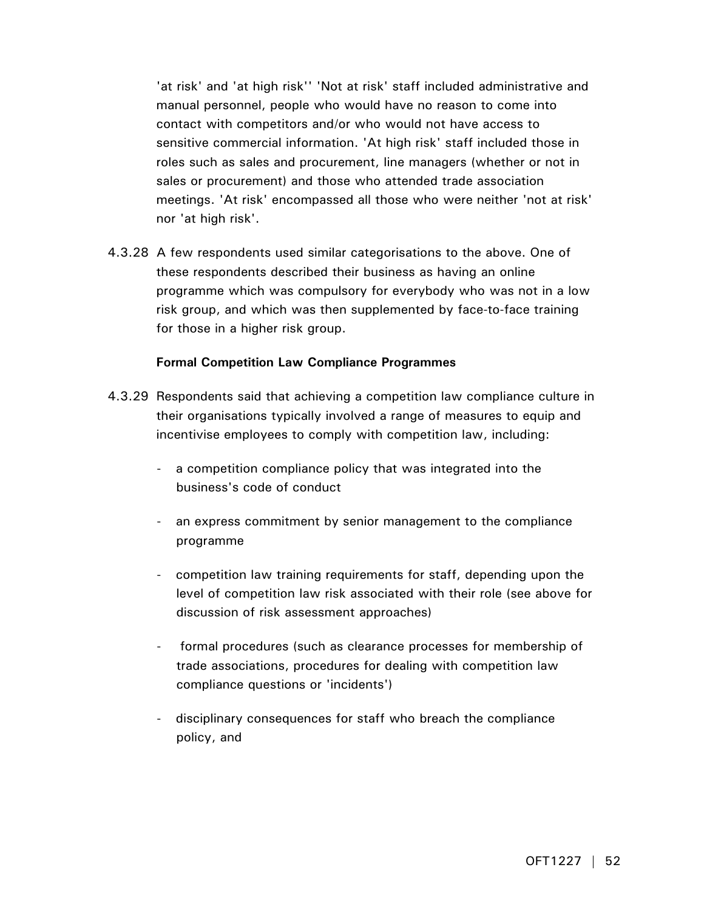'at risk' and 'at high risk'' 'Not at risk' staff included administrative and manual personnel, people who would have no reason to come into contact with competitors and/or who would not have access to sensitive commercial information. 'At high risk' staff included those in roles such as sales and procurement, line managers (whether or not in sales or procurement) and those who attended trade association meetings. 'At risk' encompassed all those who were neither 'not at risk' nor 'at high risk'.

4.3.28 A few respondents used similar categorisations to the above. One of these respondents described their business as having an online programme which was compulsory for everybody who was not in a low risk group, and which was then supplemented by face-to-face training for those in a higher risk group.

**Formal Competition Law Compliance Programmes**

4.3.29 Respondents said that achieving a competition law compliance culture in their organisations typically involved a range of measures to equip and incentivise employees to comply with competition law, including:

- a competition compliance policy that was integrated into the business's code of conduct
- an express commitment by senior management to the compliance programme
- competition law training requirements for staff, depending upon the level of competition law risk associated with their role (see above for discussion of risk assessment approaches)
- formal procedures (such as clearance processes for membership of trade associations, procedures for dealing with competition law compliance questions or 'incidents')
- disciplinary consequences for staff who breach the compliance policy, and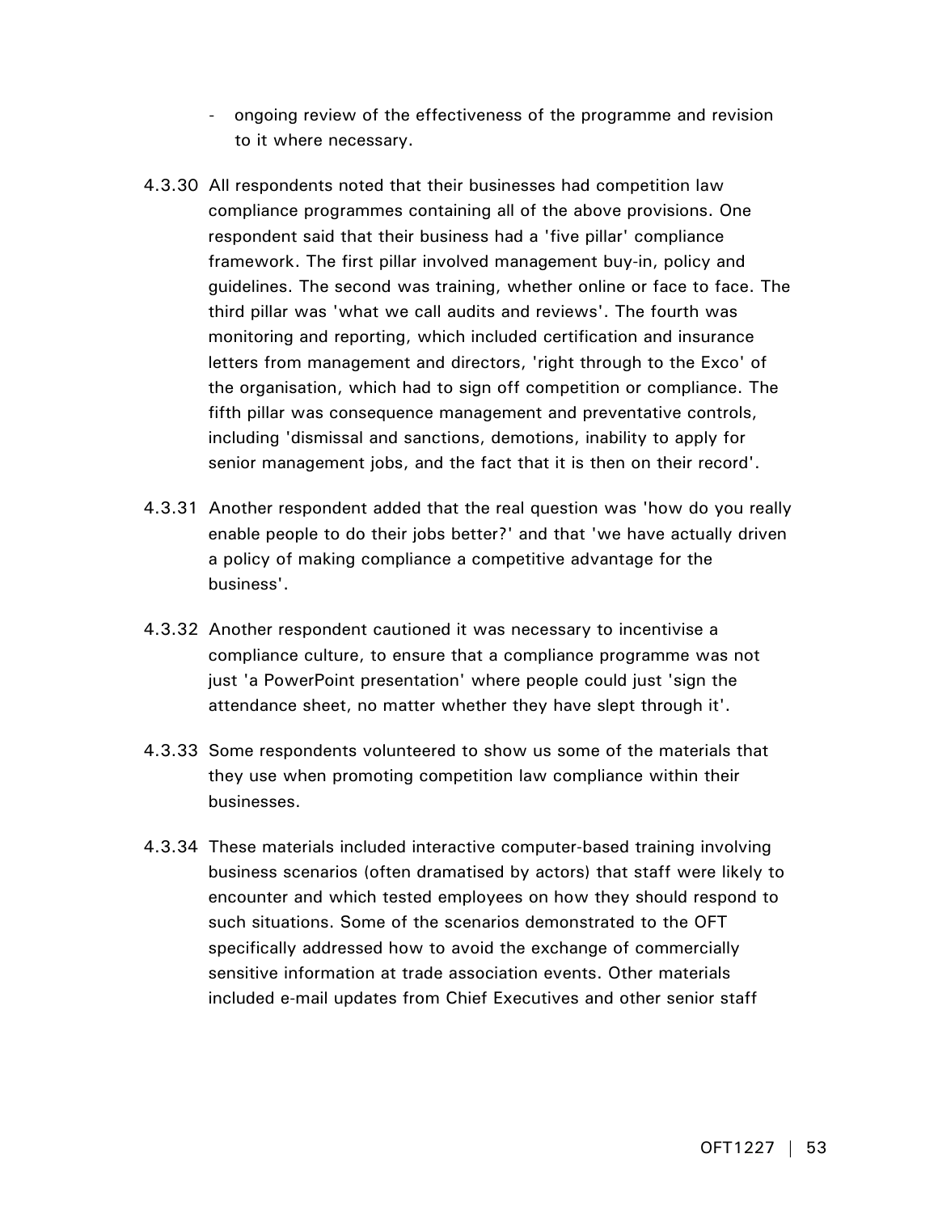- ongoing review of the effectiveness of the programme and revision to it where necessary.

4.3.30 All respondents noted that their businesses had competition law compliance programmes containing all of the above provisions. One respondent said that their business had a 'five pillar' compliance framework. The first pillar involved management buy-in, policy and guidelines. The second was training, whether online or face to face. The third pillar was 'what we call audits and reviews'. The fourth was monitoring and reporting, which included certification and insurance letters from management and directors, 'right through to the Exco' of the organisation, which had to sign off competition or compliance. The fifth pillar was consequence management and preventative controls, including 'dismissal and sanctions, demotions, inability to apply for senior management jobs, and the fact that it is then on their record'.

4.3.31 Another respondent added that the real question was 'how do you really enable people to do their jobs better?' and that 'we have actually driven a policy of making compliance a competitive advantage for the business'.

4.3.32 Another respondent cautioned it was necessary to incentivise a compliance culture, to ensure that a compliance programme was not just 'a PowerPoint presentation' where people could just 'sign the attendance sheet, no matter whether they have slept through it'.

4.3.33 Some respondents volunteered to show us some of the materials that they use when promoting competition law compliance within their businesses.

4.3.34 These materials included interactive computer-based training involving business scenarios (often dramatised by actors) that staff were likely to encounter and which tested employees on how they should respond to such situations. Some of the scenarios demonstrated to the OFT specifically addressed how to avoid the exchange of commercially sensitive information at trade association events. Other materials included e-mail updates from Chief Executives and other senior staff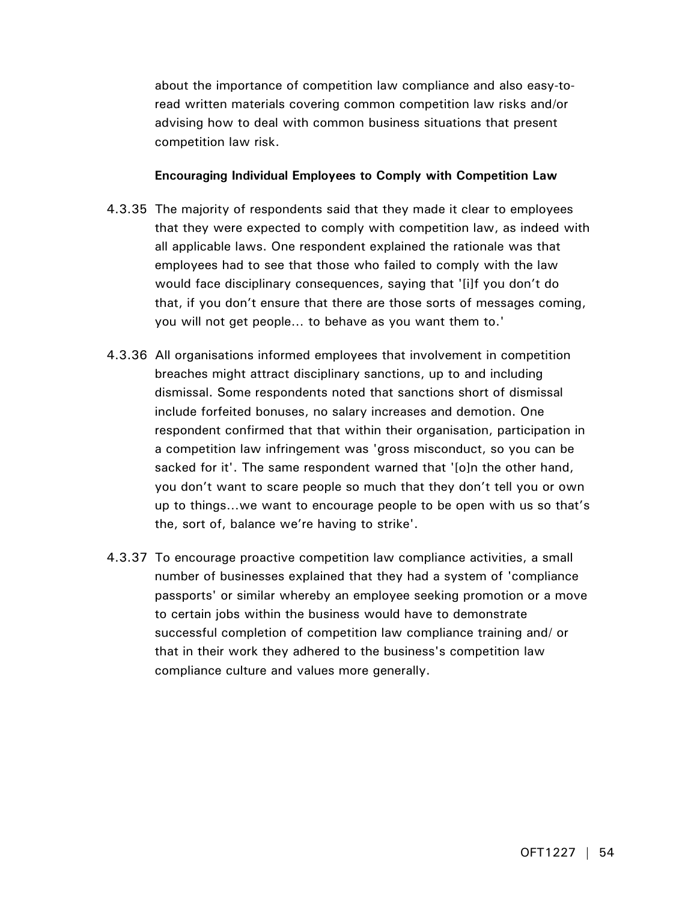about the importance of competition law compliance and also easy-to-read written materials covering common competition law risks and/or advising how to deal with common business situations that present competition law risk.

**Encouraging Individual Employees to Comply with Competition Law**

4.3.35 The majority of respondents said that they made it clear to employees that they were expected to comply with competition law, as indeed with all applicable laws. One respondent explained the rationale was that employees had to see that those who failed to comply with the law would face disciplinary consequences, saying that '[i]f you don't do that, if you don't ensure that there are those sorts of messages coming, you will not get people... to behave as you want them to.'

4.3.36 All organisations informed employees that involvement in competition breaches might attract disciplinary sanctions, up to and including dismissal. Some respondents noted that sanctions short of dismissal include forfeited bonuses, no salary increases and demotion. One respondent confirmed that that within their organisation, participation in a competition law infringement was 'gross misconduct, so you can be sacked for it'. The same respondent warned that '[o]n the other hand, you don't want to scare people so much that they don't tell you or own up to things...we want to encourage people to be open with us so that's the, sort of, balance we're having to strike'.

4.3.37 To encourage proactive competition law compliance activities, a small number of businesses explained that they had a system of 'compliance passports' or similar whereby an employee seeking promotion or a move to certain jobs within the business would have to demonstrate successful completion of competition law compliance training and/ or that in their work they adhered to the business's competition law compliance culture and values more generally.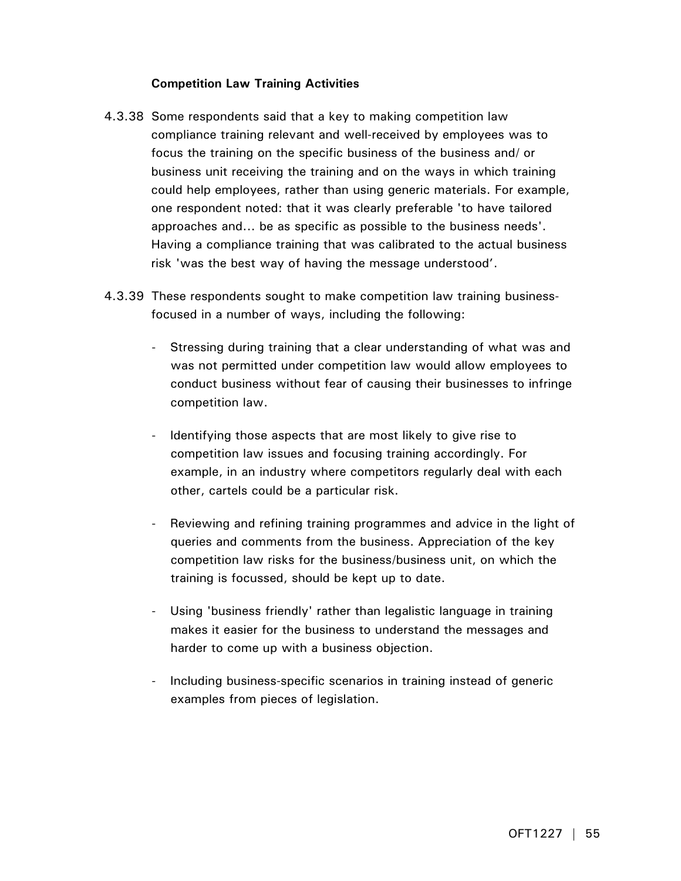**Competition Law Training Activities**

4.3.38 Some respondents said that a key to making competition law compliance training relevant and well-received by employees was to focus the training on the specific business of the business and/ or business unit receiving the training and on the ways in which training could help employees, rather than using generic materials. For example, one respondent noted: that it was clearly preferable 'to have tailored approaches and... be as specific as possible to the business needs'. Having a compliance training that was calibrated to the actual business risk 'was the best way of having the message understood'.

4.3.39 These respondents sought to make competition law training business-focused in a number of ways, including the following:

- Stressing during training that a clear understanding of what was and was not permitted under competition law would allow employees to conduct business without fear of causing their businesses to infringe competition law.
- Identifying those aspects that are most likely to give rise to competition law issues and focusing training accordingly. For example, in an industry where competitors regularly deal with each other, cartels could be a particular risk.
- Reviewing and refining training programmes and advice in the light of queries and comments from the business. Appreciation of the key competition law risks for the business/business unit, on which the training is focussed, should be kept up to date.
- Using 'business friendly' rather than legalistic language in training makes it easier for the business to understand the messages and harder to come up with a business objection.
- Including business-specific scenarios in training instead of generic examples from pieces of legislation.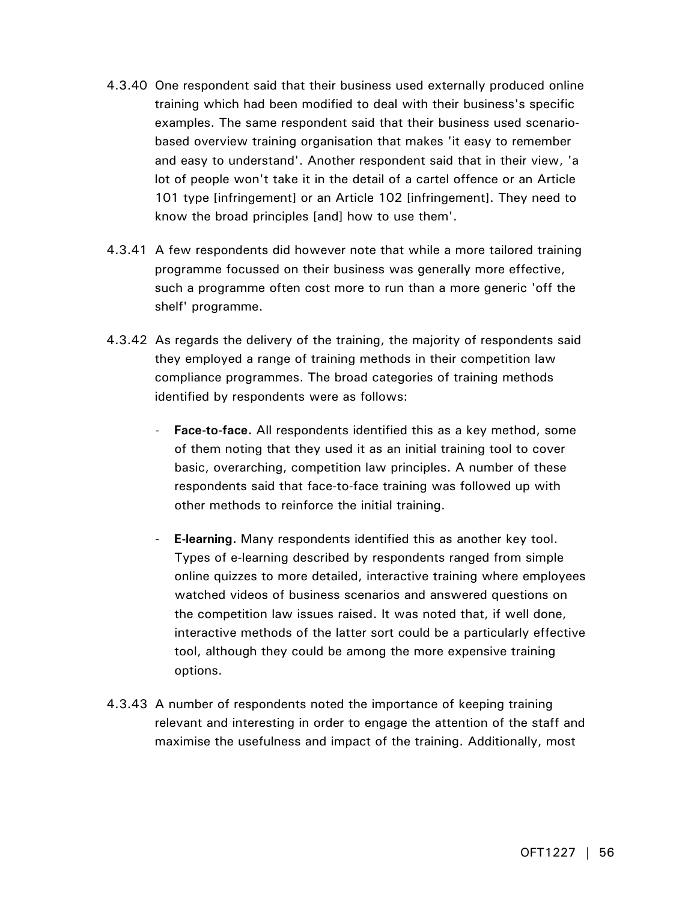4.3.40 One respondent said that their business used externally produced online training which had been modified to deal with their business's specific examples. The same respondent said that their business used scenario-based overview training organisation that makes 'it easy to remember and easy to understand'. Another respondent said that in their view, 'a lot of people won't take it in the detail of a cartel offence or an Article 101 type [infringement] or an Article 102 [infringement]. They need to know the broad principles [and] how to use them'.

4.3.41 A few respondents did however note that while a more tailored training programme focussed on their business was generally more effective, such a programme often cost more to run than a more generic 'off the shelf' programme.

4.3.42 As regards the delivery of the training, the majority of respondents said they employed a range of training methods in their competition law compliance programmes. The broad categories of training methods identified by respondents were as follows:

- **Face-to-face.** All respondents identified this as a key method, some of them noting that they used it as an initial training tool to cover basic, overarching, competition law principles. A number of these respondents said that face-to-face training was followed up with other methods to reinforce the initial training.

- **E-learning.** Many respondents identified this as another key tool. Types of e-learning described by respondents ranged from simple online quizzes to more detailed, interactive training where employees watched videos of business scenarios and answered questions on the competition law issues raised. It was noted that, if well done, interactive methods of the latter sort could be a particularly effective tool, although they could be among the more expensive training options.

4.3.43 A number of respondents noted the importance of keeping training relevant and interesting in order to engage the attention of the staff and maximise the usefulness and impact of the training. Additionally, most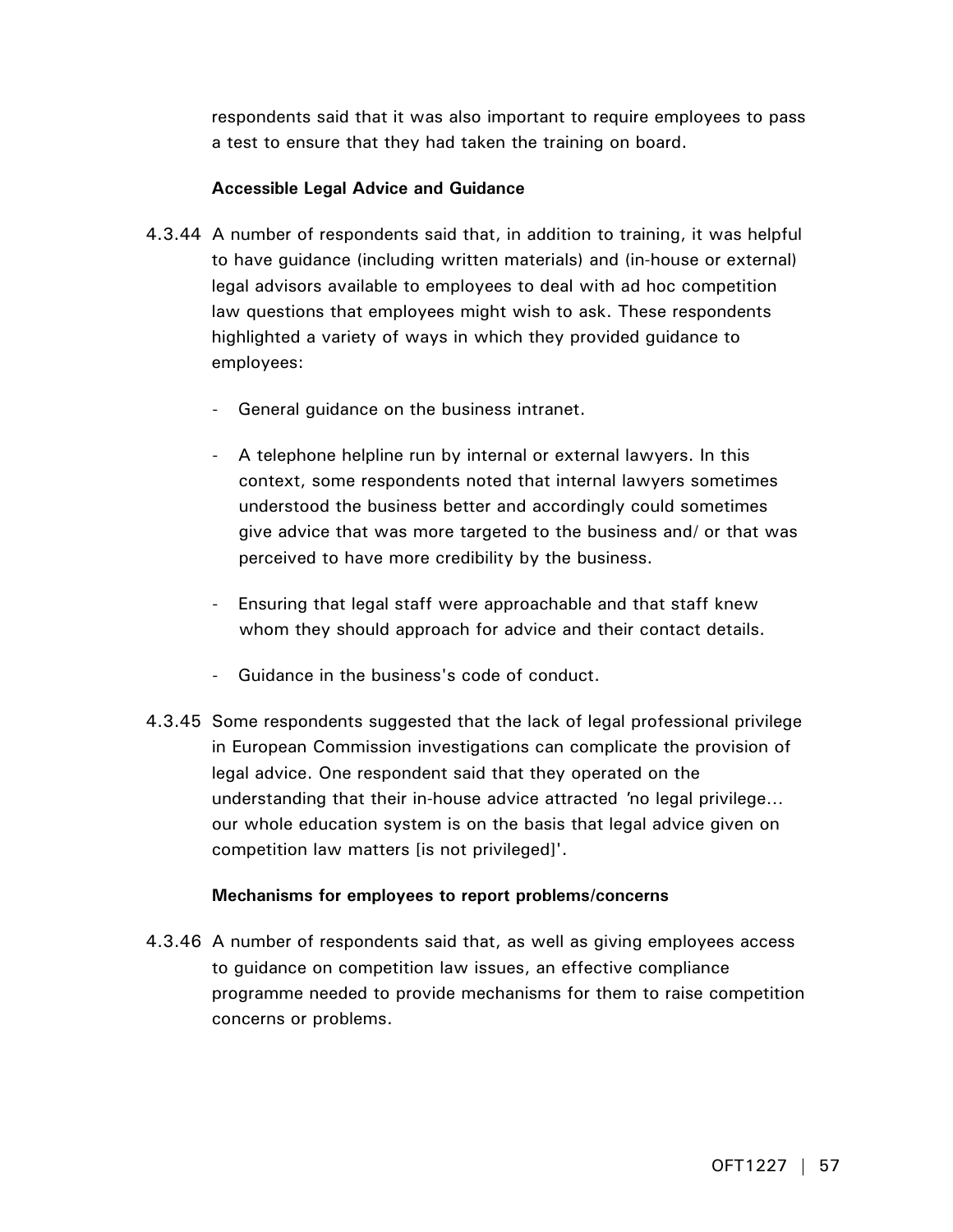respondents said that it was also important to require employees to pass a test to ensure that they had taken the training on board.

**Accessible Legal Advice and Guidance**

4.3.44 A number of respondents said that, in addition to training, it was helpful to have guidance (including written materials) and (in-house or external) legal advisors available to employees to deal with ad hoc competition law questions that employees might wish to ask. These respondents highlighted a variety of ways in which they provided guidance to employees:

- General guidance on the business intranet.
- A telephone helpline run by internal or external lawyers. In this context, some respondents noted that internal lawyers sometimes understood the business better and accordingly could sometimes give advice that was more targeted to the business and/ or that was perceived to have more credibility by the business.
- Ensuring that legal staff were approachable and that staff knew whom they should approach for advice and their contact details.
- Guidance in the business's code of conduct.

4.3.45 Some respondents suggested that the lack of legal professional privilege in European Commission investigations can complicate the provision of legal advice. One respondent said that they operated on the understanding that their in-house advice attracted 'no legal privilege... our whole education system is on the basis that legal advice given on competition law matters [is not privileged]'.

**Mechanisms for employees to report problems/concerns**

4.3.46 A number of respondents said that, as well as giving employees access to guidance on competition law issues, an effective compliance programme needed to provide mechanisms for them to raise competition concerns or problems.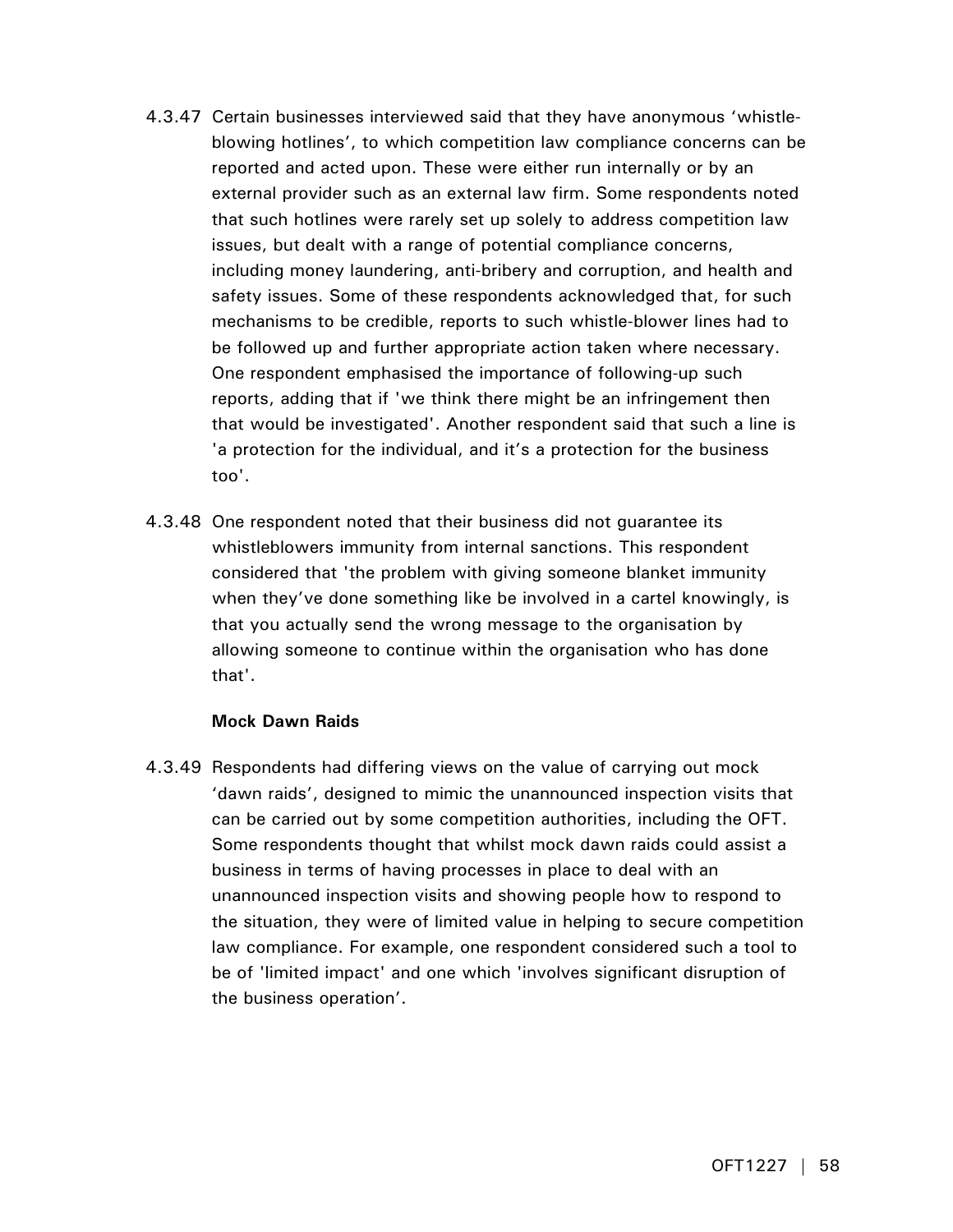4.3.47 Certain businesses interviewed said that they have anonymous 'whistle-blowing hotlines', to which competition law compliance concerns can be reported and acted upon. These were either run internally or by an external provider such as an external law firm. Some respondents noted that such hotlines were rarely set up solely to address competition law issues, but dealt with a range of potential compliance concerns, including money laundering, anti-bribery and corruption, and health and safety issues. Some of these respondents acknowledged that, for such mechanisms to be credible, reports to such whistle-blower lines had to be followed up and further appropriate action taken where necessary. One respondent emphasised the importance of following-up such reports, adding that if 'we think there might be an infringement then that would be investigated'. Another respondent said that such a line is 'a protection for the individual, and it's a protection for the business too'.

4.3.48 One respondent noted that their business did not guarantee its whistleblowers immunity from internal sanctions. This respondent considered that 'the problem with giving someone blanket immunity when they've done something like be involved in a cartel knowingly, is that you actually send the wrong message to the organisation by allowing someone to continue within the organisation who has done that'.

**Mock Dawn Raids**

4.3.49 Respondents had differing views on the value of carrying out mock 'dawn raids', designed to mimic the unannounced inspection visits that can be carried out by some competition authorities, including the OFT. Some respondents thought that whilst mock dawn raids could assist a business in terms of having processes in place to deal with an unannounced inspection visits and showing people how to respond to the situation, they were of limited value in helping to secure competition law compliance. For example, one respondent considered such a tool to be of 'limited impact' and one which 'involves significant disruption of the business operation'.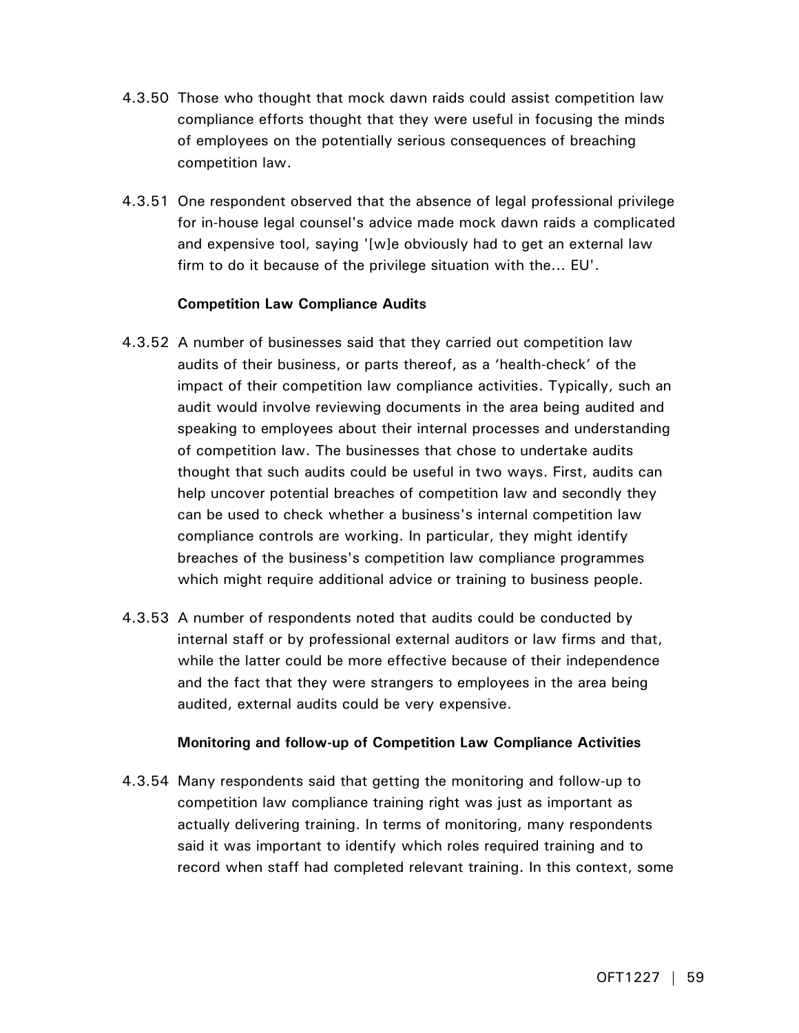4.3.50 Those who thought that mock dawn raids could assist competition law compliance efforts thought that they were useful in focusing the minds of employees on the potentially serious consequences of breaching competition law.

4.3.51 One respondent observed that the absence of legal professional privilege for in-house legal counsel's advice made mock dawn raids a complicated and expensive tool, saying '[w]e obviously had to get an external law firm to do it because of the privilege situation with the... EU'.

**Competition Law Compliance Audits**

4.3.52 A number of businesses said that they carried out competition law audits of their business, or parts thereof, as a 'health-check' of the impact of their competition law compliance activities. Typically, such an audit would involve reviewing documents in the area being audited and speaking to employees about their internal processes and understanding of competition law. The businesses that chose to undertake audits thought that such audits could be useful in two ways. First, audits can help uncover potential breaches of competition law and secondly they can be used to check whether a business's internal competition law compliance controls are working. In particular, they might identify breaches of the business's competition law compliance programmes which might require additional advice or training to business people.

4.3.53 A number of respondents noted that audits could be conducted by internal staff or by professional external auditors or law firms and that, while the latter could be more effective because of their independence and the fact that they were strangers to employees in the area being audited, external audits could be very expensive.

**Monitoring and follow-up of Competition Law Compliance Activities**

4.3.54 Many respondents said that getting the monitoring and follow-up to competition law compliance training right was just as important as actually delivering training. In terms of monitoring, many respondents said it was important to identify which roles required training and to record when staff had completed relevant training. In this context, some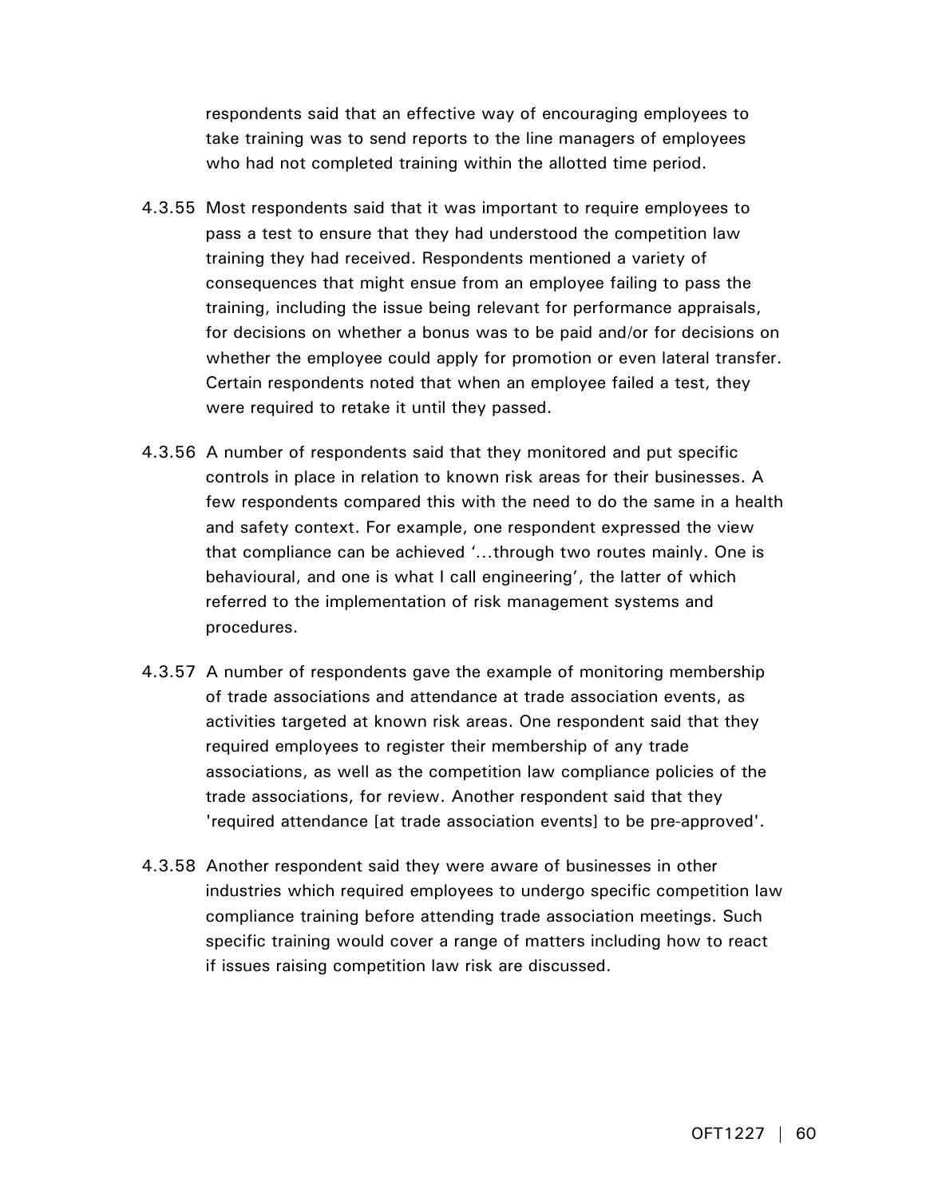respondents said that an effective way of encouraging employees to take training was to send reports to the line managers of employees who had not completed training within the allotted time period.

4.3.55 Most respondents said that it was important to require employees to pass a test to ensure that they had understood the competition law training they had received. Respondents mentioned a variety of consequences that might ensue from an employee failing to pass the training, including the issue being relevant for performance appraisals, for decisions on whether a bonus was to be paid and/or for decisions on whether the employee could apply for promotion or even lateral transfer. Certain respondents noted that when an employee failed a test, they were required to retake it until they passed.

4.3.56 A number of respondents said that they monitored and put specific controls in place in relation to known risk areas for their businesses. A few respondents compared this with the need to do the same in a health and safety context. For example, one respondent expressed the view that compliance can be achieved '...through two routes mainly. One is behavioural, and one is what I call engineering', the latter of which referred to the implementation of risk management systems and procedures.

4.3.57 A number of respondents gave the example of monitoring membership of trade associations and attendance at trade association events, as activities targeted at known risk areas. One respondent said that they required employees to register their membership of any trade associations, as well as the competition law compliance policies of the trade associations, for review. Another respondent said that they 'required attendance [at trade association events] to be pre-approved'.

4.3.58 Another respondent said they were aware of businesses in other industries which required employees to undergo specific competition law compliance training before attending trade association meetings. Such specific training would cover a range of matters including how to react if issues raising competition law risk are discussed.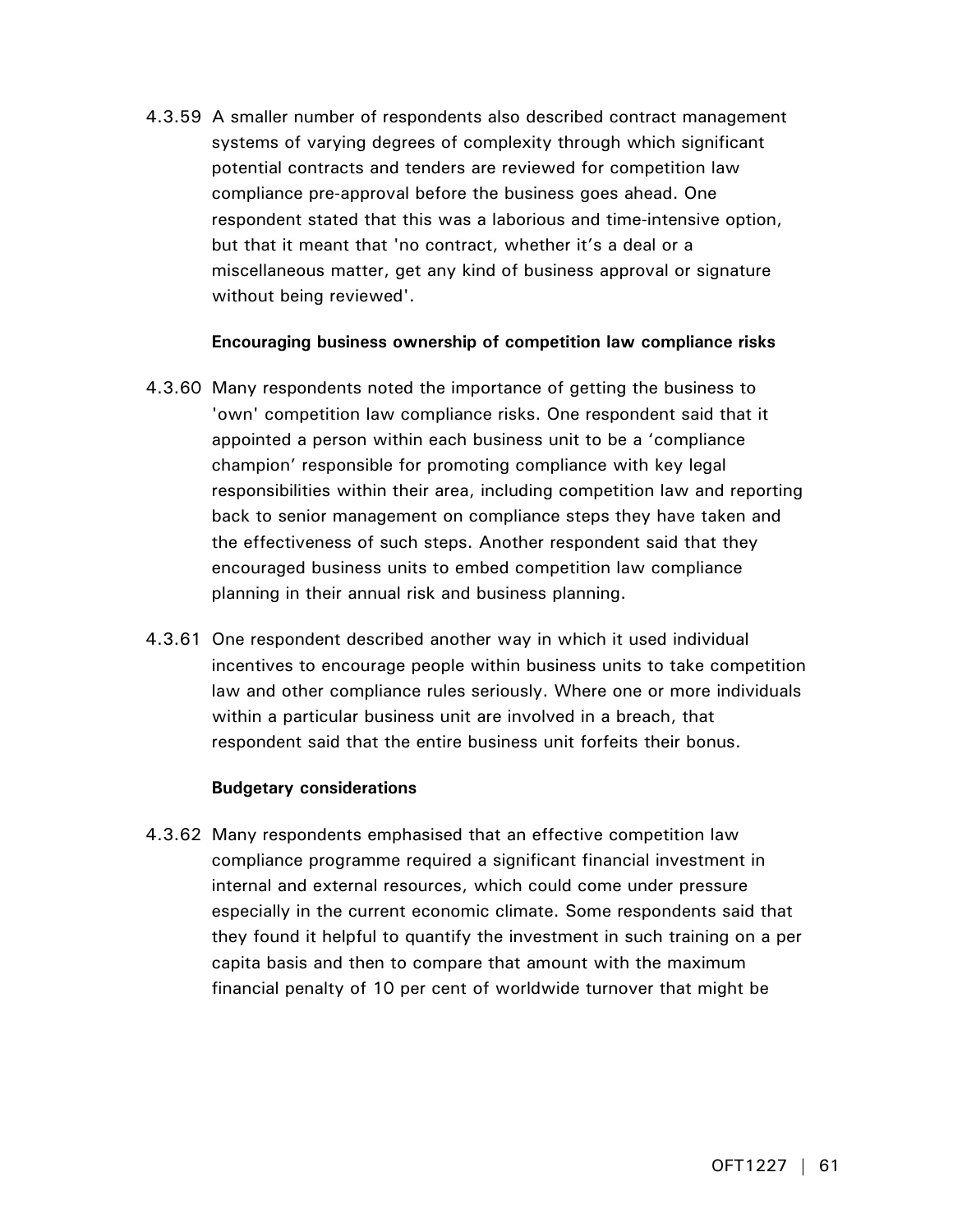4.3.59 A smaller number of respondents also described contract management systems of varying degrees of complexity through which significant potential contracts and tenders are reviewed for competition law compliance pre-approval before the business goes ahead. One respondent stated that this was a laborious and time-intensive option, but that it meant that 'no contract, whether it's a deal or a miscellaneous matter, get any kind of business approval or signature without being reviewed'.

**Encouraging business ownership of competition law compliance risks**

4.3.60 Many respondents noted the importance of getting the business to 'own' competition law compliance risks. One respondent said that it appointed a person within each business unit to be a 'compliance champion' responsible for promoting compliance with key legal responsibilities within their area, including competition law and reporting back to senior management on compliance steps they have taken and the effectiveness of such steps. Another respondent said that they encouraged business units to embed competition law compliance planning in their annual risk and business planning.

4.3.61 One respondent described another way in which it used individual incentives to encourage people within business units to take competition law and other compliance rules seriously. Where one or more individuals within a particular business unit are involved in a breach, that respondent said that the entire business unit forfeits their bonus.

**Budgetary considerations**

4.3.62 Many respondents emphasised that an effective competition law compliance programme required a significant financial investment in internal and external resources, which could come under pressure especially in the current economic climate. Some respondents said that they found it helpful to quantify the investment in such training on a per capita basis and then to compare that amount with the maximum financial penalty of 10 per cent of worldwide turnover that might be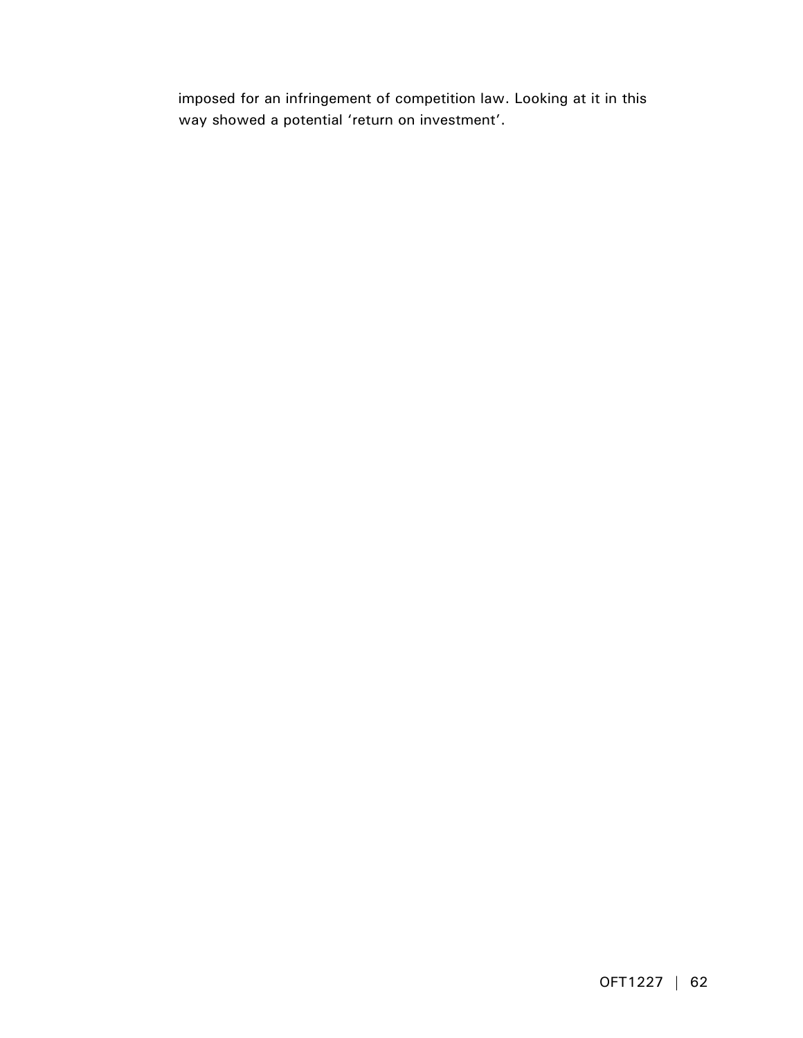imposed for an infringement of competition law. Looking at it in this way showed a potential 'return on investment'.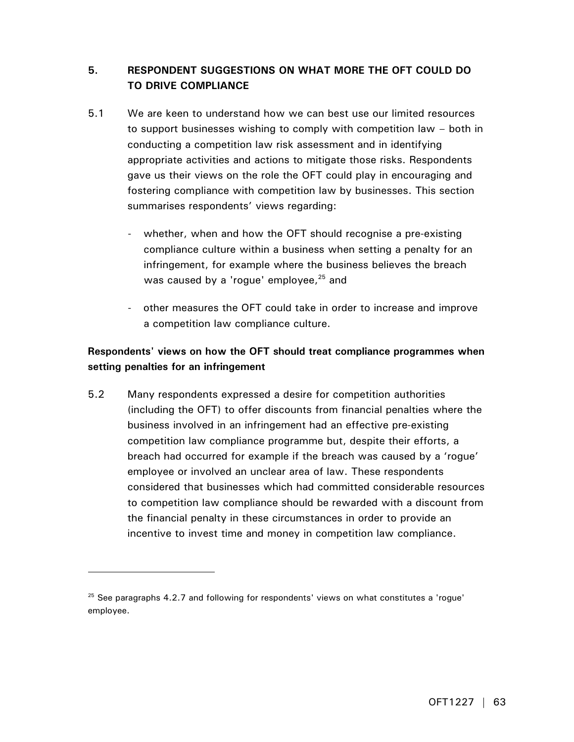## 5. RESPONDENT SUGGESTIONS ON WHAT MORE THE OFT COULD DO TO DRIVE COMPLIANCE

5.1 We are keen to understand how we can best use our limited resources to support businesses wishing to comply with competition law – both in conducting a competition law risk assessment and in identifying appropriate activities and actions to mitigate those risks. Respondents gave us their views on the role the OFT could play in encouraging and fostering compliance with competition law by businesses. This section summarises respondents' views regarding:

- whether, when and how the OFT should recognise a pre-existing compliance culture within a business when setting a penalty for an infringement, for example where the business believes the breach was caused by a 'rogue' employee,[25] and

- other measures the OFT could take in order to increase and improve a competition law compliance culture.

### Respondents' views on how the OFT should treat compliance programmes when setting penalties for an infringement

5.2 Many respondents expressed a desire for competition authorities (including the OFT) to offer discounts from financial penalties where the business involved in an infringement had an effective pre-existing competition law compliance programme but, despite their efforts, a breach had occurred for example if the breach was caused by a 'rogue' employee or involved an unclear area of law. These respondents considered that businesses which had committed considerable resources to competition law compliance should be rewarded with a discount from the financial penalty in these circumstances in order to provide an incentive to invest time and money in competition law compliance.

---

[25] See paragraphs 4.2.7 and following for respondents' views on what constitutes a 'rogue' employee.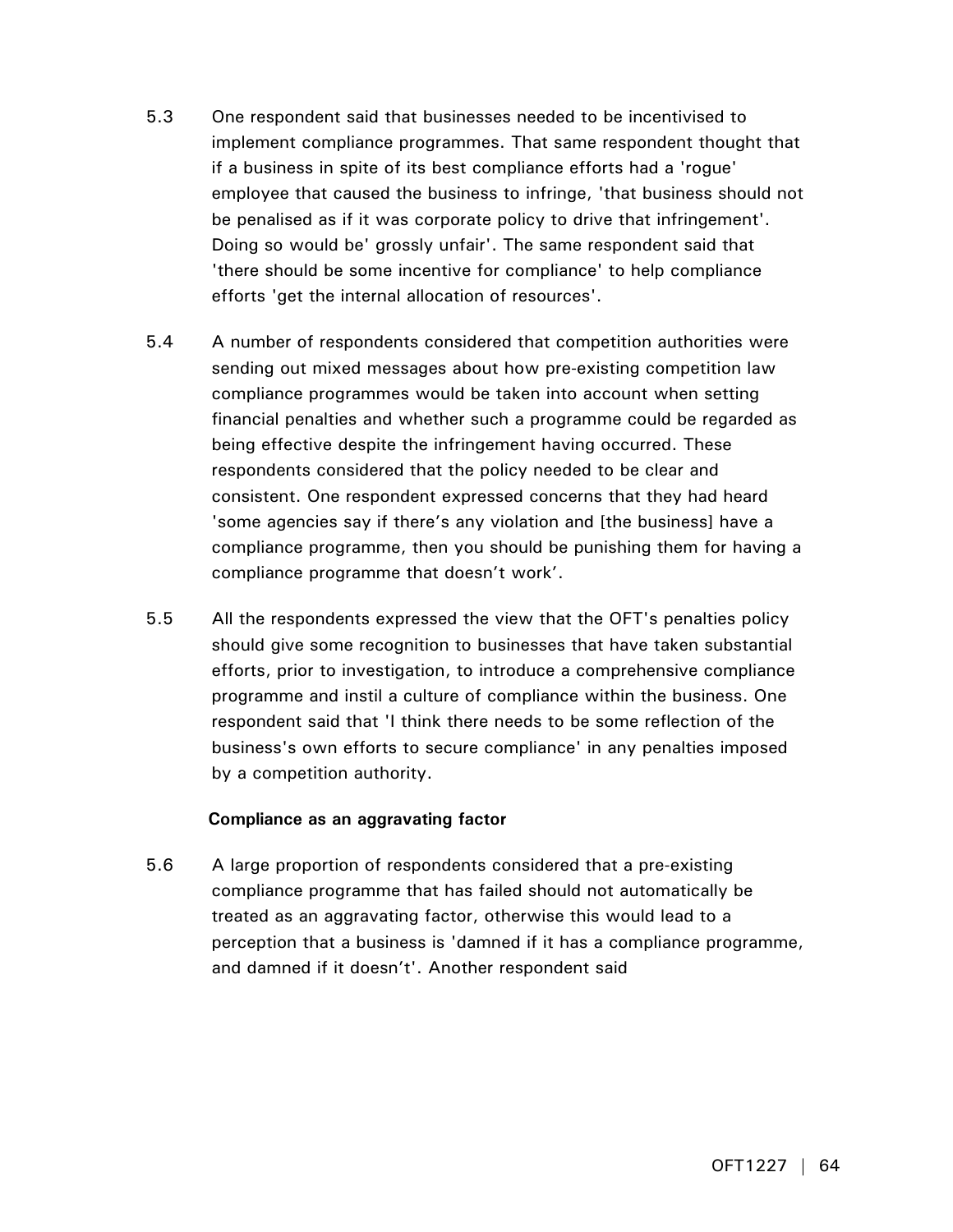5.3 One respondent said that businesses needed to be incentivised to implement compliance programmes. That same respondent thought that if a business in spite of its best compliance efforts had a 'rogue' employee that caused the business to infringe, 'that business should not be penalised as if it was corporate policy to drive that infringement'. Doing so would be' grossly unfair'. The same respondent said that 'there should be some incentive for compliance' to help compliance efforts 'get the internal allocation of resources'.

5.4 A number of respondents considered that competition authorities were sending out mixed messages about how pre-existing competition law compliance programmes would be taken into account when setting financial penalties and whether such a programme could be regarded as being effective despite the infringement having occurred. These respondents considered that the policy needed to be clear and consistent. One respondent expressed concerns that they had heard 'some agencies say if there's any violation and [the business] have a compliance programme, then you should be punishing them for having a compliance programme that doesn't work'.

5.5 All the respondents expressed the view that the OFT's penalties policy should give some recognition to businesses that have taken substantial efforts, prior to investigation, to introduce a comprehensive compliance programme and instil a culture of compliance within the business. One respondent said that 'I think there needs to be some reflection of the business's own efforts to secure compliance' in any penalties imposed by a competition authority.

**Compliance as an aggravating factor**

5.6 A large proportion of respondents considered that a pre-existing compliance programme that has failed should not automatically be treated as an aggravating factor, otherwise this would lead to a perception that a business is 'damned if it has a compliance programme, and damned if it doesn't'. Another respondent said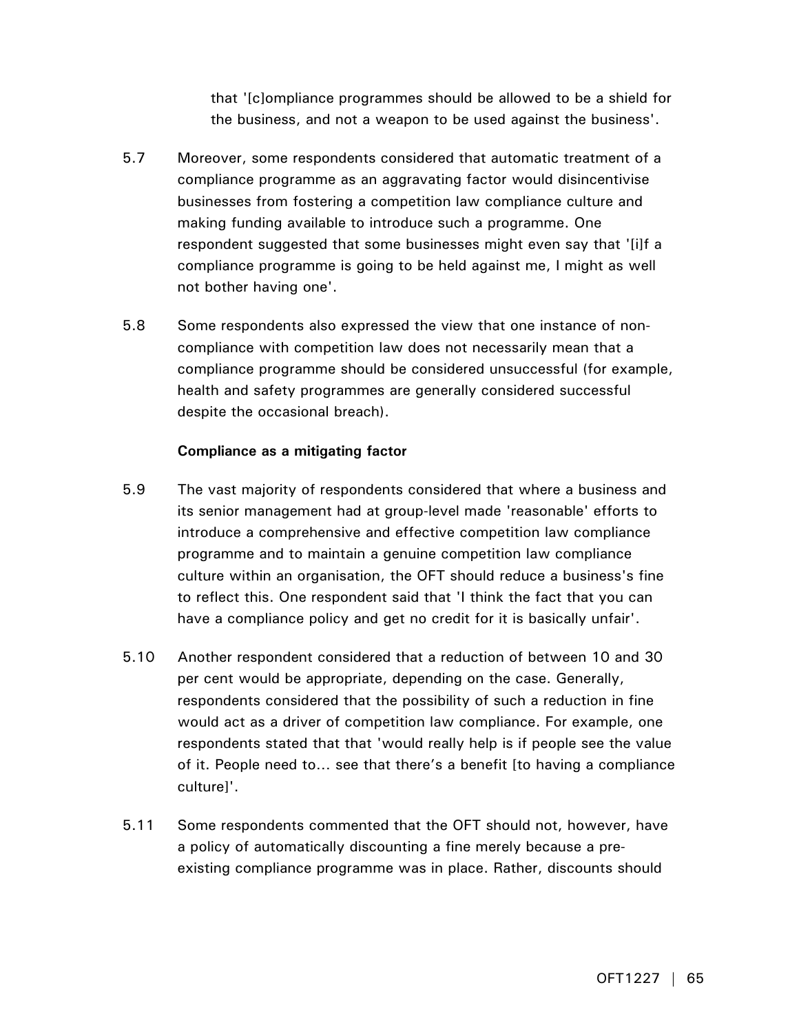that '[c]ompliance programmes should be allowed to be a shield for the business, and not a weapon to be used against the business'.

5.7 Moreover, some respondents considered that automatic treatment of a compliance programme as an aggravating factor would disincentivise businesses from fostering a competition law compliance culture and making funding available to introduce such a programme. One respondent suggested that some businesses might even say that '[i]f a compliance programme is going to be held against me, I might as well not bother having one'.

5.8 Some respondents also expressed the view that one instance of non-compliance with competition law does not necessarily mean that a compliance programme should be considered unsuccessful (for example, health and safety programmes are generally considered successful despite the occasional breach).

**Compliance as a mitigating factor**

5.9 The vast majority of respondents considered that where a business and its senior management had at group-level made 'reasonable' efforts to introduce a comprehensive and effective competition law compliance programme and to maintain a genuine competition law compliance culture within an organisation, the OFT should reduce a business's fine to reflect this. One respondent said that 'I think the fact that you can have a compliance policy and get no credit for it is basically unfair'.

5.10 Another respondent considered that a reduction of between 10 and 30 per cent would be appropriate, depending on the case. Generally, respondents considered that the possibility of such a reduction in fine would act as a driver of competition law compliance. For example, one respondents stated that that 'would really help is if people see the value of it. People need to... see that there's a benefit [to having a compliance culture]'.

5.11 Some respondents commented that the OFT should not, however, have a policy of automatically discounting a fine merely because a pre-existing compliance programme was in place. Rather, discounts should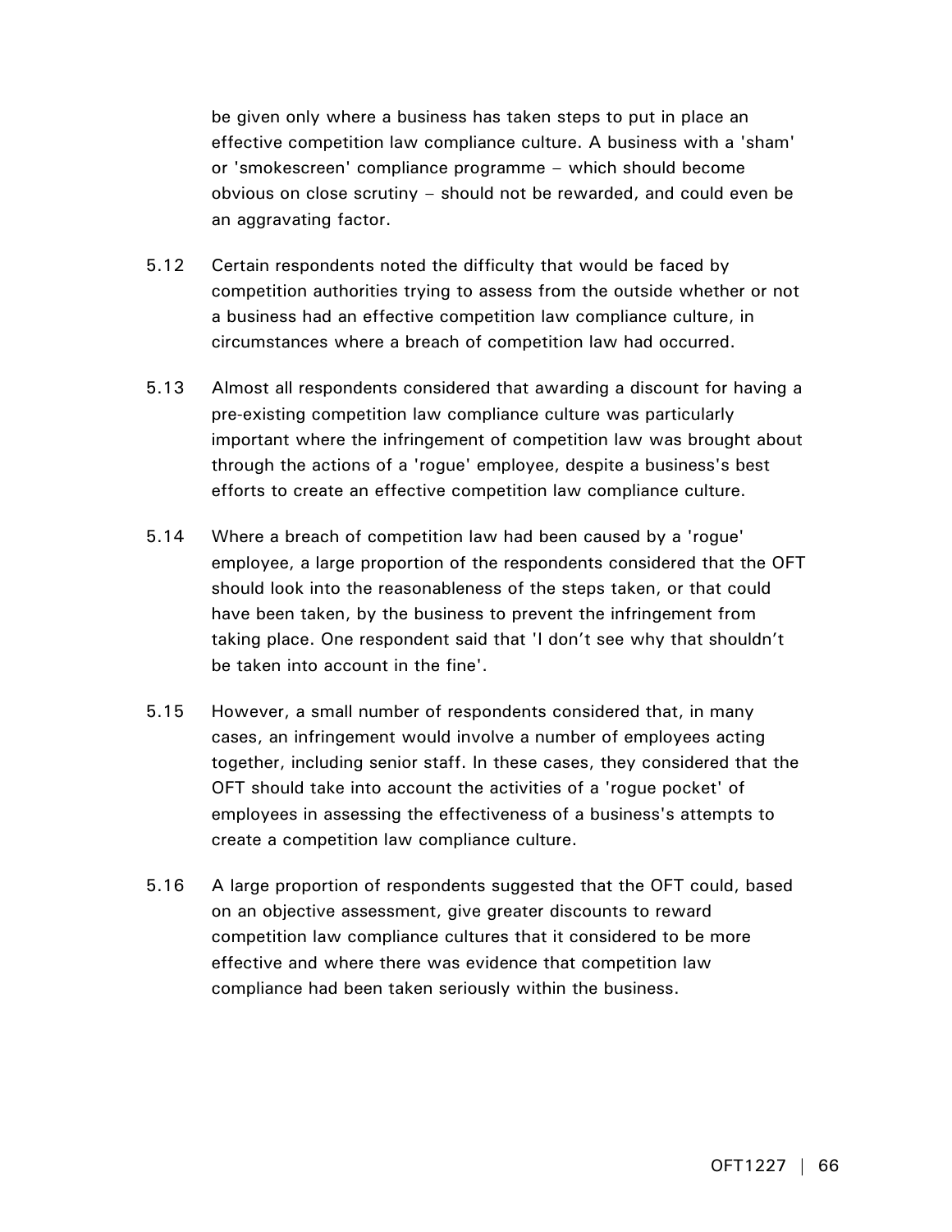be given only where a business has taken steps to put in place an effective competition law compliance culture. A business with a 'sham' or 'smokescreen' compliance programme – which should become obvious on close scrutiny – should not be rewarded, and could even be an aggravating factor.

5.12 Certain respondents noted the difficulty that would be faced by competition authorities trying to assess from the outside whether or not a business had an effective competition law compliance culture, in circumstances where a breach of competition law had occurred.

5.13 Almost all respondents considered that awarding a discount for having a pre-existing competition law compliance culture was particularly important where the infringement of competition law was brought about through the actions of a 'rogue' employee, despite a business's best efforts to create an effective competition law compliance culture.

5.14 Where a breach of competition law had been caused by a 'rogue' employee, a large proportion of the respondents considered that the OFT should look into the reasonableness of the steps taken, or that could have been taken, by the business to prevent the infringement from taking place. One respondent said that 'I don't see why that shouldn't be taken into account in the fine'.

5.15 However, a small number of respondents considered that, in many cases, an infringement would involve a number of employees acting together, including senior staff. In these cases, they considered that the OFT should take into account the activities of a 'rogue pocket' of employees in assessing the effectiveness of a business's attempts to create a competition law compliance culture.

5.16 A large proportion of respondents suggested that the OFT could, based on an objective assessment, give greater discounts to reward competition law compliance cultures that it considered to be more effective and where there was evidence that competition law compliance had been taken seriously within the business.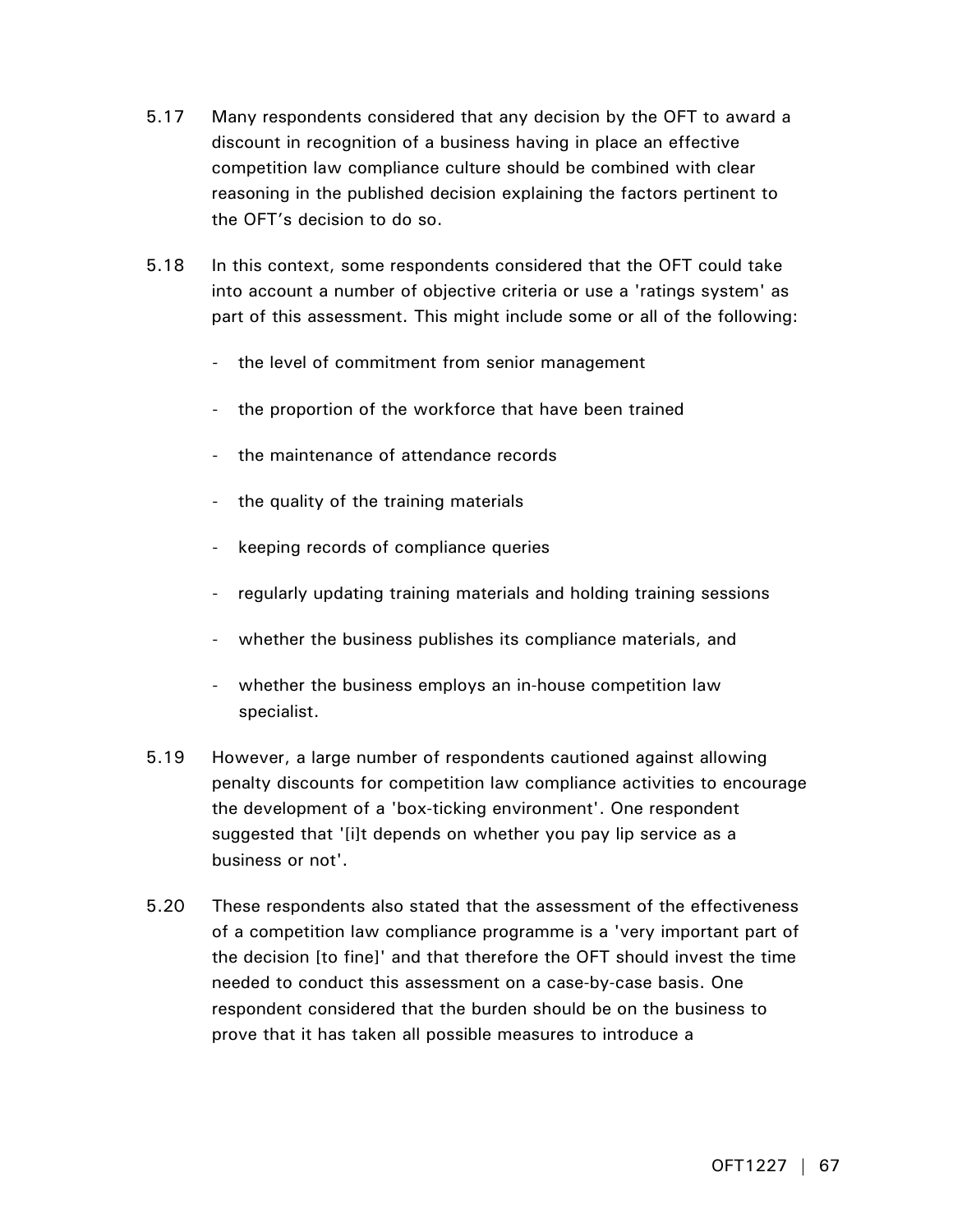5.17 Many respondents considered that any decision by the OFT to award a discount in recognition of a business having in place an effective competition law compliance culture should be combined with clear reasoning in the published decision explaining the factors pertinent to the OFT's decision to do so.

5.18 In this context, some respondents considered that the OFT could take into account a number of objective criteria or use a 'ratings system' as part of this assessment. This might include some or all of the following:

- the level of commitment from senior management
- the proportion of the workforce that have been trained
- the maintenance of attendance records
- the quality of the training materials
- keeping records of compliance queries
- regularly updating training materials and holding training sessions
- whether the business publishes its compliance materials, and
- whether the business employs an in-house competition law specialist.

5.19 However, a large number of respondents cautioned against allowing penalty discounts for competition law compliance activities to encourage the development of a 'box-ticking environment'. One respondent suggested that '[i]t depends on whether you pay lip service as a business or not'.

5.20 These respondents also stated that the assessment of the effectiveness of a competition law compliance programme is a 'very important part of the decision [to fine]' and that therefore the OFT should invest the time needed to conduct this assessment on a case-by-case basis. One respondent considered that the burden should be on the business to prove that it has taken all possible measures to introduce a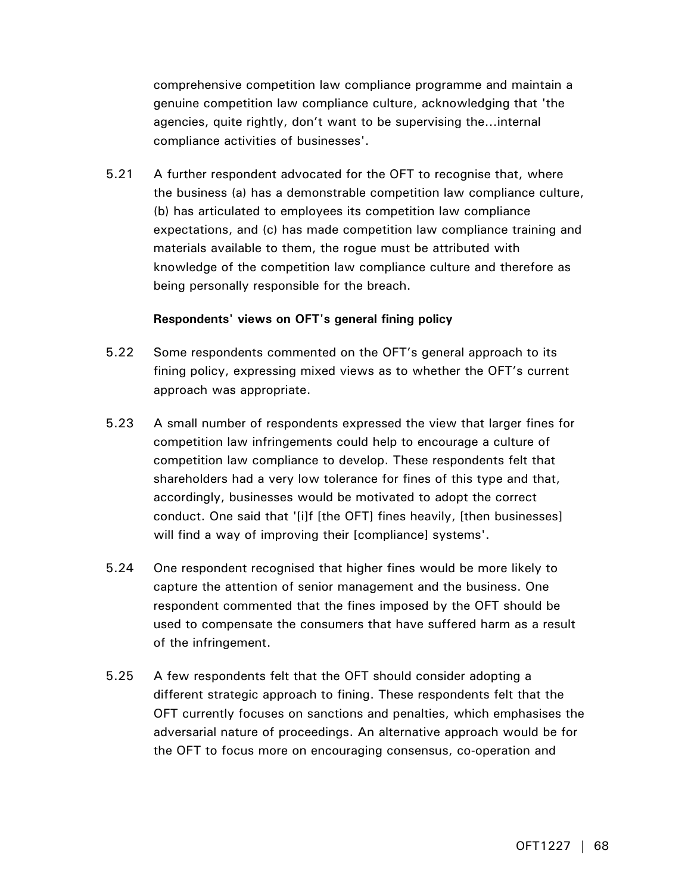comprehensive competition law compliance programme and maintain a genuine competition law compliance culture, acknowledging that 'the agencies, quite rightly, don't want to be supervising the…internal compliance activities of businesses'.

5.21 A further respondent advocated for the OFT to recognise that, where the business (a) has a demonstrable competition law compliance culture, (b) has articulated to employees its competition law compliance expectations, and (c) has made competition law compliance training and materials available to them, the rogue must be attributed with knowledge of the competition law compliance culture and therefore as being personally responsible for the breach.

**Respondents' views on OFT's general fining policy**

5.22 Some respondents commented on the OFT's general approach to its fining policy, expressing mixed views as to whether the OFT's current approach was appropriate.

5.23 A small number of respondents expressed the view that larger fines for competition law infringements could help to encourage a culture of competition law compliance to develop. These respondents felt that shareholders had a very low tolerance for fines of this type and that, accordingly, businesses would be motivated to adopt the correct conduct. One said that '[i]f [the OFT] fines heavily, [then businesses] will find a way of improving their [compliance] systems'.

5.24 One respondent recognised that higher fines would be more likely to capture the attention of senior management and the business. One respondent commented that the fines imposed by the OFT should be used to compensate the consumers that have suffered harm as a result of the infringement.

5.25 A few respondents felt that the OFT should consider adopting a different strategic approach to fining. These respondents felt that the OFT currently focuses on sanctions and penalties, which emphasises the adversarial nature of proceedings. An alternative approach would be for the OFT to focus more on encouraging consensus, co-operation and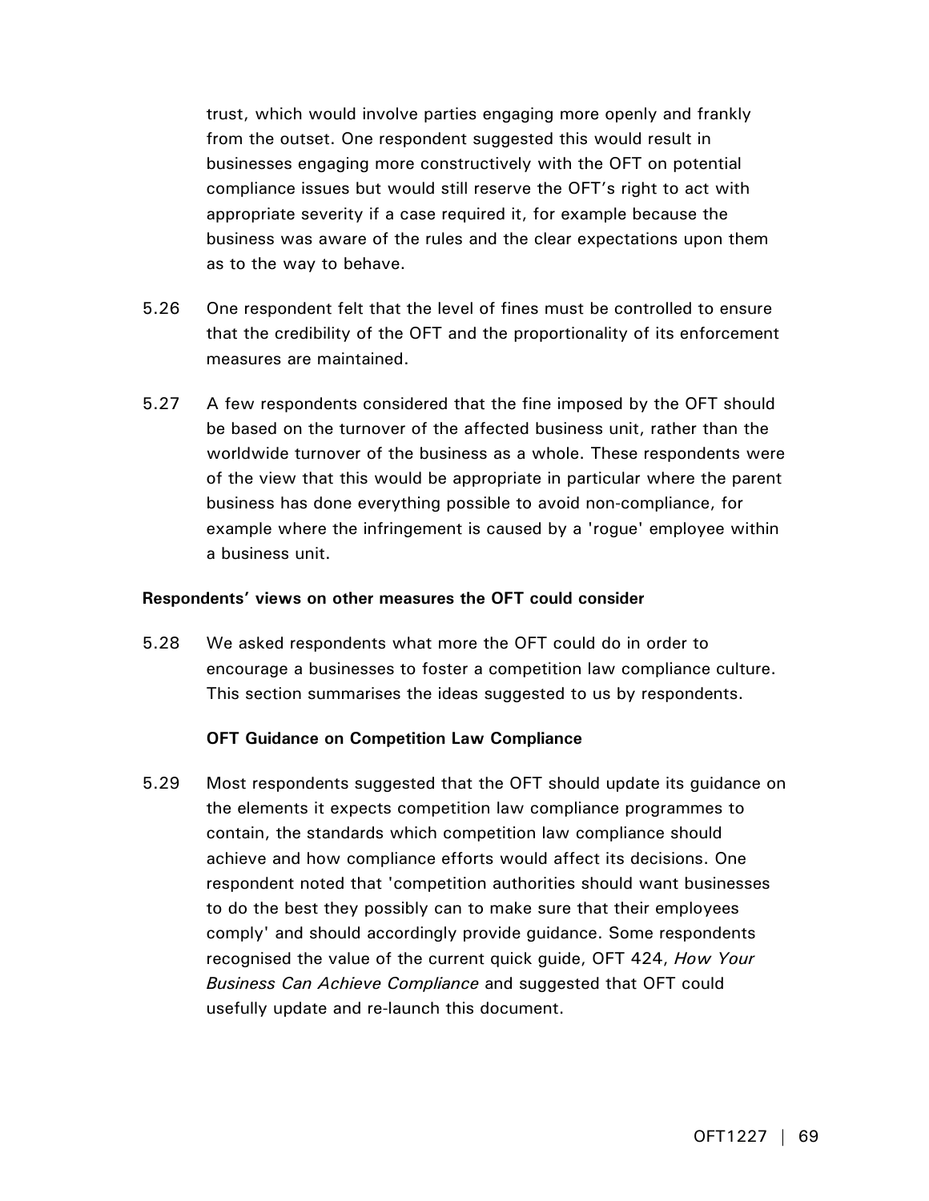trust, which would involve parties engaging more openly and frankly from the outset. One respondent suggested this would result in businesses engaging more constructively with the OFT on potential compliance issues but would still reserve the OFT's right to act with appropriate severity if a case required it, for example because the business was aware of the rules and the clear expectations upon them as to the way to behave.

5.26 One respondent felt that the level of fines must be controlled to ensure that the credibility of the OFT and the proportionality of its enforcement measures are maintained.

5.27 A few respondents considered that the fine imposed by the OFT should be based on the turnover of the affected business unit, rather than the worldwide turnover of the business as a whole. These respondents were of the view that this would be appropriate in particular where the parent business has done everything possible to avoid non-compliance, for example where the infringement is caused by a 'rogue' employee within a business unit.

**Respondents' views on other measures the OFT could consider**

5.28 We asked respondents what more the OFT could do in order to encourage a businesses to foster a competition law compliance culture. This section summarises the ideas suggested to us by respondents.

**OFT Guidance on Competition Law Compliance**

5.29 Most respondents suggested that the OFT should update its guidance on the elements it expects competition law compliance programmes to contain, the standards which competition law compliance should achieve and how compliance efforts would affect its decisions. One respondent noted that 'competition authorities should want businesses to do the best they possibly can to make sure that their employees comply' and should accordingly provide guidance. Some respondents recognised the value of the current quick guide, OFT 424, *How Your Business Can Achieve Compliance* and suggested that OFT could usefully update and re-launch this document.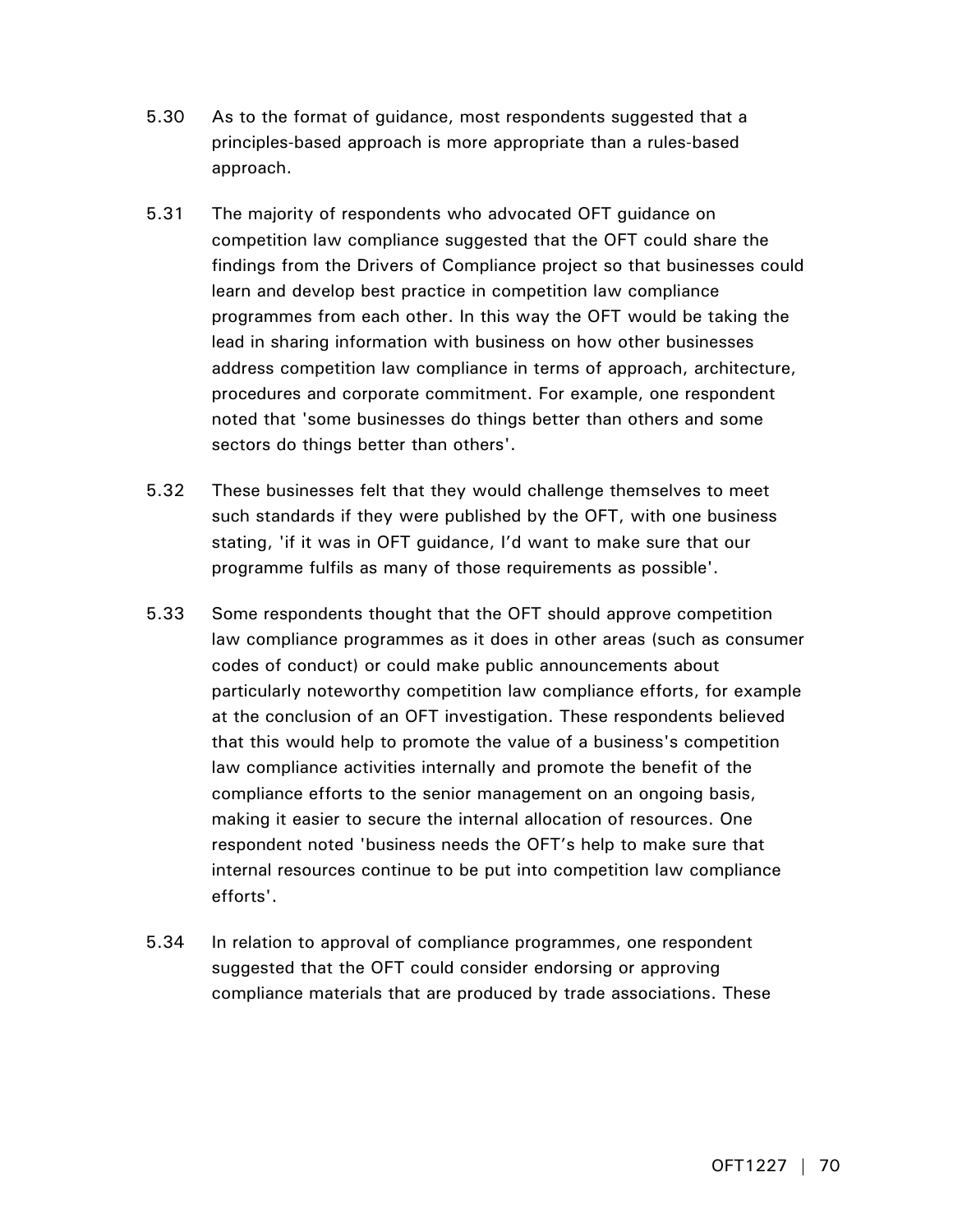5.30 As to the format of guidance, most respondents suggested that a principles-based approach is more appropriate than a rules-based approach.

5.31 The majority of respondents who advocated OFT guidance on competition law compliance suggested that the OFT could share the findings from the Drivers of Compliance project so that businesses could learn and develop best practice in competition law compliance programmes from each other. In this way the OFT would be taking the lead in sharing information with business on how other businesses address competition law compliance in terms of approach, architecture, procedures and corporate commitment. For example, one respondent noted that 'some businesses do things better than others and some sectors do things better than others'.

5.32 These businesses felt that they would challenge themselves to meet such standards if they were published by the OFT, with one business stating, 'if it was in OFT guidance, I'd want to make sure that our programme fulfils as many of those requirements as possible'.

5.33 Some respondents thought that the OFT should approve competition law compliance programmes as it does in other areas (such as consumer codes of conduct) or could make public announcements about particularly noteworthy competition law compliance efforts, for example at the conclusion of an OFT investigation. These respondents believed that this would help to promote the value of a business's competition law compliance activities internally and promote the benefit of the compliance efforts to the senior management on an ongoing basis, making it easier to secure the internal allocation of resources. One respondent noted 'business needs the OFT's help to make sure that internal resources continue to be put into competition law compliance efforts'.

5.34 In relation to approval of compliance programmes, one respondent suggested that the OFT could consider endorsing or approving compliance materials that are produced by trade associations. These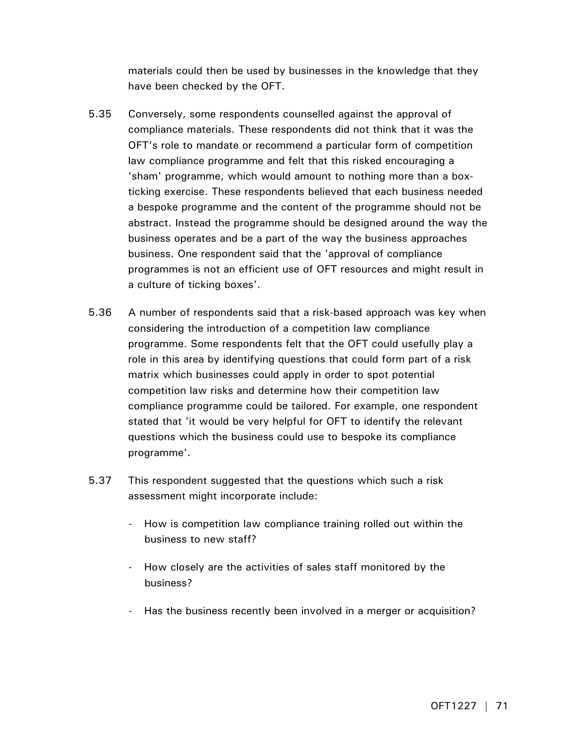materials could then be used by businesses in the knowledge that they have been checked by the OFT.

5.35 Conversely, some respondents counselled against the approval of compliance materials. These respondents did not think that it was the OFT's role to mandate or recommend a particular form of competition law compliance programme and felt that this risked encouraging a 'sham' programme, which would amount to nothing more than a box-ticking exercise. These respondents believed that each business needed a bespoke programme and the content of the programme should not be abstract. Instead the programme should be designed around the way the business operates and be a part of the way the business approaches business. One respondent said that the 'approval of compliance programmes is not an efficient use of OFT resources and might result in a culture of ticking boxes'.

5.36 A number of respondents said that a risk-based approach was key when considering the introduction of a competition law compliance programme. Some respondents felt that the OFT could usefully play a role in this area by identifying questions that could form part of a risk matrix which businesses could apply in order to spot potential competition law risks and determine how their competition law compliance programme could be tailored. For example, one respondent stated that 'it would be very helpful for OFT to identify the relevant questions which the business could use to bespoke its compliance programme'.

5.37 This respondent suggested that the questions which such a risk assessment might incorporate include:

- How is competition law compliance training rolled out within the business to new staff?
- How closely are the activities of sales staff monitored by the business?
- Has the business recently been involved in a merger or acquisition?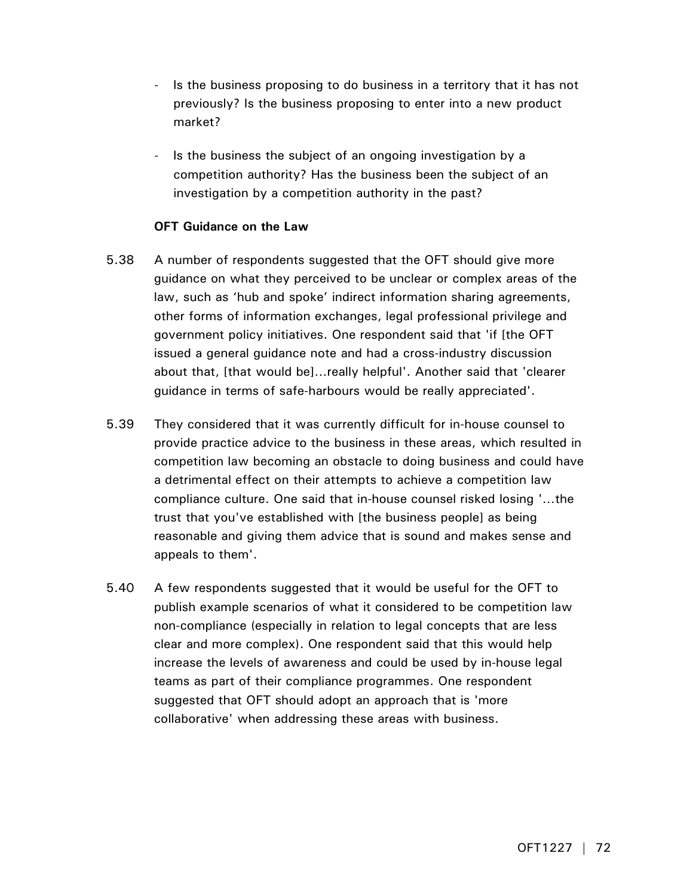- Is the business proposing to do business in a territory that it has not previously? Is the business proposing to enter into a new product market?

- Is the business the subject of an ongoing investigation by a competition authority? Has the business been the subject of an investigation by a competition authority in the past?

**OFT Guidance on the Law**

5.38 A number of respondents suggested that the OFT should give more guidance on what they perceived to be unclear or complex areas of the law, such as 'hub and spoke' indirect information sharing agreements, other forms of information exchanges, legal professional privilege and government policy initiatives. One respondent said that 'if [the OFT issued a general guidance note and had a cross-industry discussion about that, [that would be]...really helpful'. Another said that 'clearer guidance in terms of safe-harbours would be really appreciated'.

5.39 They considered that it was currently difficult for in-house counsel to provide practice advice to the business in these areas, which resulted in competition law becoming an obstacle to doing business and could have a detrimental effect on their attempts to achieve a competition law compliance culture. One said that in-house counsel risked losing '...the trust that you've established with [the business people] as being reasonable and giving them advice that is sound and makes sense and appeals to them'.

5.40 A few respondents suggested that it would be useful for the OFT to publish example scenarios of what it considered to be competition law non-compliance (especially in relation to legal concepts that are less clear and more complex). One respondent said that this would help increase the levels of awareness and could be used by in-house legal teams as part of their compliance programmes. One respondent suggested that OFT should adopt an approach that is 'more collaborative' when addressing these areas with business.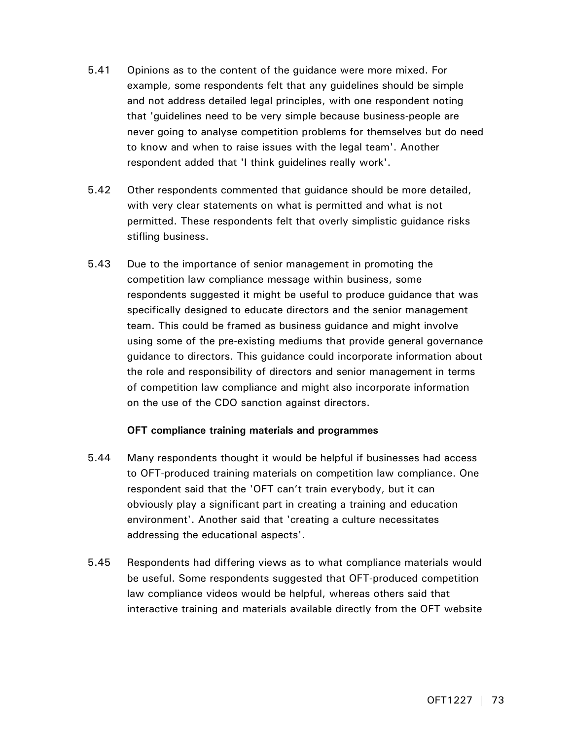5.41 Opinions as to the content of the guidance were more mixed. For example, some respondents felt that any guidelines should be simple and not address detailed legal principles, with one respondent noting that 'guidelines need to be very simple because business-people are never going to analyse competition problems for themselves but do need to know and when to raise issues with the legal team'. Another respondent added that 'I think guidelines really work'.

5.42 Other respondents commented that guidance should be more detailed, with very clear statements on what is permitted and what is not permitted. These respondents felt that overly simplistic guidance risks stifling business.

5.43 Due to the importance of senior management in promoting the competition law compliance message within business, some respondents suggested it might be useful to produce guidance that was specifically designed to educate directors and the senior management team. This could be framed as business guidance and might involve using some of the pre-existing mediums that provide general governance guidance to directors. This guidance could incorporate information about the role and responsibility of directors and senior management in terms of competition law compliance and might also incorporate information on the use of the CDO sanction against directors.

**OFT compliance training materials and programmes**

5.44 Many respondents thought it would be helpful if businesses had access to OFT-produced training materials on competition law compliance. One respondent said that the 'OFT can't train everybody, but it can obviously play a significant part in creating a training and education environment'. Another said that 'creating a culture necessitates addressing the educational aspects'.

5.45 Respondents had differing views as to what compliance materials would be useful. Some respondents suggested that OFT-produced competition law compliance videos would be helpful, whereas others said that interactive training and materials available directly from the OFT website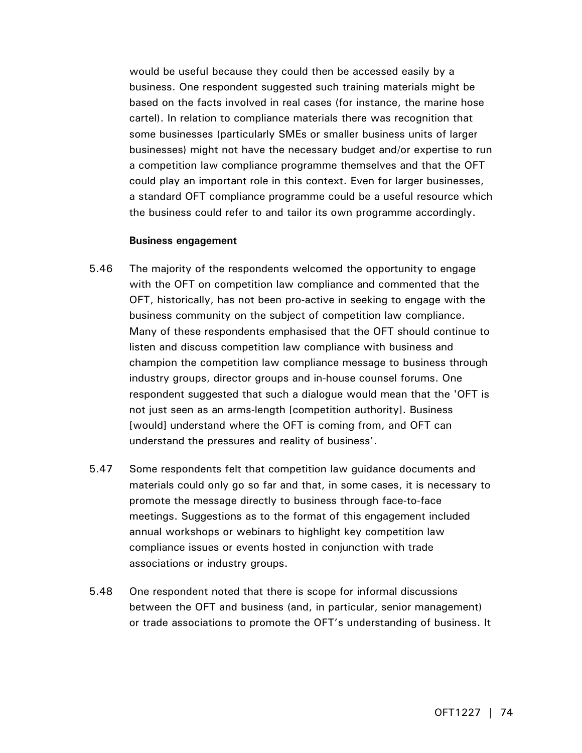would be useful because they could then be accessed easily by a business. One respondent suggested such training materials might be based on the facts involved in real cases (for instance, the marine hose cartel). In relation to compliance materials there was recognition that some businesses (particularly SMEs or smaller business units of larger businesses) might not have the necessary budget and/or expertise to run a competition law compliance programme themselves and that the OFT could play an important role in this context. Even for larger businesses, a standard OFT compliance programme could be a useful resource which the business could refer to and tailor its own programme accordingly.

**Business engagement**

5.46 The majority of the respondents welcomed the opportunity to engage with the OFT on competition law compliance and commented that the OFT, historically, has not been pro-active in seeking to engage with the business community on the subject of competition law compliance. Many of these respondents emphasised that the OFT should continue to listen and discuss competition law compliance with business and champion the competition law compliance message to business through industry groups, director groups and in-house counsel forums. One respondent suggested that such a dialogue would mean that the 'OFT is not just seen as an arms-length [competition authority]. Business [would] understand where the OFT is coming from, and OFT can understand the pressures and reality of business'.

5.47 Some respondents felt that competition law guidance documents and materials could only go so far and that, in some cases, it is necessary to promote the message directly to business through face-to-face meetings. Suggestions as to the format of this engagement included annual workshops or webinars to highlight key competition law compliance issues or events hosted in conjunction with trade associations or industry groups.

5.48 One respondent noted that there is scope for informal discussions between the OFT and business (and, in particular, senior management) or trade associations to promote the OFT's understanding of business. It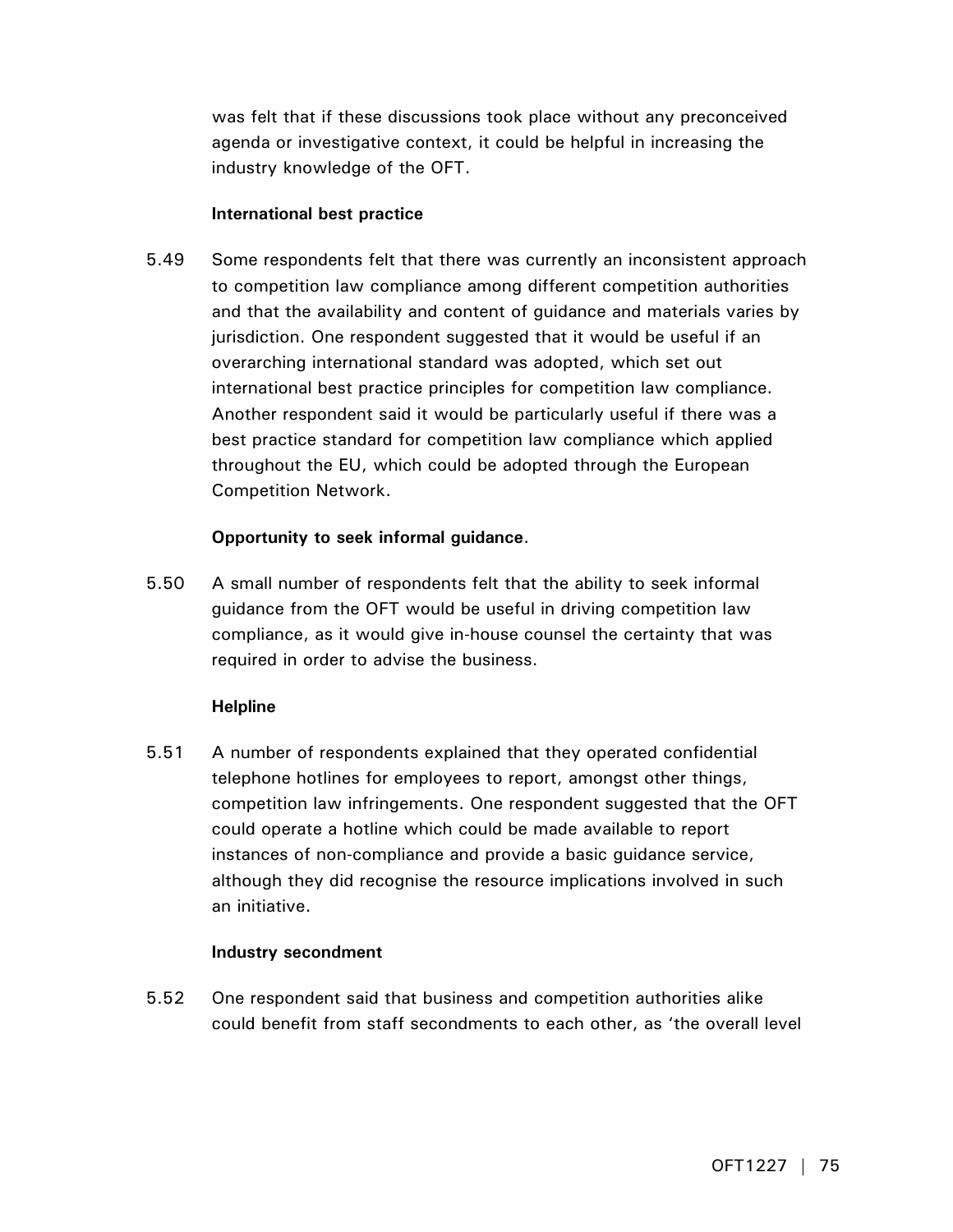was felt that if these discussions took place without any preconceived agenda or investigative context, it could be helpful in increasing the industry knowledge of the OFT.

**International best practice**

5.49 Some respondents felt that there was currently an inconsistent approach to competition law compliance among different competition authorities and that the availability and content of guidance and materials varies by jurisdiction. One respondent suggested that it would be useful if an overarching international standard was adopted, which set out international best practice principles for competition law compliance. Another respondent said it would be particularly useful if there was a best practice standard for competition law compliance which applied throughout the EU, which could be adopted through the European Competition Network.

**Opportunity to seek informal guidance**.

5.50 A small number of respondents felt that the ability to seek informal guidance from the OFT would be useful in driving competition law compliance, as it would give in-house counsel the certainty that was required in order to advise the business.

**Helpline**

5.51 A number of respondents explained that they operated confidential telephone hotlines for employees to report, amongst other things, competition law infringements. One respondent suggested that the OFT could operate a hotline which could be made available to report instances of non-compliance and provide a basic guidance service, although they did recognise the resource implications involved in such an initiative.

**Industry secondment**

5.52 One respondent said that business and competition authorities alike could benefit from staff secondments to each other, as 'the overall level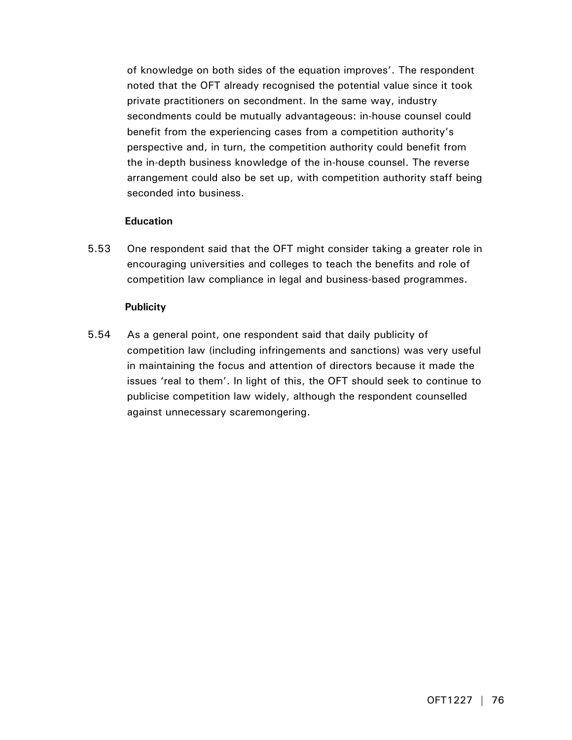of knowledge on both sides of the equation improves'. The respondent noted that the OFT already recognised the potential value since it took private practitioners on secondment. In the same way, industry secondments could be mutually advantageous: in-house counsel could benefit from the experiencing cases from a competition authority's perspective and, in turn, the competition authority could benefit from the in-depth business knowledge of the in-house counsel. The reverse arrangement could also be set up, with competition authority staff being seconded into business.

**Education**

5.53 One respondent said that the OFT might consider taking a greater role in encouraging universities and colleges to teach the benefits and role of competition law compliance in legal and business-based programmes.

**Publicity**

5.54 As a general point, one respondent said that daily publicity of competition law (including infringements and sanctions) was very useful in maintaining the focus and attention of directors because it made the issues 'real to them'. In light of this, the OFT should seek to continue to publicise competition law widely, although the respondent counselled against unnecessary scaremongering.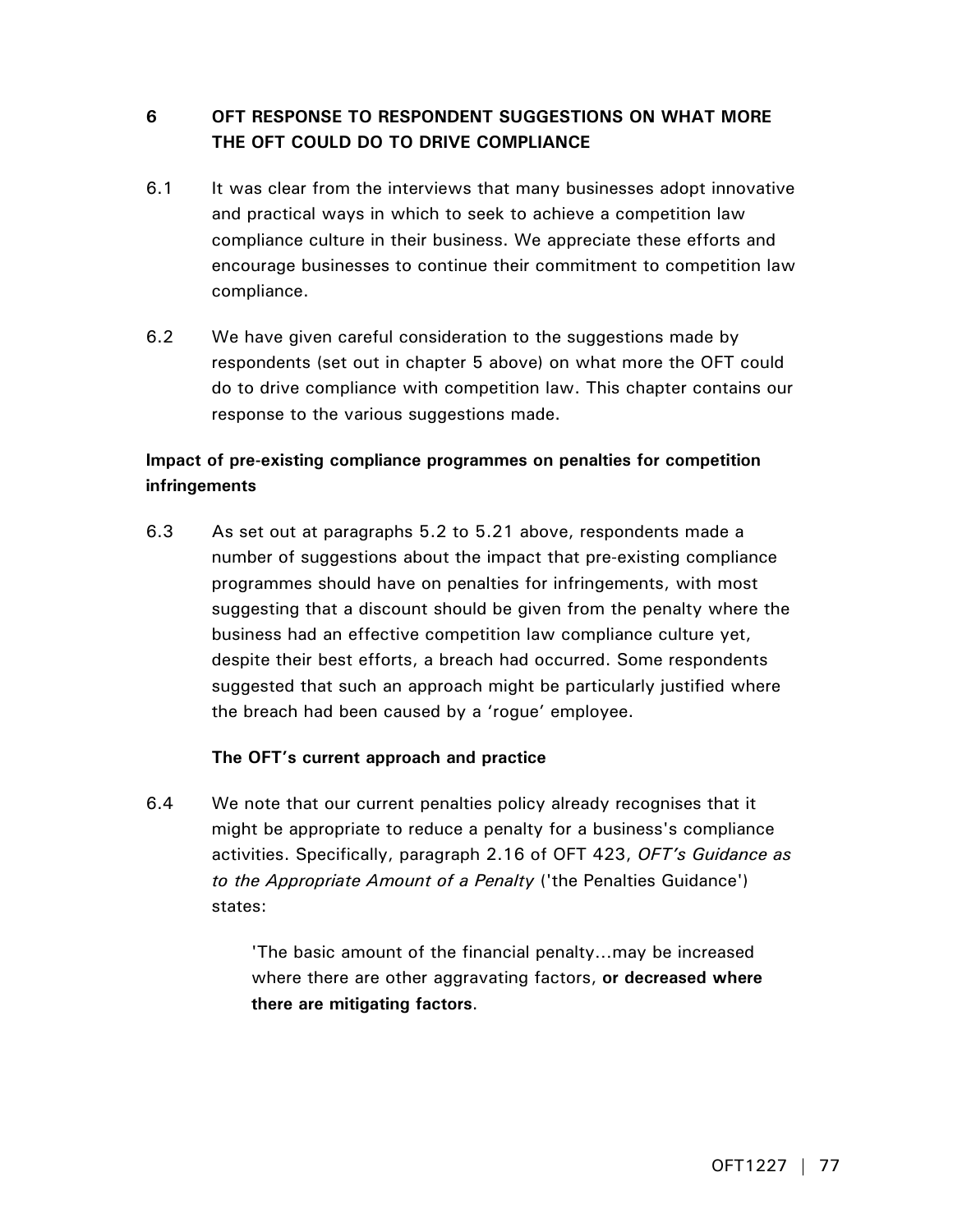## 6 OFT RESPONSE TO RESPONDENT SUGGESTIONS ON WHAT MORE THE OFT COULD DO TO DRIVE COMPLIANCE

6.1 It was clear from the interviews that many businesses adopt innovative and practical ways in which to seek to achieve a competition law compliance culture in their business. We appreciate these efforts and encourage businesses to continue their commitment to competition law compliance.

6.2 We have given careful consideration to the suggestions made by respondents (set out in chapter 5 above) on what more the OFT could do to drive compliance with competition law. This chapter contains our response to the various suggestions made.

### Impact of pre-existing compliance programmes on penalties for competition infringements

6.3 As set out at paragraphs 5.2 to 5.21 above, respondents made a number of suggestions about the impact that pre-existing compliance programmes should have on penalties for infringements, with most suggesting that a discount should be given from the penalty where the business had an effective competition law compliance culture yet, despite their best efforts, a breach had occurred. Some respondents suggested that such an approach might be particularly justified where the breach had been caused by a 'rogue' employee.

#### The OFT's current approach and practice

6.4 We note that our current penalties policy already recognises that it might be appropriate to reduce a penalty for a business's compliance activities. Specifically, paragraph 2.16 of OFT 423, *OFT's Guidance as to the Appropriate Amount of a Penalty* ('the Penalties Guidance') states:

> 'The basic amount of the financial penalty…may be increased where there are other aggravating factors, **or decreased where there are mitigating factors**.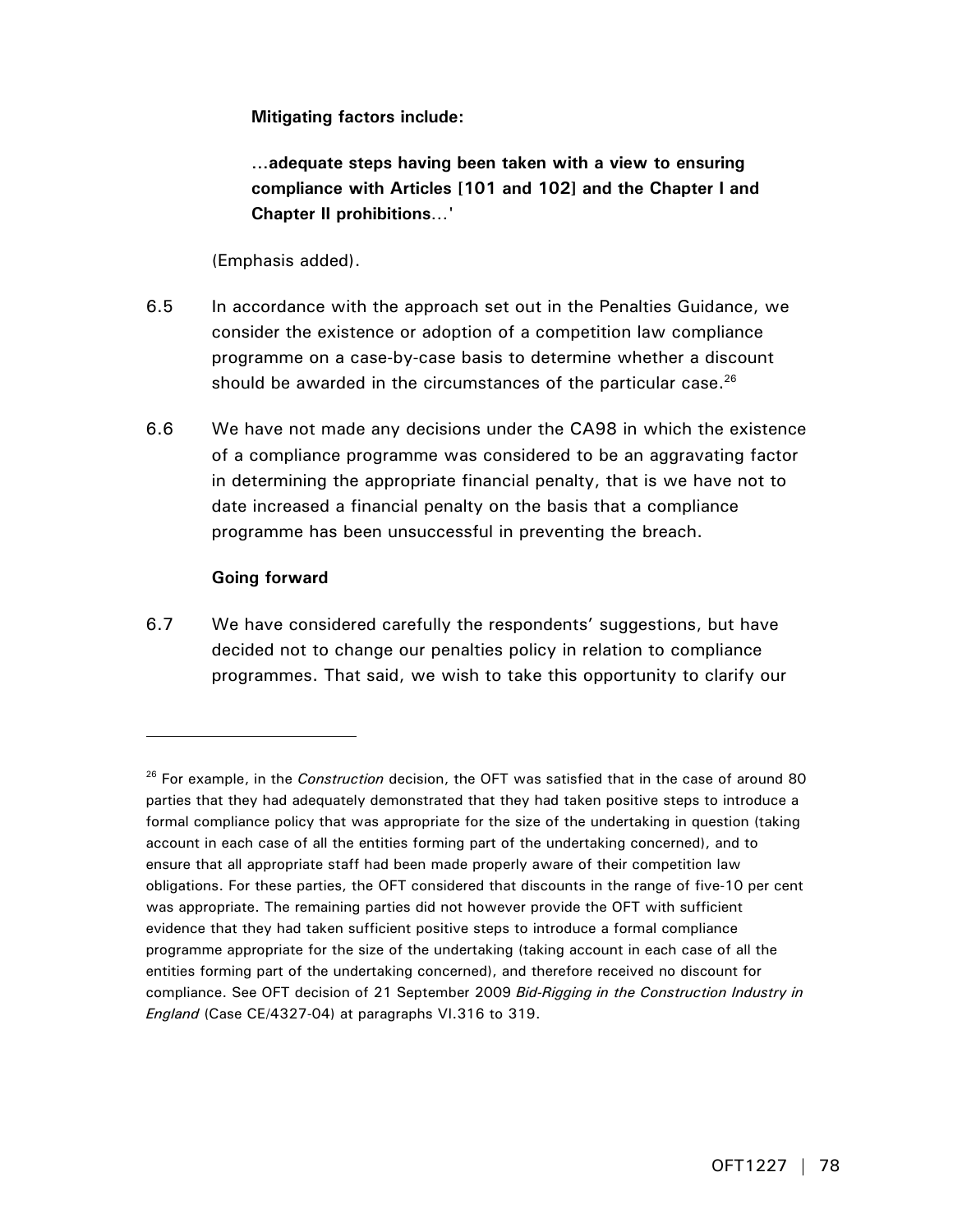> **Mitigating factors include:**
>
> **...adequate steps having been taken with a view to ensuring compliance with Articles [101 and 102] and the Chapter I and Chapter II prohibitions**...'

(Emphasis added).

6.5 In accordance with the approach set out in the Penalties Guidance, we consider the existence or adoption of a competition law compliance programme on a case-by-case basis to determine whether a discount should be awarded in the circumstances of the particular case.[26]

6.6 We have not made any decisions under the CA98 in which the existence of a compliance programme was considered to be an aggravating factor in determining the appropriate financial penalty, that is we have not to date increased a financial penalty on the basis that a compliance programme has been unsuccessful in preventing the breach.

**Going forward**

6.7 We have considered carefully the respondents' suggestions, but have decided not to change our penalties policy in relation to compliance programmes. That said, we wish to take this opportunity to clarify our

---

[26] For example, in the *Construction* decision, the OFT was satisfied that in the case of around 80 parties that they had adequately demonstrated that they had taken positive steps to introduce a formal compliance policy that was appropriate for the size of the undertaking in question (taking account in each case of all the entities forming part of the undertaking concerned), and to ensure that all appropriate staff had been made properly aware of their competition law obligations. For these parties, the OFT considered that discounts in the range of five-10 per cent was appropriate. The remaining parties did not however provide the OFT with sufficient evidence that they had taken sufficient positive steps to introduce a formal compliance programme appropriate for the size of the undertaking (taking account in each case of all the entities forming part of the undertaking concerned), and therefore received no discount for compliance. See OFT decision of 21 September 2009 *Bid-Rigging in the Construction Industry in England* (Case CE/4327-04) at paragraphs VI.316 to 319.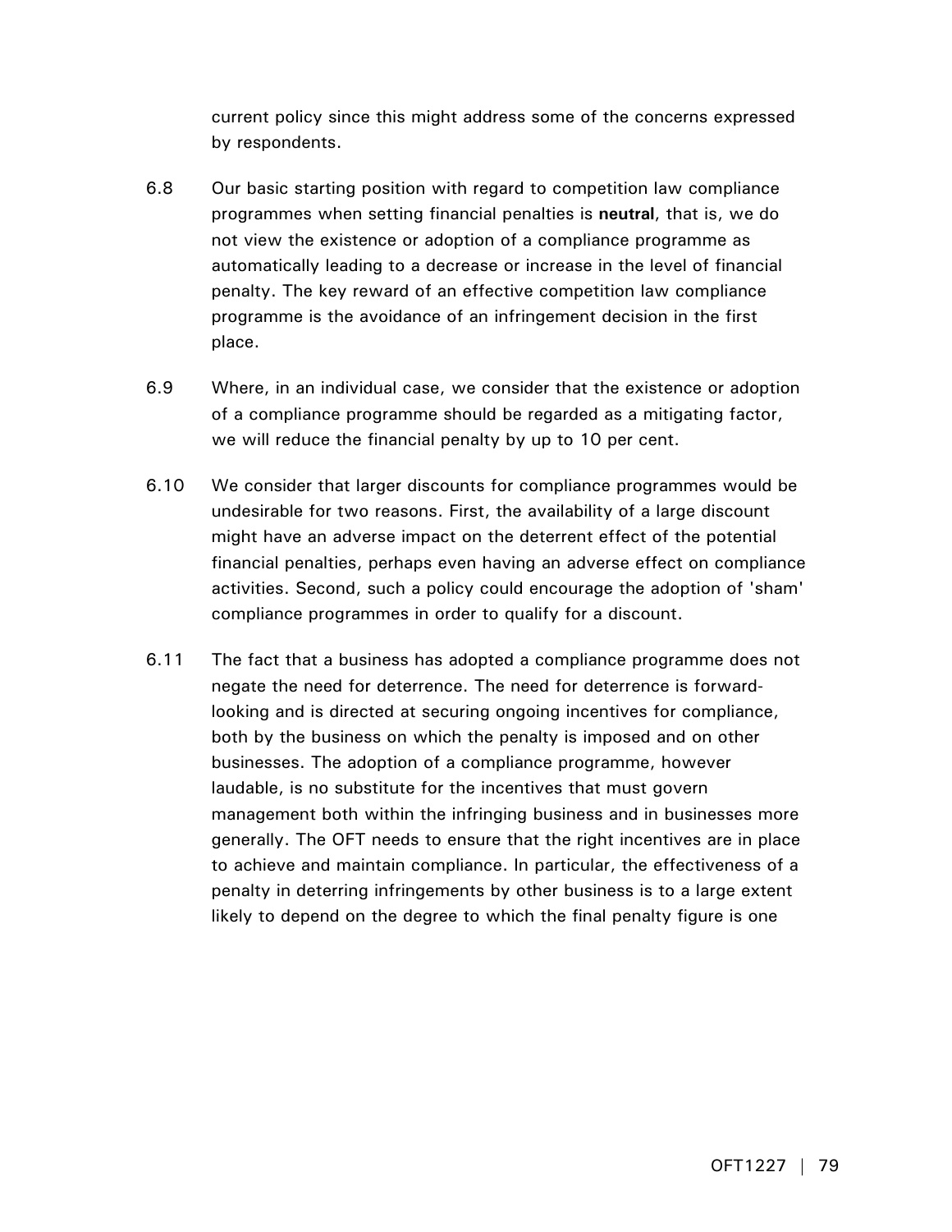current policy since this might address some of the concerns expressed by respondents.

6.8 Our basic starting position with regard to competition law compliance programmes when setting financial penalties is **neutral**, that is, we do not view the existence or adoption of a compliance programme as automatically leading to a decrease or increase in the level of financial penalty. The key reward of an effective competition law compliance programme is the avoidance of an infringement decision in the first place.

6.9 Where, in an individual case, we consider that the existence or adoption of a compliance programme should be regarded as a mitigating factor, we will reduce the financial penalty by up to 10 per cent.

6.10 We consider that larger discounts for compliance programmes would be undesirable for two reasons. First, the availability of a large discount might have an adverse impact on the deterrent effect of the potential financial penalties, perhaps even having an adverse effect on compliance activities. Second, such a policy could encourage the adoption of 'sham' compliance programmes in order to qualify for a discount.

6.11 The fact that a business has adopted a compliance programme does not negate the need for deterrence. The need for deterrence is forward-looking and is directed at securing ongoing incentives for compliance, both by the business on which the penalty is imposed and on other businesses. The adoption of a compliance programme, however laudable, is no substitute for the incentives that must govern management both within the infringing business and in businesses more generally. The OFT needs to ensure that the right incentives are in place to achieve and maintain compliance. In particular, the effectiveness of a penalty in deterring infringements by other business is to a large extent likely to depend on the degree to which the final penalty figure is one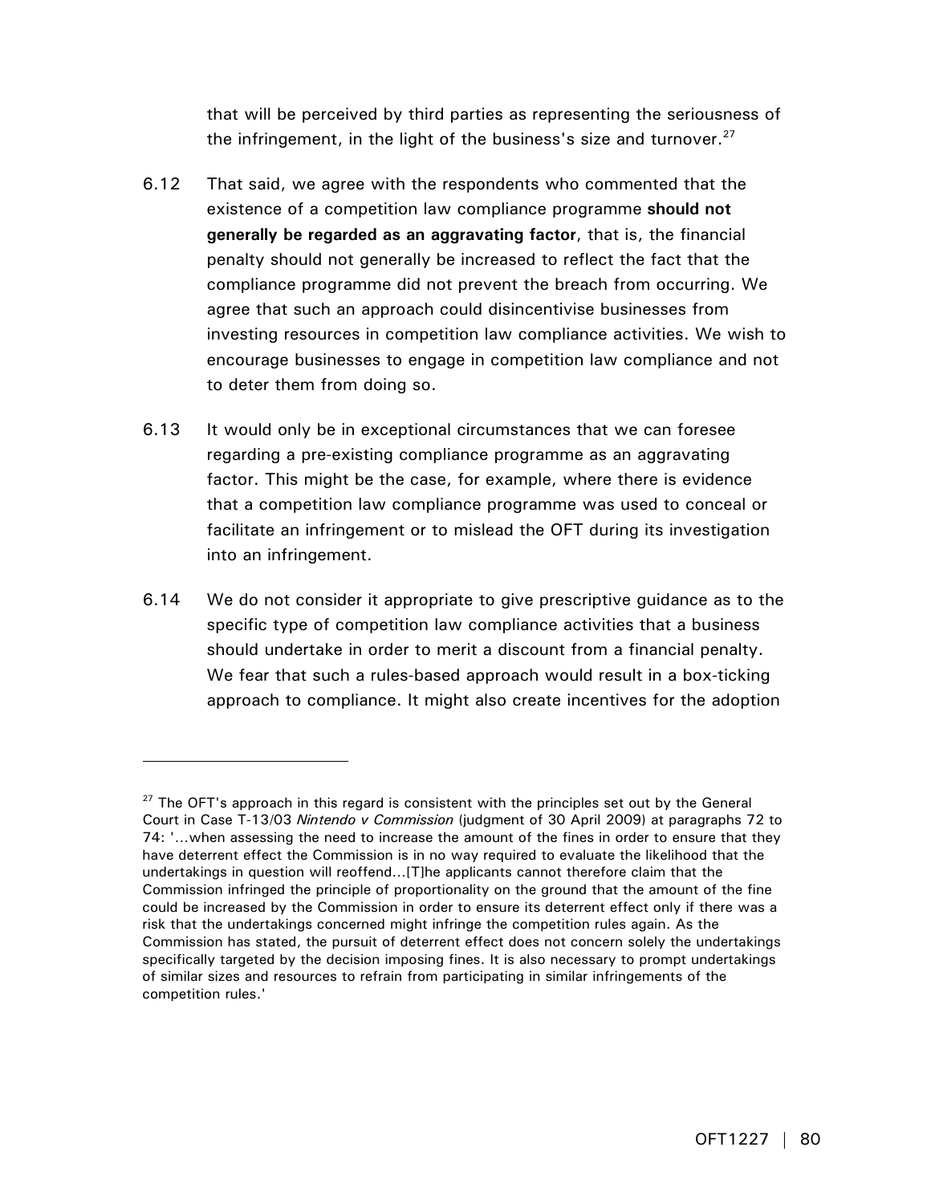that will be perceived by third parties as representing the seriousness of the infringement, in the light of the business's size and turnover.[27]

6.12 That said, we agree with the respondents who commented that the existence of a competition law compliance programme **should not generally be regarded as an aggravating factor**, that is, the financial penalty should not generally be increased to reflect the fact that the compliance programme did not prevent the breach from occurring. We agree that such an approach could disincentivise businesses from investing resources in competition law compliance activities. We wish to encourage businesses to engage in competition law compliance and not to deter them from doing so.

6.13 It would only be in exceptional circumstances that we can foresee regarding a pre-existing compliance programme as an aggravating factor. This might be the case, for example, where there is evidence that a competition law compliance programme was used to conceal or facilitate an infringement or to mislead the OFT during its investigation into an infringement.

6.14 We do not consider it appropriate to give prescriptive guidance as to the specific type of competition law compliance activities that a business should undertake in order to merit a discount from a financial penalty. We fear that such a rules-based approach would result in a box-ticking approach to compliance. It might also create incentives for the adoption

---

[27] The OFT's approach in this regard is consistent with the principles set out by the General Court in Case T-13/03 *Nintendo v Commission* (judgment of 30 April 2009) at paragraphs 72 to 74: '...when assessing the need to increase the amount of the fines in order to ensure that they have deterrent effect the Commission is in no way required to evaluate the likelihood that the undertakings in question will reoffend...[T]he applicants cannot therefore claim that the Commission infringed the principle of proportionality on the ground that the amount of the fine could be increased by the Commission in order to ensure its deterrent effect only if there was a risk that the undertakings concerned might infringe the competition rules again. As the Commission has stated, the pursuit of deterrent effect does not concern solely the undertakings specifically targeted by the decision imposing fines. It is also necessary to prompt undertakings of similar sizes and resources to refrain from participating in similar infringements of the competition rules.'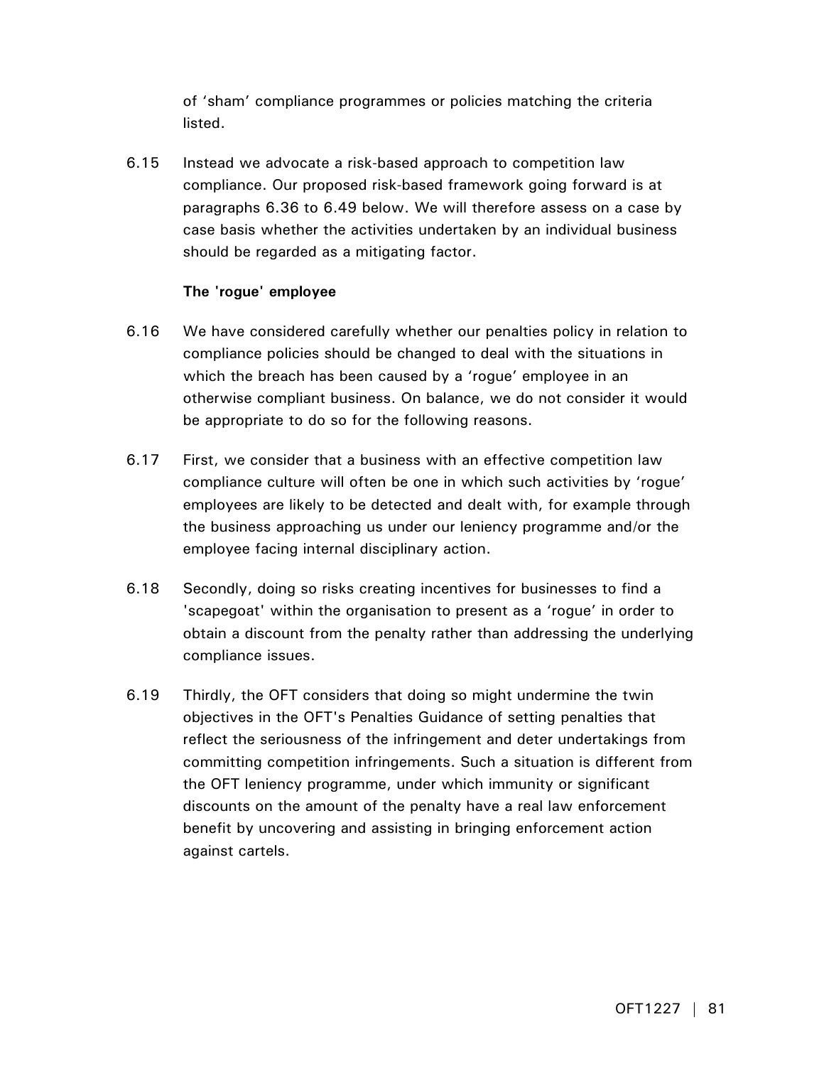of ‘sham’ compliance programmes or policies matching the criteria listed.

6.15 Instead we advocate a risk-based approach to competition law compliance. Our proposed risk-based framework going forward is at paragraphs 6.36 to 6.49 below. We will therefore assess on a case by case basis whether the activities undertaken by an individual business should be regarded as a mitigating factor.

**The 'rogue' employee**

6.16 We have considered carefully whether our penalties policy in relation to compliance policies should be changed to deal with the situations in which the breach has been caused by a ‘rogue’ employee in an otherwise compliant business. On balance, we do not consider it would be appropriate to do so for the following reasons.

6.17 First, we consider that a business with an effective competition law compliance culture will often be one in which such activities by ‘rogue’ employees are likely to be detected and dealt with, for example through the business approaching us under our leniency programme and/or the employee facing internal disciplinary action.

6.18 Secondly, doing so risks creating incentives for businesses to find a 'scapegoat' within the organisation to present as a ‘rogue’ in order to obtain a discount from the penalty rather than addressing the underlying compliance issues.

6.19 Thirdly, the OFT considers that doing so might undermine the twin objectives in the OFT's Penalties Guidance of setting penalties that reflect the seriousness of the infringement and deter undertakings from committing competition infringements. Such a situation is different from the OFT leniency programme, under which immunity or significant discounts on the amount of the penalty have a real law enforcement benefit by uncovering and assisting in bringing enforcement action against cartels.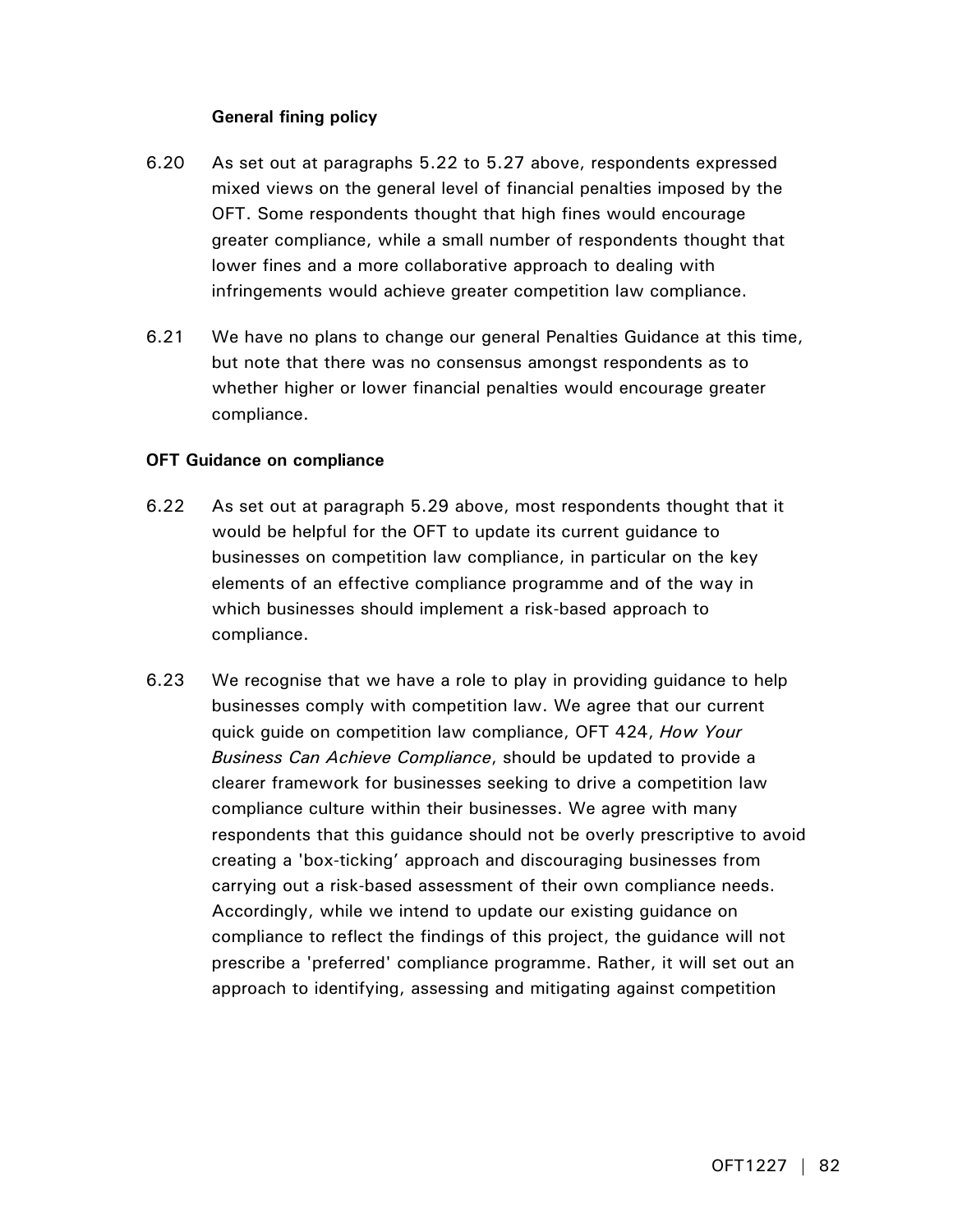**General fining policy**

6.20 As set out at paragraphs 5.22 to 5.27 above, respondents expressed mixed views on the general level of financial penalties imposed by the OFT. Some respondents thought that high fines would encourage greater compliance, while a small number of respondents thought that lower fines and a more collaborative approach to dealing with infringements would achieve greater competition law compliance.

6.21 We have no plans to change our general Penalties Guidance at this time, but note that there was no consensus amongst respondents as to whether higher or lower financial penalties would encourage greater compliance.

**OFT Guidance on compliance**

6.22 As set out at paragraph 5.29 above, most respondents thought that it would be helpful for the OFT to update its current guidance to businesses on competition law compliance, in particular on the key elements of an effective compliance programme and of the way in which businesses should implement a risk-based approach to compliance.

6.23 We recognise that we have a role to play in providing guidance to help businesses comply with competition law. We agree that our current quick guide on competition law compliance, OFT 424, *How Your Business Can Achieve Compliance*, should be updated to provide a clearer framework for businesses seeking to drive a competition law compliance culture within their businesses. We agree with many respondents that this guidance should not be overly prescriptive to avoid creating a 'box-ticking' approach and discouraging businesses from carrying out a risk-based assessment of their own compliance needs. Accordingly, while we intend to update our existing guidance on compliance to reflect the findings of this project, the guidance will not prescribe a 'preferred' compliance programme. Rather, it will set out an approach to identifying, assessing and mitigating against competition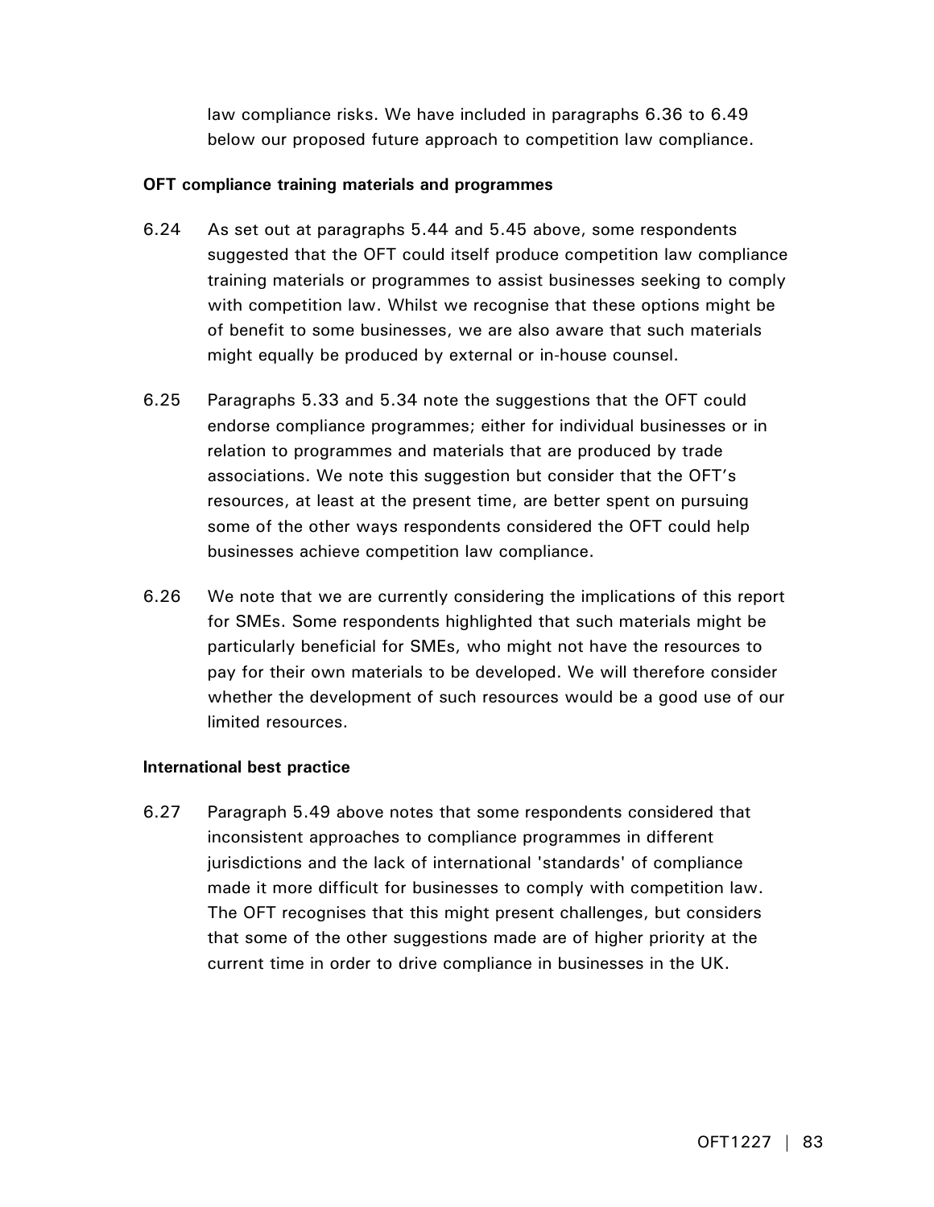law compliance risks. We have included in paragraphs 6.36 to 6.49 below our proposed future approach to competition law compliance.

**OFT compliance training materials and programmes**

6.24 As set out at paragraphs 5.44 and 5.45 above, some respondents suggested that the OFT could itself produce competition law compliance training materials or programmes to assist businesses seeking to comply with competition law. Whilst we recognise that these options might be of benefit to some businesses, we are also aware that such materials might equally be produced by external or in-house counsel.

6.25 Paragraphs 5.33 and 5.34 note the suggestions that the OFT could endorse compliance programmes; either for individual businesses or in relation to programmes and materials that are produced by trade associations. We note this suggestion but consider that the OFT's resources, at least at the present time, are better spent on pursuing some of the other ways respondents considered the OFT could help businesses achieve competition law compliance.

6.26 We note that we are currently considering the implications of this report for SMEs. Some respondents highlighted that such materials might be particularly beneficial for SMEs, who might not have the resources to pay for their own materials to be developed. We will therefore consider whether the development of such resources would be a good use of our limited resources.

**International best practice**

6.27 Paragraph 5.49 above notes that some respondents considered that inconsistent approaches to compliance programmes in different jurisdictions and the lack of international 'standards' of compliance made it more difficult for businesses to comply with competition law. The OFT recognises that this might present challenges, but considers that some of the other suggestions made are of higher priority at the current time in order to drive compliance in businesses in the UK.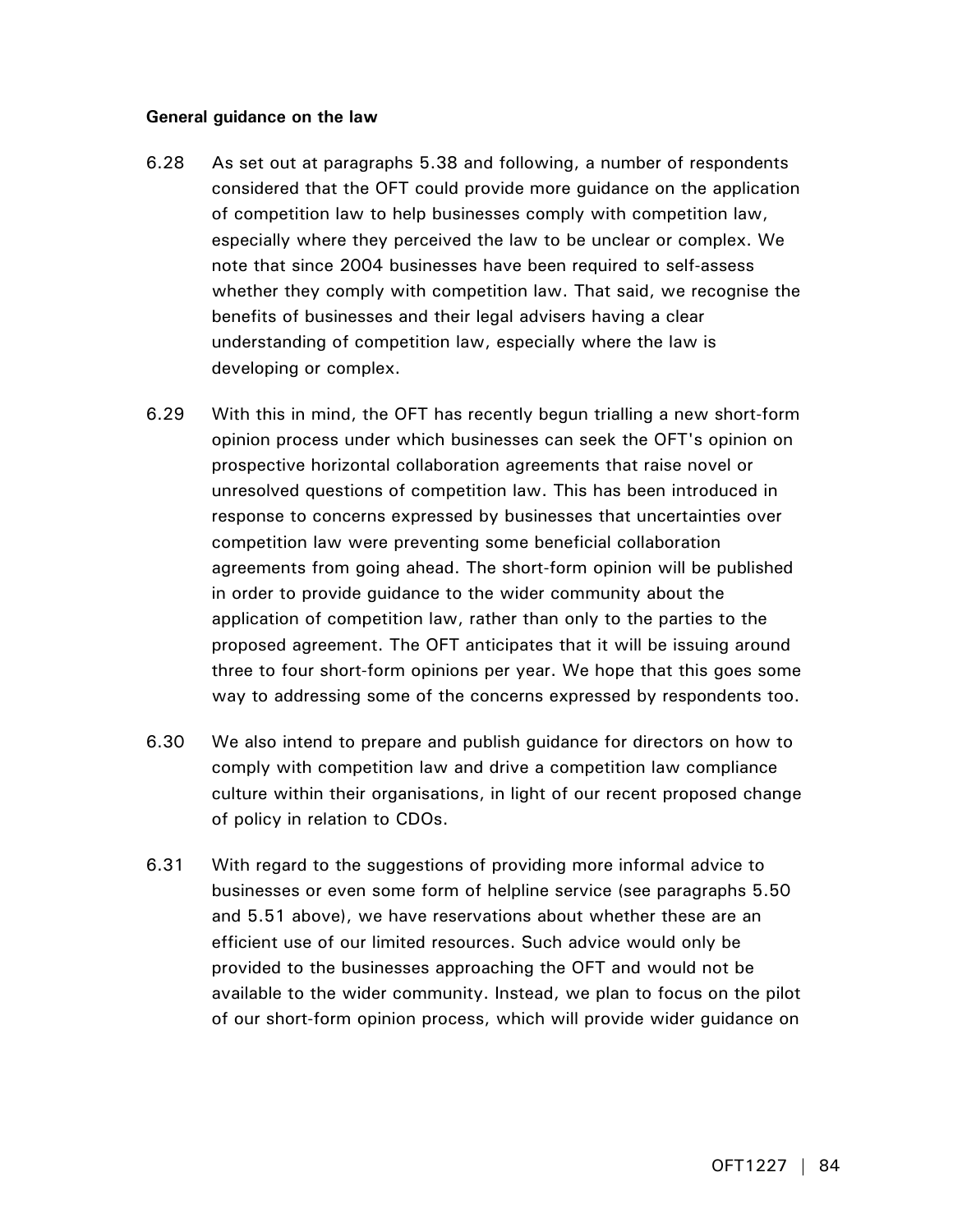**General guidance on the law**

6.28 As set out at paragraphs 5.38 and following, a number of respondents considered that the OFT could provide more guidance on the application of competition law to help businesses comply with competition law, especially where they perceived the law to be unclear or complex. We note that since 2004 businesses have been required to self-assess whether they comply with competition law. That said, we recognise the benefits of businesses and their legal advisers having a clear understanding of competition law, especially where the law is developing or complex.

6.29 With this in mind, the OFT has recently begun trialling a new short-form opinion process under which businesses can seek the OFT's opinion on prospective horizontal collaboration agreements that raise novel or unresolved questions of competition law. This has been introduced in response to concerns expressed by businesses that uncertainties over competition law were preventing some beneficial collaboration agreements from going ahead. The short-form opinion will be published in order to provide guidance to the wider community about the application of competition law, rather than only to the parties to the proposed agreement. The OFT anticipates that it will be issuing around three to four short-form opinions per year. We hope that this goes some way to addressing some of the concerns expressed by respondents too.

6.30 We also intend to prepare and publish guidance for directors on how to comply with competition law and drive a competition law compliance culture within their organisations, in light of our recent proposed change of policy in relation to CDOs.

6.31 With regard to the suggestions of providing more informal advice to businesses or even some form of helpline service (see paragraphs 5.50 and 5.51 above), we have reservations about whether these are an efficient use of our limited resources. Such advice would only be provided to the businesses approaching the OFT and would not be available to the wider community. Instead, we plan to focus on the pilot of our short-form opinion process, which will provide wider guidance on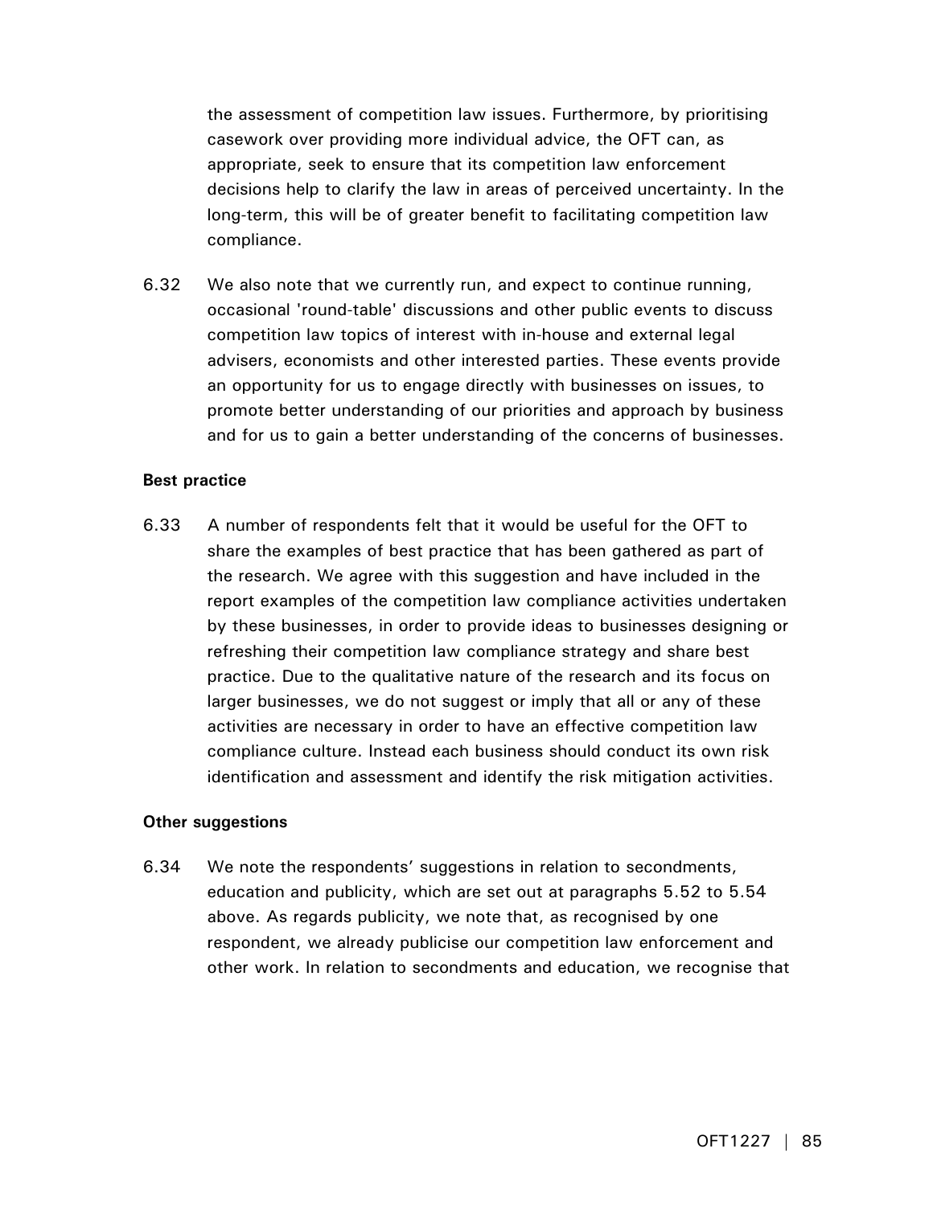the assessment of competition law issues. Furthermore, by prioritising casework over providing more individual advice, the OFT can, as appropriate, seek to ensure that its competition law enforcement decisions help to clarify the law in areas of perceived uncertainty. In the long-term, this will be of greater benefit to facilitating competition law compliance.

6.32 We also note that we currently run, and expect to continue running, occasional 'round-table' discussions and other public events to discuss competition law topics of interest with in-house and external legal advisers, economists and other interested parties. These events provide an opportunity for us to engage directly with businesses on issues, to promote better understanding of our priorities and approach by business and for us to gain a better understanding of the concerns of businesses.

**Best practice**

6.33 A number of respondents felt that it would be useful for the OFT to share the examples of best practice that has been gathered as part of the research. We agree with this suggestion and have included in the report examples of the competition law compliance activities undertaken by these businesses, in order to provide ideas to businesses designing or refreshing their competition law compliance strategy and share best practice. Due to the qualitative nature of the research and its focus on larger businesses, we do not suggest or imply that all or any of these activities are necessary in order to have an effective competition law compliance culture. Instead each business should conduct its own risk identification and assessment and identify the risk mitigation activities.

**Other suggestions**

6.34 We note the respondents' suggestions in relation to secondments, education and publicity, which are set out at paragraphs 5.52 to 5.54 above. As regards publicity, we note that, as recognised by one respondent, we already publicise our competition law enforcement and other work. In relation to secondments and education, we recognise that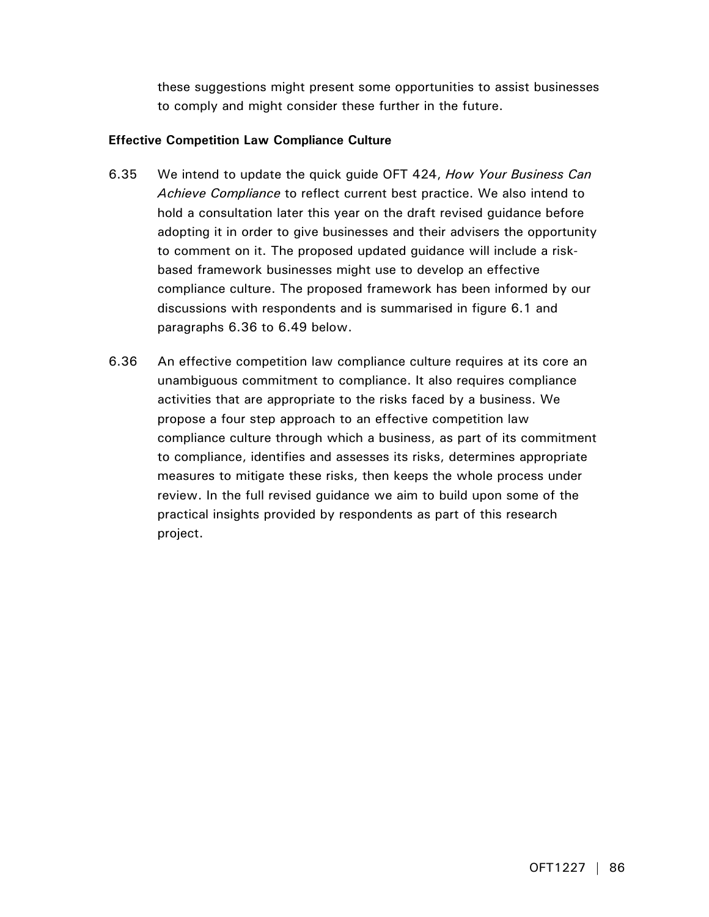these suggestions might present some opportunities to assist businesses to comply and might consider these further in the future.

**Effective Competition Law Compliance Culture**

6.35 We intend to update the quick guide OFT 424, *How Your Business Can Achieve Compliance* to reflect current best practice. We also intend to hold a consultation later this year on the draft revised guidance before adopting it in order to give businesses and their advisers the opportunity to comment on it. The proposed updated guidance will include a risk-based framework businesses might use to develop an effective compliance culture. The proposed framework has been informed by our discussions with respondents and is summarised in figure 6.1 and paragraphs 6.36 to 6.49 below.

6.36 An effective competition law compliance culture requires at its core an unambiguous commitment to compliance. It also requires compliance activities that are appropriate to the risks faced by a business. We propose a four step approach to an effective competition law compliance culture through which a business, as part of its commitment to compliance, identifies and assesses its risks, determines appropriate measures to mitigate these risks, then keeps the whole process under review. In the full revised guidance we aim to build upon some of the practical insights provided by respondents as part of this research project.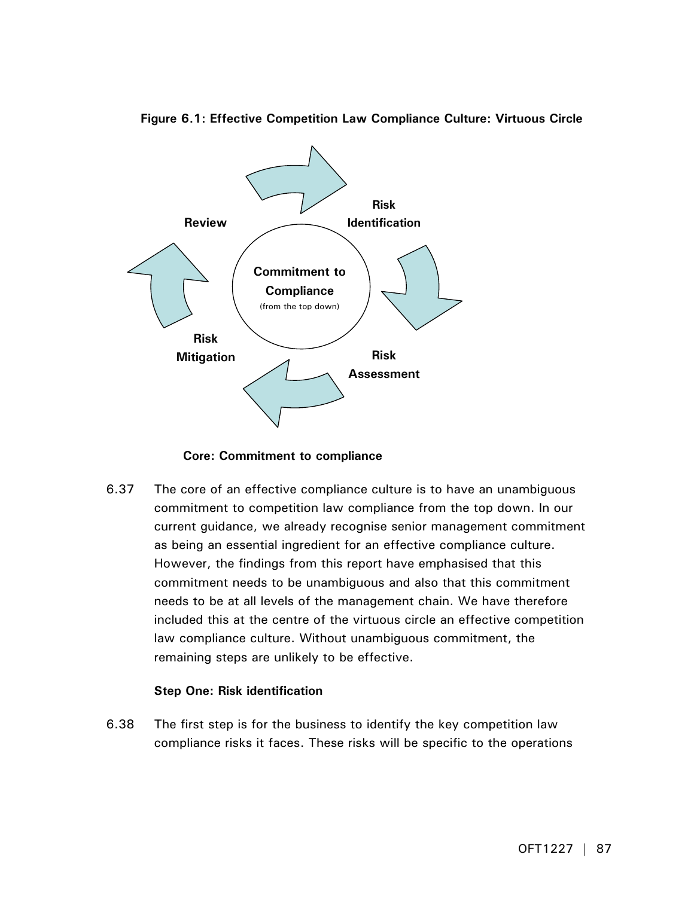**Figure 6.1: Effective Competition Law Compliance Culture: Virtuous Circle**

Risk Identification

Risk Assessment

Risk Mitigation

Review

Commitment to Compliance (from the top down)

**Core: Commitment to compliance**

6.37 The core of an effective compliance culture is to have an unambiguous commitment to competition law compliance from the top down. In our current guidance, we already recognise senior management commitment as being an essential ingredient for an effective compliance culture. However, the findings from this report have emphasised that this commitment needs to be unambiguous and also that this commitment needs to be at all levels of the management chain. We have therefore included this at the centre of the virtuous circle an effective competition law compliance culture. Without unambiguous commitment, the remaining steps are unlikely to be effective.

**Step One: Risk identification**

6.38 The first step is for the business to identify the key competition law compliance risks it faces. These risks will be specific to the operations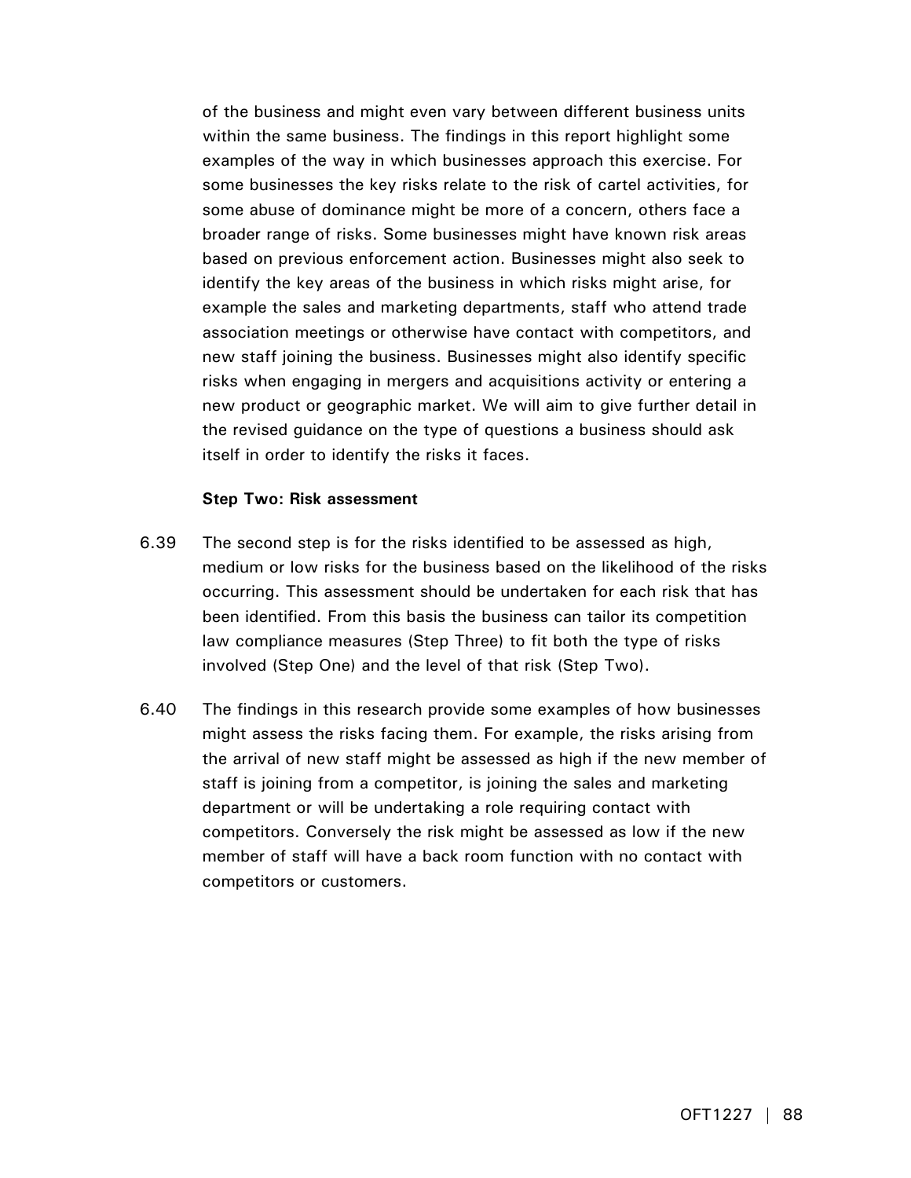of the business and might even vary between different business units within the same business. The findings in this report highlight some examples of the way in which businesses approach this exercise. For some businesses the key risks relate to the risk of cartel activities, for some abuse of dominance might be more of a concern, others face a broader range of risks. Some businesses might have known risk areas based on previous enforcement action. Businesses might also seek to identify the key areas of the business in which risks might arise, for example the sales and marketing departments, staff who attend trade association meetings or otherwise have contact with competitors, and new staff joining the business. Businesses might also identify specific risks when engaging in mergers and acquisitions activity or entering a new product or geographic market. We will aim to give further detail in the revised guidance on the type of questions a business should ask itself in order to identify the risks it faces.

**Step Two: Risk assessment**

6.39 The second step is for the risks identified to be assessed as high, medium or low risks for the business based on the likelihood of the risks occurring. This assessment should be undertaken for each risk that has been identified. From this basis the business can tailor its competition law compliance measures (Step Three) to fit both the type of risks involved (Step One) and the level of that risk (Step Two).

6.40 The findings in this research provide some examples of how businesses might assess the risks facing them. For example, the risks arising from the arrival of new staff might be assessed as high if the new member of staff is joining from a competitor, is joining the sales and marketing department or will be undertaking a role requiring contact with competitors. Conversely the risk might be assessed as low if the new member of staff will have a back room function with no contact with competitors or customers.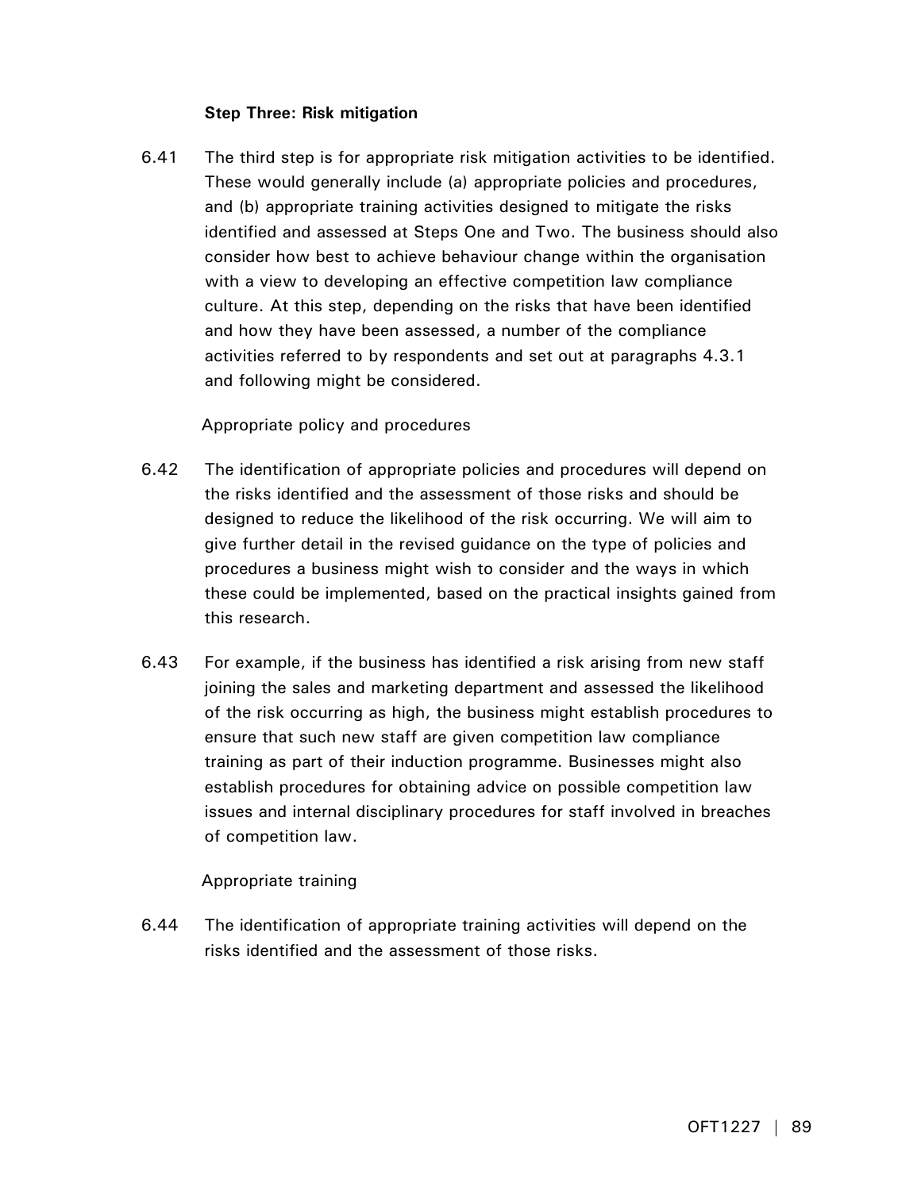**Step Three: Risk mitigation**

6.41 The third step is for appropriate risk mitigation activities to be identified. These would generally include (a) appropriate policies and procedures, and (b) appropriate training activities designed to mitigate the risks identified and assessed at Steps One and Two. The business should also consider how best to achieve behaviour change within the organisation with a view to developing an effective competition law compliance culture. At this step, depending on the risks that have been identified and how they have been assessed, a number of the compliance activities referred to by respondents and set out at paragraphs 4.3.1 and following might be considered.

Appropriate policy and procedures

6.42 The identification of appropriate policies and procedures will depend on the risks identified and the assessment of those risks and should be designed to reduce the likelihood of the risk occurring. We will aim to give further detail in the revised guidance on the type of policies and procedures a business might wish to consider and the ways in which these could be implemented, based on the practical insights gained from this research.

6.43 For example, if the business has identified a risk arising from new staff joining the sales and marketing department and assessed the likelihood of the risk occurring as high, the business might establish procedures to ensure that such new staff are given competition law compliance training as part of their induction programme. Businesses might also establish procedures for obtaining advice on possible competition law issues and internal disciplinary procedures for staff involved in breaches of competition law.

Appropriate training

6.44 The identification of appropriate training activities will depend on the risks identified and the assessment of those risks.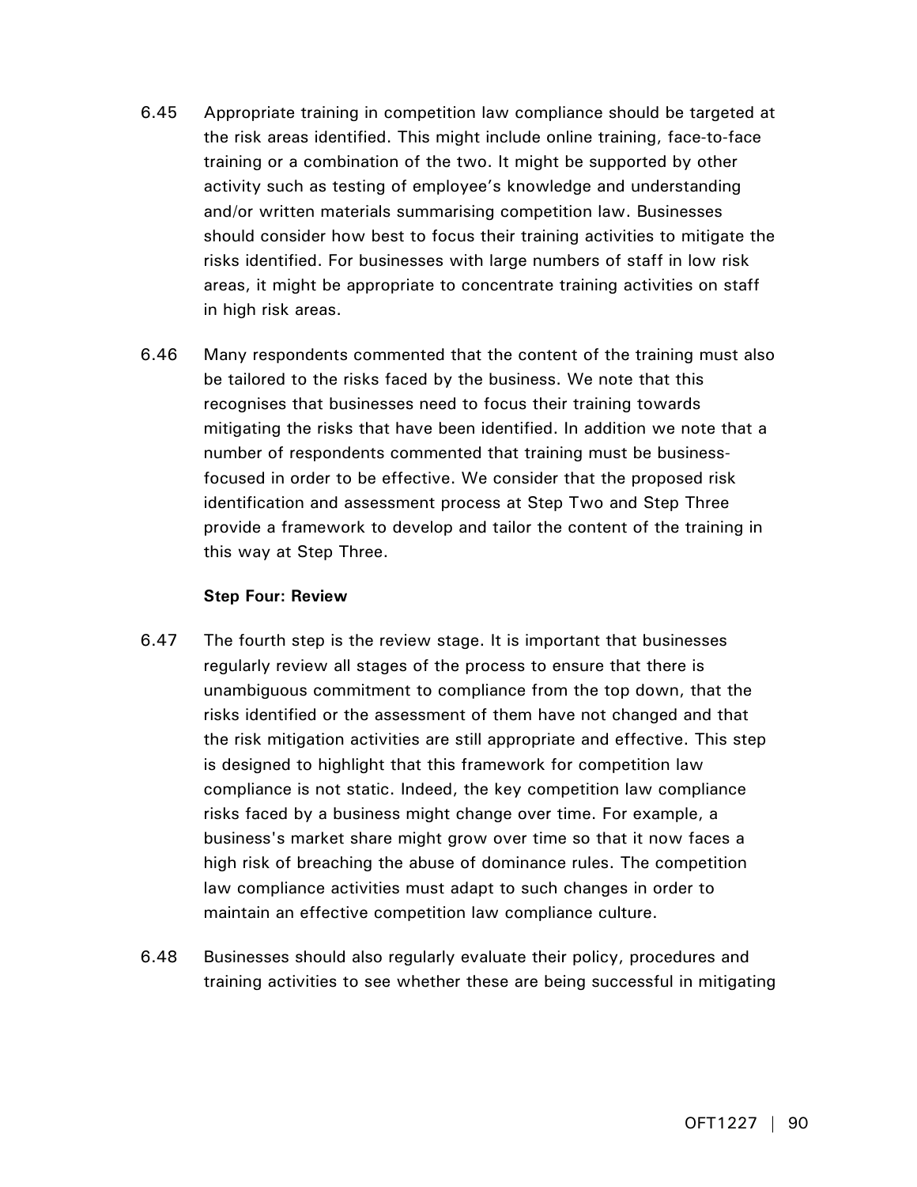6.45 Appropriate training in competition law compliance should be targeted at the risk areas identified. This might include online training, face-to-face training or a combination of the two. It might be supported by other activity such as testing of employee's knowledge and understanding and/or written materials summarising competition law. Businesses should consider how best to focus their training activities to mitigate the risks identified. For businesses with large numbers of staff in low risk areas, it might be appropriate to concentrate training activities on staff in high risk areas.

6.46 Many respondents commented that the content of the training must also be tailored to the risks faced by the business. We note that this recognises that businesses need to focus their training towards mitigating the risks that have been identified. In addition we note that a number of respondents commented that training must be business-focused in order to be effective. We consider that the proposed risk identification and assessment process at Step Two and Step Three provide a framework to develop and tailor the content of the training in this way at Step Three.

**Step Four: Review**

6.47 The fourth step is the review stage. It is important that businesses regularly review all stages of the process to ensure that there is unambiguous commitment to compliance from the top down, that the risks identified or the assessment of them have not changed and that the risk mitigation activities are still appropriate and effective. This step is designed to highlight that this framework for competition law compliance is not static. Indeed, the key competition law compliance risks faced by a business might change over time. For example, a business's market share might grow over time so that it now faces a high risk of breaching the abuse of dominance rules. The competition law compliance activities must adapt to such changes in order to maintain an effective competition law compliance culture.

6.48 Businesses should also regularly evaluate their policy, procedures and training activities to see whether these are being successful in mitigating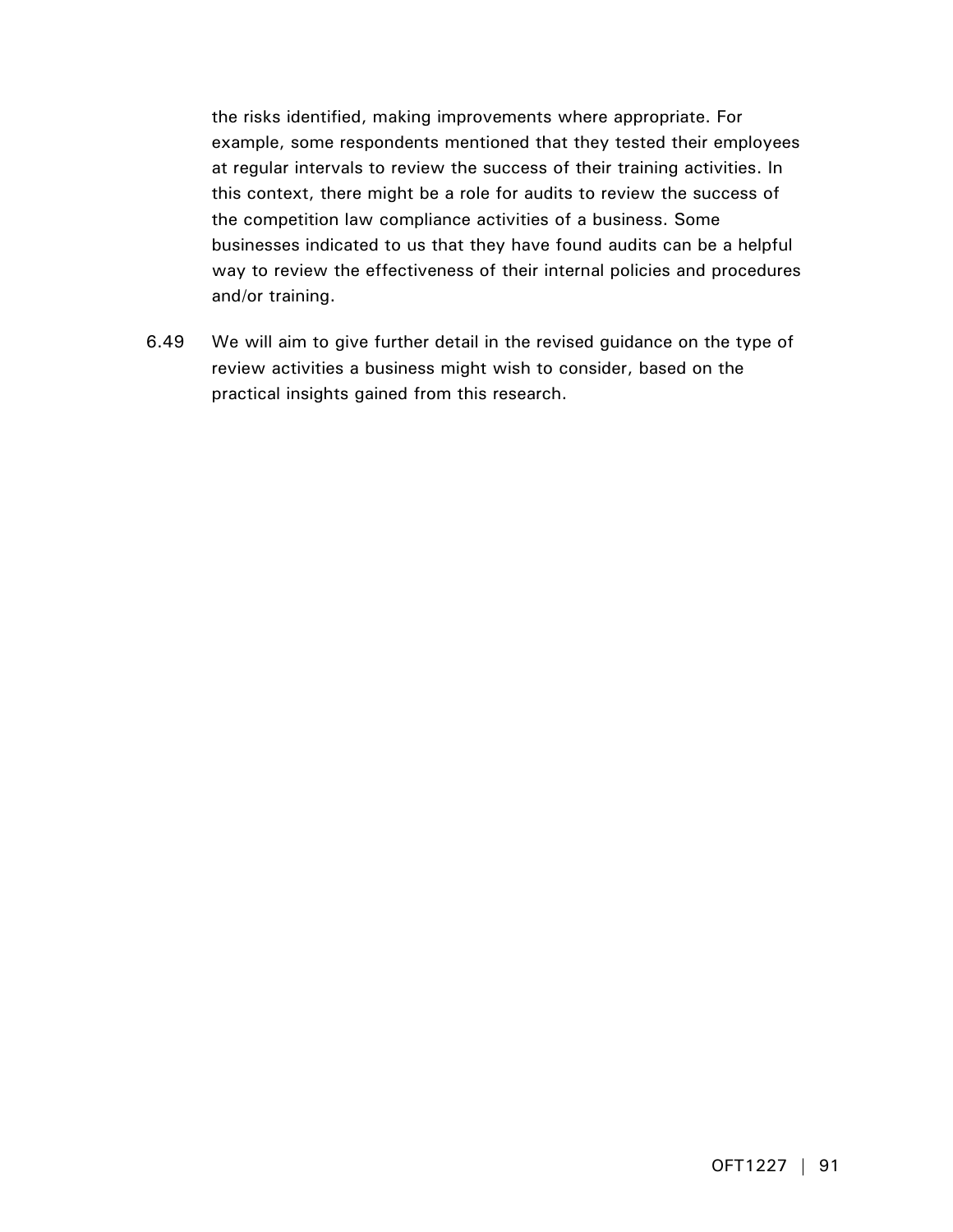the risks identified, making improvements where appropriate. For example, some respondents mentioned that they tested their employees at regular intervals to review the success of their training activities. In this context, there might be a role for audits to review the success of the competition law compliance activities of a business. Some businesses indicated to us that they have found audits can be a helpful way to review the effectiveness of their internal policies and procedures and/or training.

6.49 We will aim to give further detail in the revised guidance on the type of review activities a business might wish to consider, based on the practical insights gained from this research.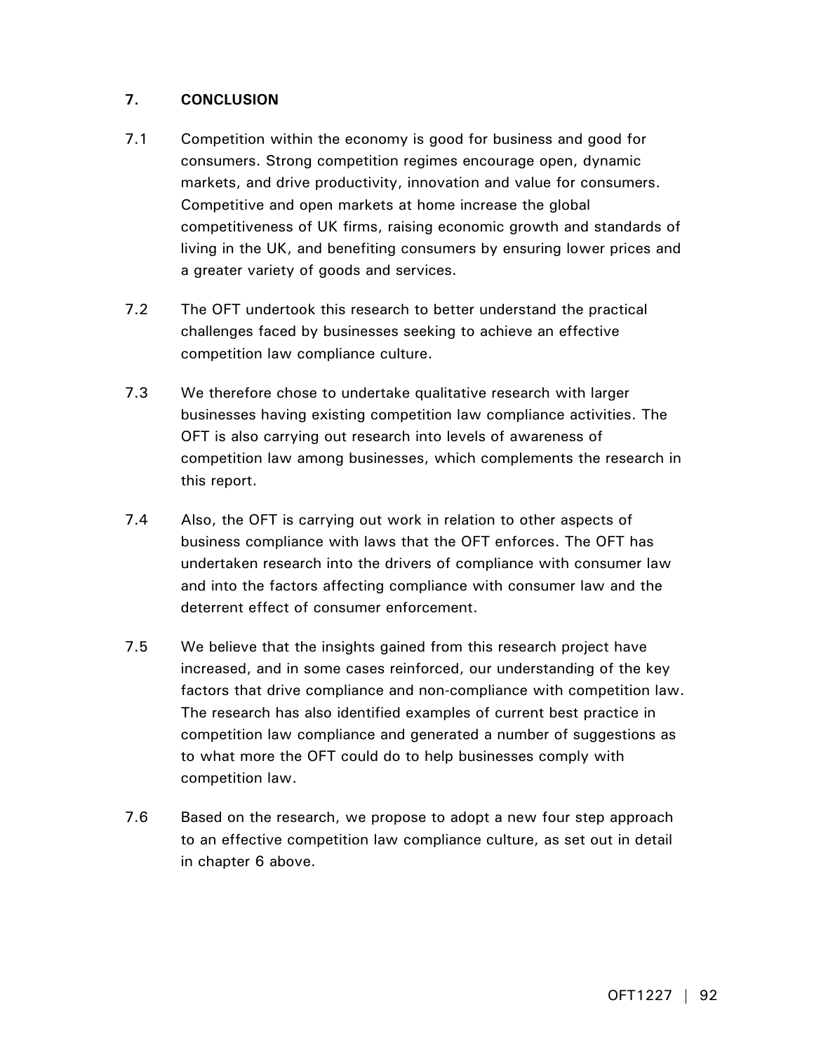## 7. CONCLUSION

7.1 Competition within the economy is good for business and good for consumers. Strong competition regimes encourage open, dynamic markets, and drive productivity, innovation and value for consumers. Competitive and open markets at home increase the global competitiveness of UK firms, raising economic growth and standards of living in the UK, and benefiting consumers by ensuring lower prices and a greater variety of goods and services.

7.2 The OFT undertook this research to better understand the practical challenges faced by businesses seeking to achieve an effective competition law compliance culture.

7.3 We therefore chose to undertake qualitative research with larger businesses having existing competition law compliance activities. The OFT is also carrying out research into levels of awareness of competition law among businesses, which complements the research in this report.

7.4 Also, the OFT is carrying out work in relation to other aspects of business compliance with laws that the OFT enforces. The OFT has undertaken research into the drivers of compliance with consumer law and into the factors affecting compliance with consumer law and the deterrent effect of consumer enforcement.

7.5 We believe that the insights gained from this research project have increased, and in some cases reinforced, our understanding of the key factors that drive compliance and non-compliance with competition law. The research has also identified examples of current best practice in competition law compliance and generated a number of suggestions as to what more the OFT could do to help businesses comply with competition law.

7.6 Based on the research, we propose to adopt a new four step approach to an effective competition law compliance culture, as set out in detail in chapter 6 above.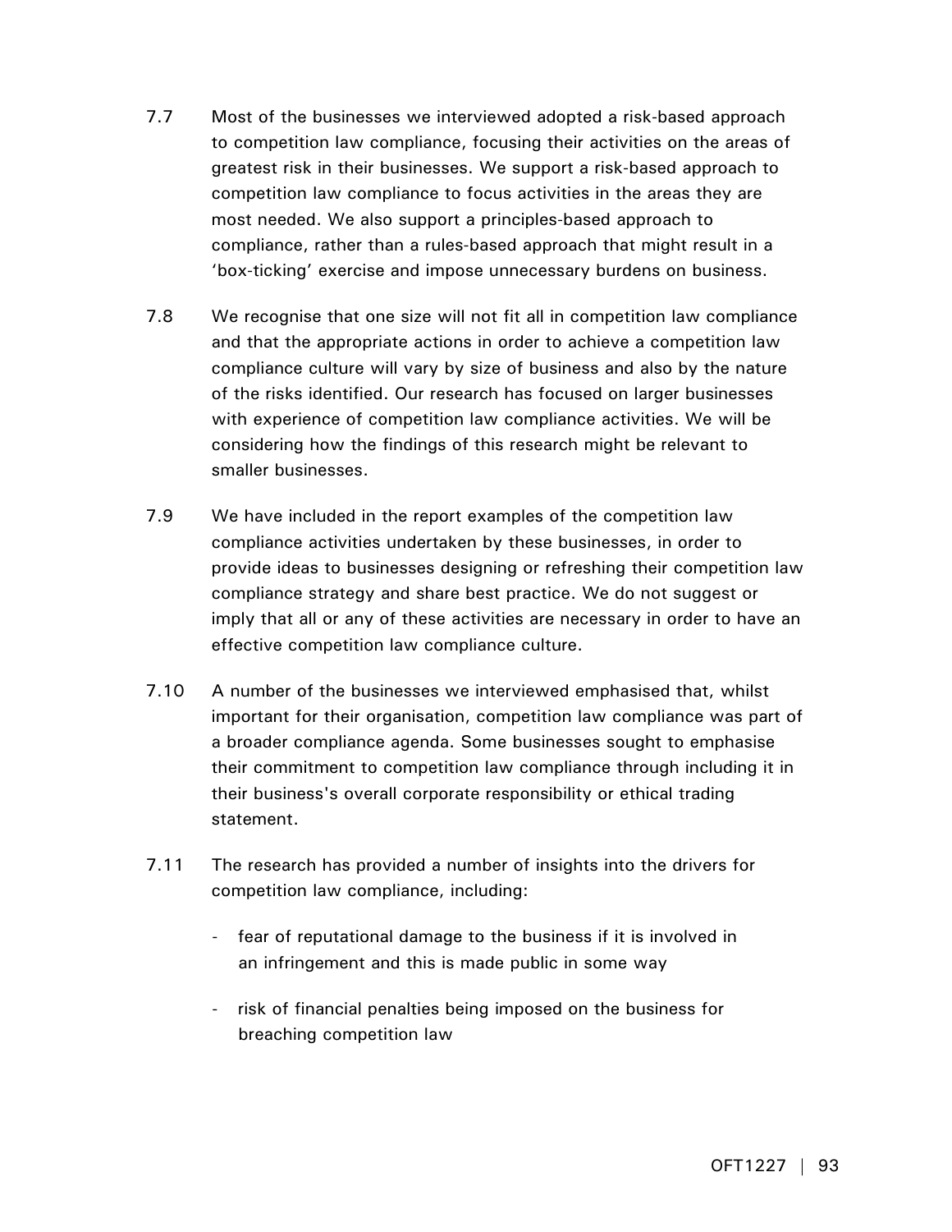7.7 Most of the businesses we interviewed adopted a risk-based approach to competition law compliance, focusing their activities on the areas of greatest risk in their businesses. We support a risk-based approach to competition law compliance to focus activities in the areas they are most needed. We also support a principles-based approach to compliance, rather than a rules-based approach that might result in a 'box-ticking' exercise and impose unnecessary burdens on business.

7.8 We recognise that one size will not fit all in competition law compliance and that the appropriate actions in order to achieve a competition law compliance culture will vary by size of business and also by the nature of the risks identified. Our research has focused on larger businesses with experience of competition law compliance activities. We will be considering how the findings of this research might be relevant to smaller businesses.

7.9 We have included in the report examples of the competition law compliance activities undertaken by these businesses, in order to provide ideas to businesses designing or refreshing their competition law compliance strategy and share best practice. We do not suggest or imply that all or any of these activities are necessary in order to have an effective competition law compliance culture.

7.10 A number of the businesses we interviewed emphasised that, whilst important for their organisation, competition law compliance was part of a broader compliance agenda. Some businesses sought to emphasise their commitment to competition law compliance through including it in their business's overall corporate responsibility or ethical trading statement.

7.11 The research has provided a number of insights into the drivers for competition law compliance, including:

- fear of reputational damage to the business if it is involved in an infringement and this is made public in some way
- risk of financial penalties being imposed on the business for breaching competition law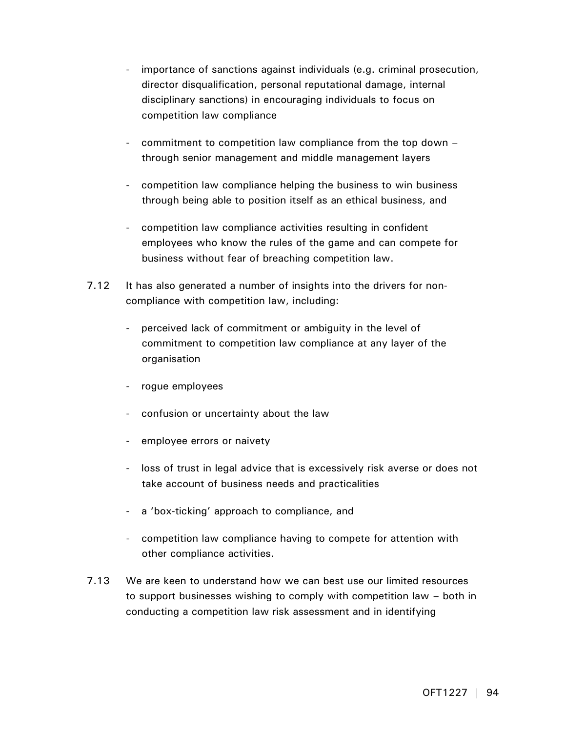- importance of sanctions against individuals (e.g. criminal prosecution, director disqualification, personal reputational damage, internal disciplinary sanctions) in encouraging individuals to focus on competition law compliance

- commitment to competition law compliance from the top down – through senior management and middle management layers

- competition law compliance helping the business to win business through being able to position itself as an ethical business, and

- competition law compliance activities resulting in confident employees who know the rules of the game and can compete for business without fear of breaching competition law.

7.12 It has also generated a number of insights into the drivers for non-compliance with competition law, including:

- perceived lack of commitment or ambiguity in the level of commitment to competition law compliance at any layer of the organisation

- rogue employees

- confusion or uncertainty about the law

- employee errors or naivety

- loss of trust in legal advice that is excessively risk averse or does not take account of business needs and practicalities

- a 'box-ticking' approach to compliance, and

- competition law compliance having to compete for attention with other compliance activities.

7.13 We are keen to understand how we can best use our limited resources to support businesses wishing to comply with competition law – both in conducting a competition law risk assessment and in identifying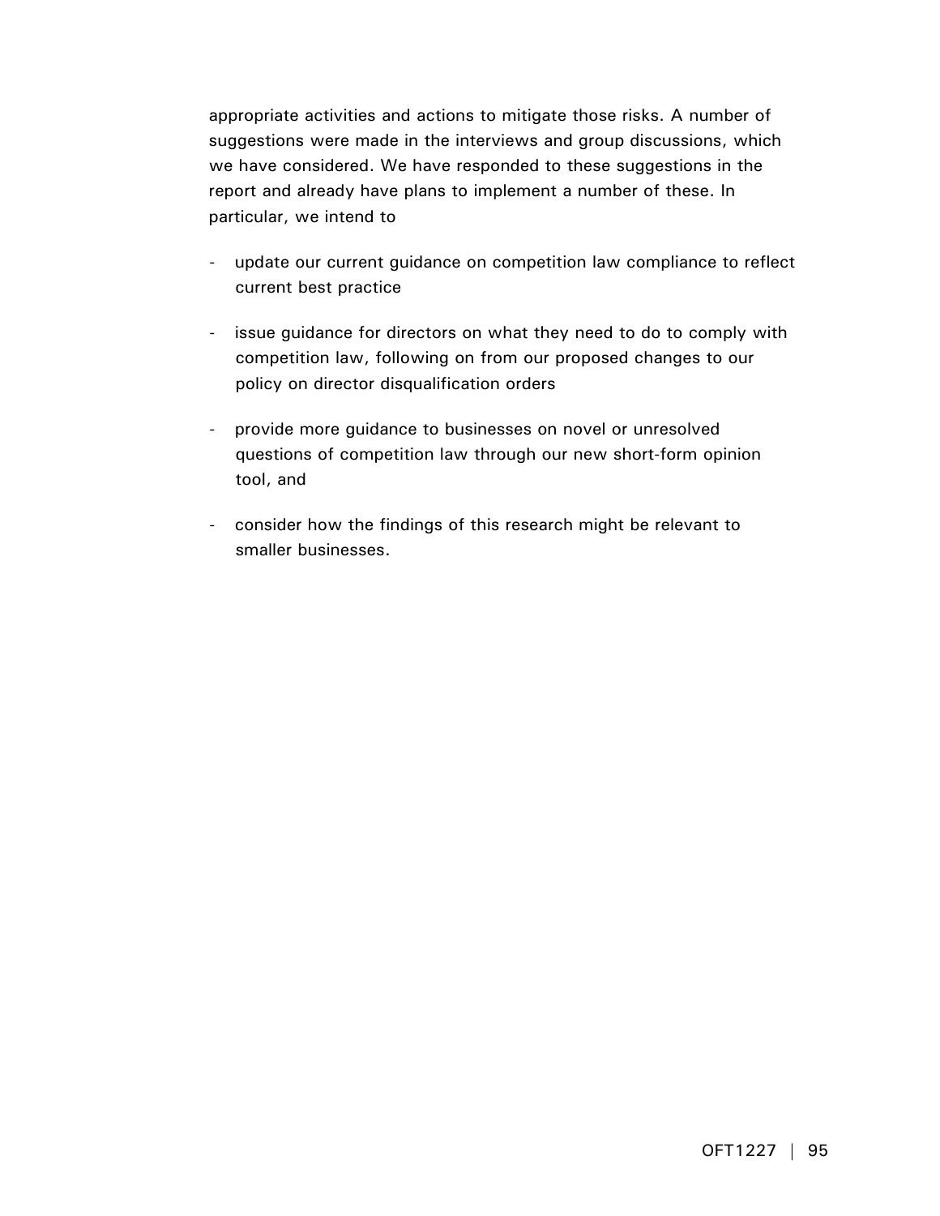appropriate activities and actions to mitigate those risks. A number of suggestions were made in the interviews and group discussions, which we have considered. We have responded to these suggestions in the report and already have plans to implement a number of these. In particular, we intend to

- update our current guidance on competition law compliance to reflect current best practice
- issue guidance for directors on what they need to do to comply with competition law, following on from our proposed changes to our policy on director disqualification orders
- provide more guidance to businesses on novel or unresolved questions of competition law through our new short-form opinion tool, and
- consider how the findings of this research might be relevant to smaller businesses.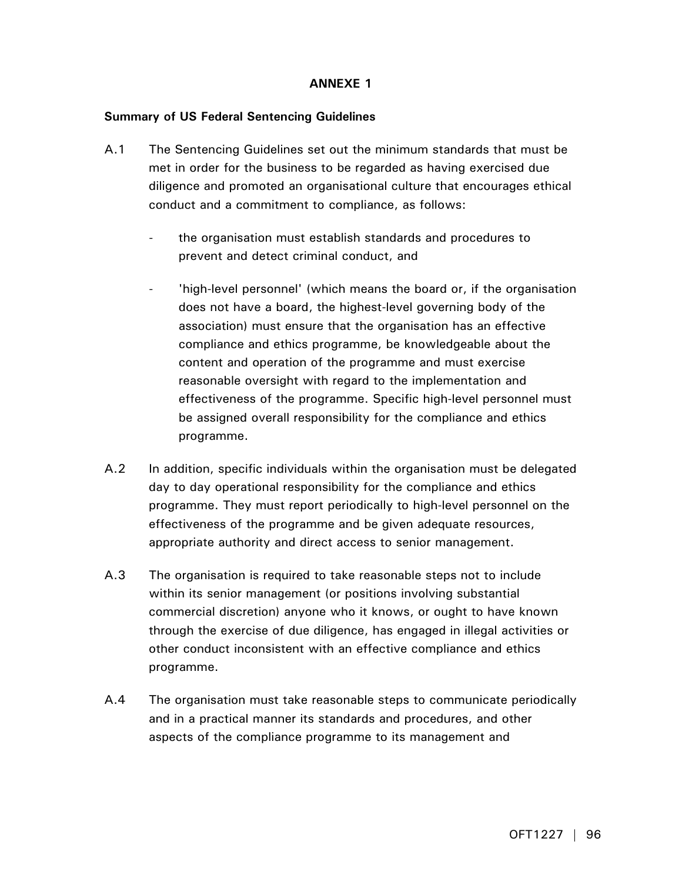## ANNEXE 1

**Summary of US Federal Sentencing Guidelines**

A.1 The Sentencing Guidelines set out the minimum standards that must be met in order for the business to be regarded as having exercised due diligence and promoted an organisational culture that encourages ethical conduct and a commitment to compliance, as follows:

- the organisation must establish standards and procedures to prevent and detect criminal conduct, and
- 'high-level personnel' (which means the board or, if the organisation does not have a board, the highest-level governing body of the association) must ensure that the organisation has an effective compliance and ethics programme, be knowledgeable about the content and operation of the programme and must exercise reasonable oversight with regard to the implementation and effectiveness of the programme. Specific high-level personnel must be assigned overall responsibility for the compliance and ethics programme.

A.2 In addition, specific individuals within the organisation must be delegated day to day operational responsibility for the compliance and ethics programme. They must report periodically to high-level personnel on the effectiveness of the programme and be given adequate resources, appropriate authority and direct access to senior management.

A.3 The organisation is required to take reasonable steps not to include within its senior management (or positions involving substantial commercial discretion) anyone who it knows, or ought to have known through the exercise of due diligence, has engaged in illegal activities or other conduct inconsistent with an effective compliance and ethics programme.

A.4 The organisation must take reasonable steps to communicate periodically and in a practical manner its standards and procedures, and other aspects of the compliance programme to its management and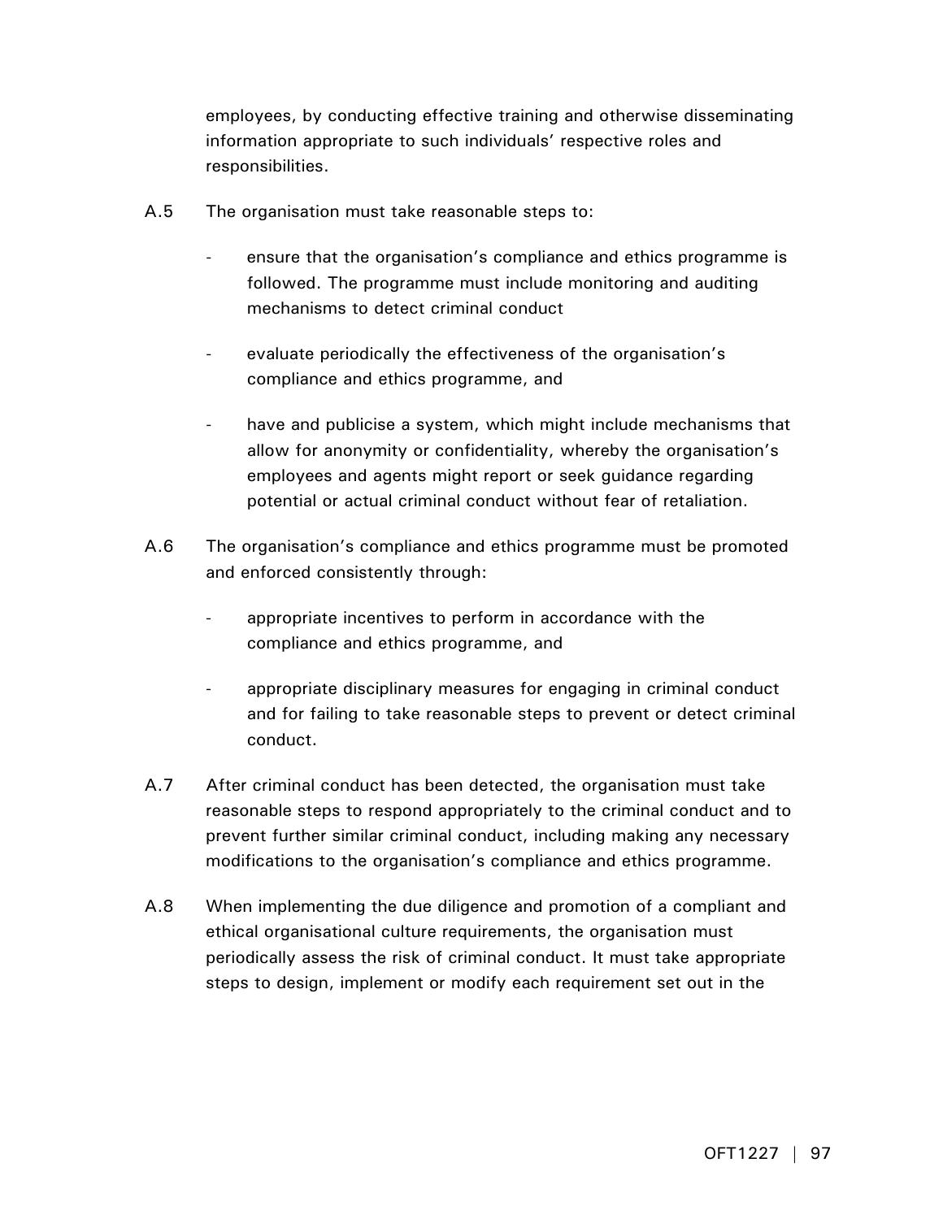employees, by conducting effective training and otherwise disseminating information appropriate to such individuals' respective roles and responsibilities.

A.5 The organisation must take reasonable steps to:

- ensure that the organisation's compliance and ethics programme is followed. The programme must include monitoring and auditing mechanisms to detect criminal conduct
- evaluate periodically the effectiveness of the organisation's compliance and ethics programme, and
- have and publicise a system, which might include mechanisms that allow for anonymity or confidentiality, whereby the organisation's employees and agents might report or seek guidance regarding potential or actual criminal conduct without fear of retaliation.

A.6 The organisation's compliance and ethics programme must be promoted and enforced consistently through:

- appropriate incentives to perform in accordance with the compliance and ethics programme, and
- appropriate disciplinary measures for engaging in criminal conduct and for failing to take reasonable steps to prevent or detect criminal conduct.

A.7 After criminal conduct has been detected, the organisation must take reasonable steps to respond appropriately to the criminal conduct and to prevent further similar criminal conduct, including making any necessary modifications to the organisation's compliance and ethics programme.

A.8 When implementing the due diligence and promotion of a compliant and ethical organisational culture requirements, the organisation must periodically assess the risk of criminal conduct. It must take appropriate steps to design, implement or modify each requirement set out in the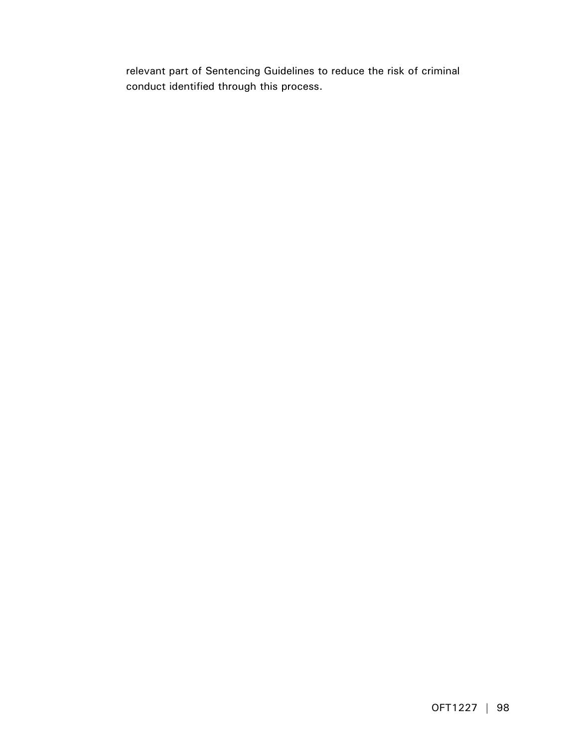relevant part of Sentencing Guidelines to reduce the risk of criminal conduct identified through this process.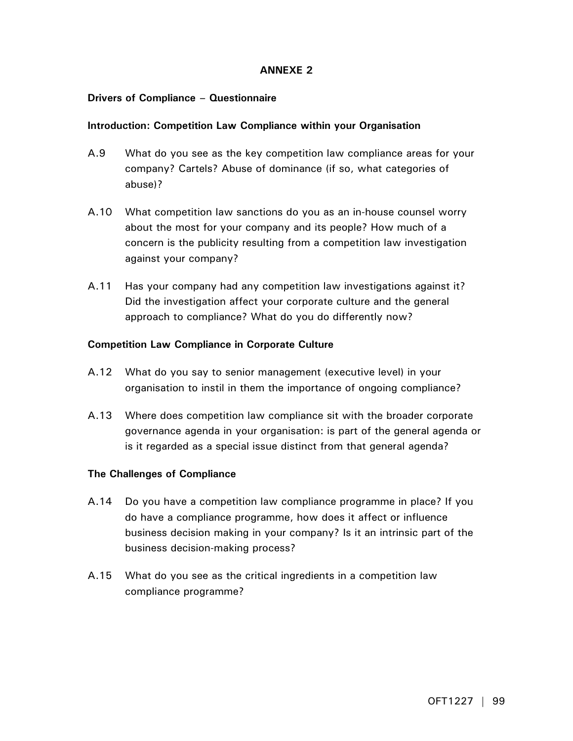## ANNEXE 2

### Drivers of Compliance – Questionnaire

**Introduction: Competition Law Compliance within your Organisation**

A.9 What do you see as the key competition law compliance areas for your company? Cartels? Abuse of dominance (if so, what categories of abuse)?

A.10 What competition law sanctions do you as an in-house counsel worry about the most for your company and its people? How much of a concern is the publicity resulting from a competition law investigation against your company?

A.11 Has your company had any competition law investigations against it? Did the investigation affect your corporate culture and the general approach to compliance? What do you do differently now?

**Competition Law Compliance in Corporate Culture**

A.12 What do you say to senior management (executive level) in your organisation to instil in them the importance of ongoing compliance?

A.13 Where does competition law compliance sit with the broader corporate governance agenda in your organisation: is part of the general agenda or is it regarded as a special issue distinct from that general agenda?

**The Challenges of Compliance**

A.14 Do you have a competition law compliance programme in place? If you do have a compliance programme, how does it affect or influence business decision making in your company? Is it an intrinsic part of the business decision-making process?

A.15 What do you see as the critical ingredients in a competition law compliance programme?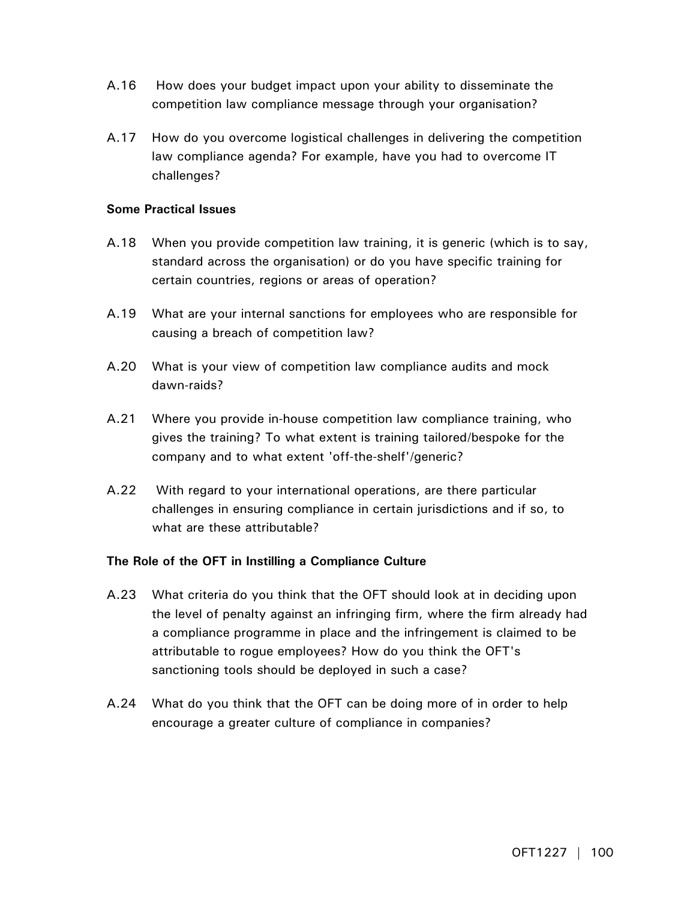A.16 How does your budget impact upon your ability to disseminate the competition law compliance message through your organisation?

A.17 How do you overcome logistical challenges in delivering the competition law compliance agenda? For example, have you had to overcome IT challenges?

**Some Practical Issues**

A.18 When you provide competition law training, it is generic (which is to say, standard across the organisation) or do you have specific training for certain countries, regions or areas of operation?

A.19 What are your internal sanctions for employees who are responsible for causing a breach of competition law?

A.20 What is your view of competition law compliance audits and mock dawn-raids?

A.21 Where you provide in-house competition law compliance training, who gives the training? To what extent is training tailored/bespoke for the company and to what extent 'off-the-shelf'/generic?

A.22 With regard to your international operations, are there particular challenges in ensuring compliance in certain jurisdictions and if so, to what are these attributable?

**The Role of the OFT in Instilling a Compliance Culture**

A.23 What criteria do you think that the OFT should look at in deciding upon the level of penalty against an infringing firm, where the firm already had a compliance programme in place and the infringement is claimed to be attributable to rogue employees? How do you think the OFT's sanctioning tools should be deployed in such a case?

A.24 What do you think that the OFT can be doing more of in order to help encourage a greater culture of compliance in companies?